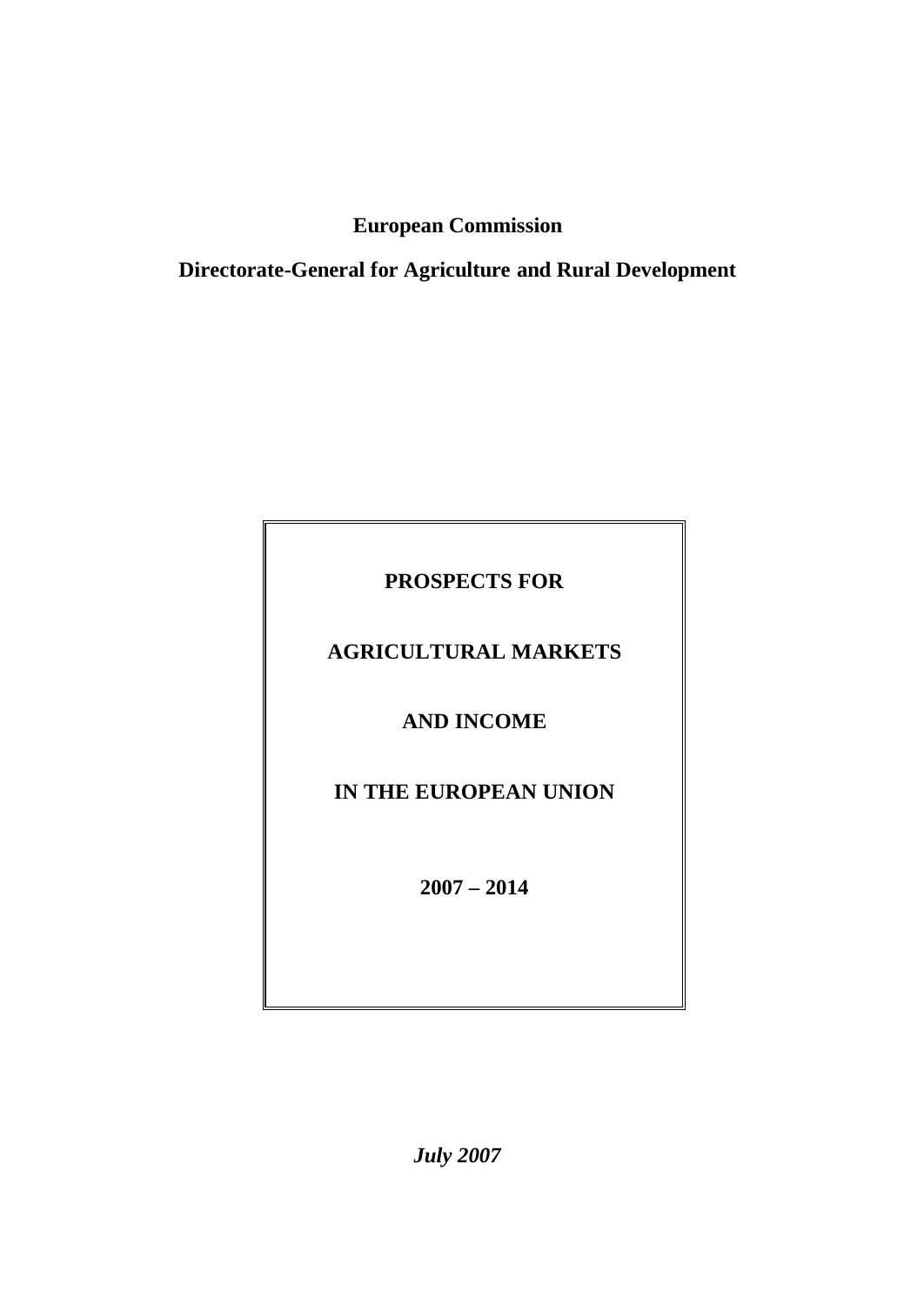**European Commission**

**Directorate-General for Agriculture and Rural Development**

# PROSPECTS FOR AGRICULTURAL MARKETS AND INCOME IN THE EUROPEAN UNION

## 2007 – 2014

***July 2007***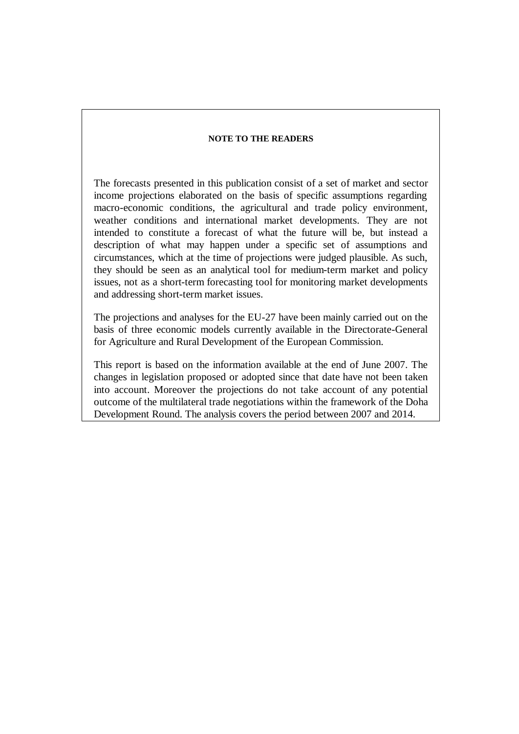**NOTE TO THE READERS**

The forecasts presented in this publication consist of a set of market and sector income projections elaborated on the basis of specific assumptions regarding macro-economic conditions, the agricultural and trade policy environment, weather conditions and international market developments. They are not intended to constitute a forecast of what the future will be, but instead a description of what may happen under a specific set of assumptions and circumstances, which at the time of projections were judged plausible. As such, they should be seen as an analytical tool for medium-term market and policy issues, not as a short-term forecasting tool for monitoring market developments and addressing short-term market issues.

The projections and analyses for the EU-27 have been mainly carried out on the basis of three economic models currently available in the Directorate-General for Agriculture and Rural Development of the European Commission.

This report is based on the information available at the end of June 2007. The changes in legislation proposed or adopted since that date have not been taken into account. Moreover the projections do not take account of any potential outcome of the multilateral trade negotiations within the framework of the Doha Development Round. The analysis covers the period between 2007 and 2014.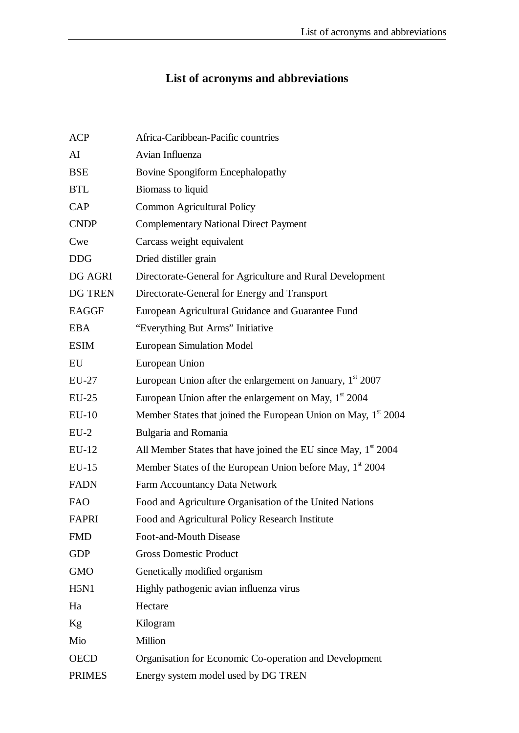# List of acronyms and abbreviations

| | |
|---|---|
| ACP | Africa-Caribbean-Pacific countries |
| AI | Avian Influenza |
| BSE | Bovine Spongiform Encephalopathy |
| BTL | Biomass to liquid |
| CAP | Common Agricultural Policy |
| CNDP | Complementary National Direct Payment |
| Cwe | Carcass weight equivalent |
| DDG | Dried distiller grain |
| DG AGRI | Directorate-General for Agriculture and Rural Development |
| DG TREN | Directorate-General for Energy and Transport |
| EAGGF | European Agricultural Guidance and Guarantee Fund |
| EBA | "Everything But Arms" Initiative |
| ESIM | European Simulation Model |
| EU | European Union |
| EU-27 | European Union after the enlargement on January, 1st 2007 |
| EU-25 | European Union after the enlargement on May, 1st 2004 |
| EU-10 | Member States that joined the European Union on May, 1st 2004 |
| EU-2 | Bulgaria and Romania |
| EU-12 | All Member States that have joined the EU since May, 1st 2004 |
| EU-15 | Member States of the European Union before May, 1st 2004 |
| FADN | Farm Accountancy Data Network |
| FAO | Food and Agriculture Organisation of the United Nations |
| FAPRI | Food and Agricultural Policy Research Institute |
| FMD | Foot-and-Mouth Disease |
| GDP | Gross Domestic Product |
| GMO | Genetically modified organism |
| H5N1 | Highly pathogenic avian influenza virus |
| Ha | Hectare |
| Kg | Kilogram |
| Mio | Million |
| OECD | Organisation for Economic Co-operation and Development |
| PRIMES | Energy system model used by DG TREN |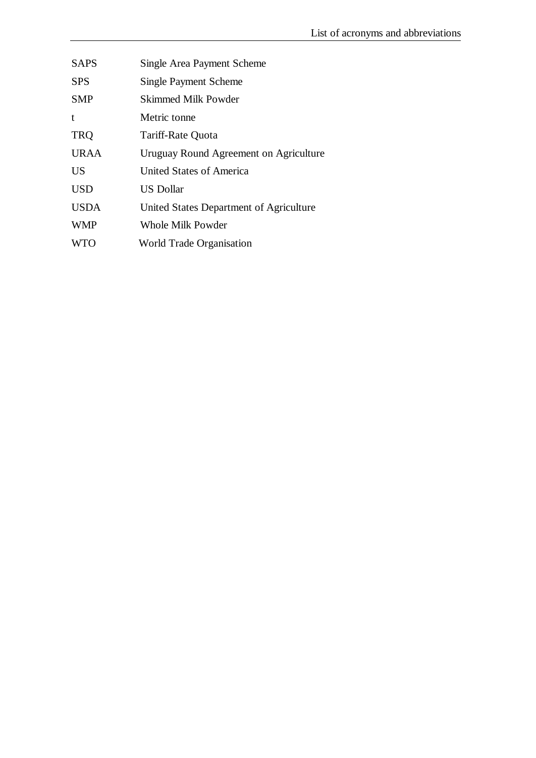| | |
|---|---|
| SAPS | Single Area Payment Scheme |
| SPS | Single Payment Scheme |
| SMP | Skimmed Milk Powder |
| t | Metric tonne |
| TRQ | Tariff-Rate Quota |
| URAA | Uruguay Round Agreement on Agriculture |
| US | United States of America |
| USD | US Dollar |
| USDA | United States Department of Agriculture |
| WMP | Whole Milk Powder |
| WTO | World Trade Organisation |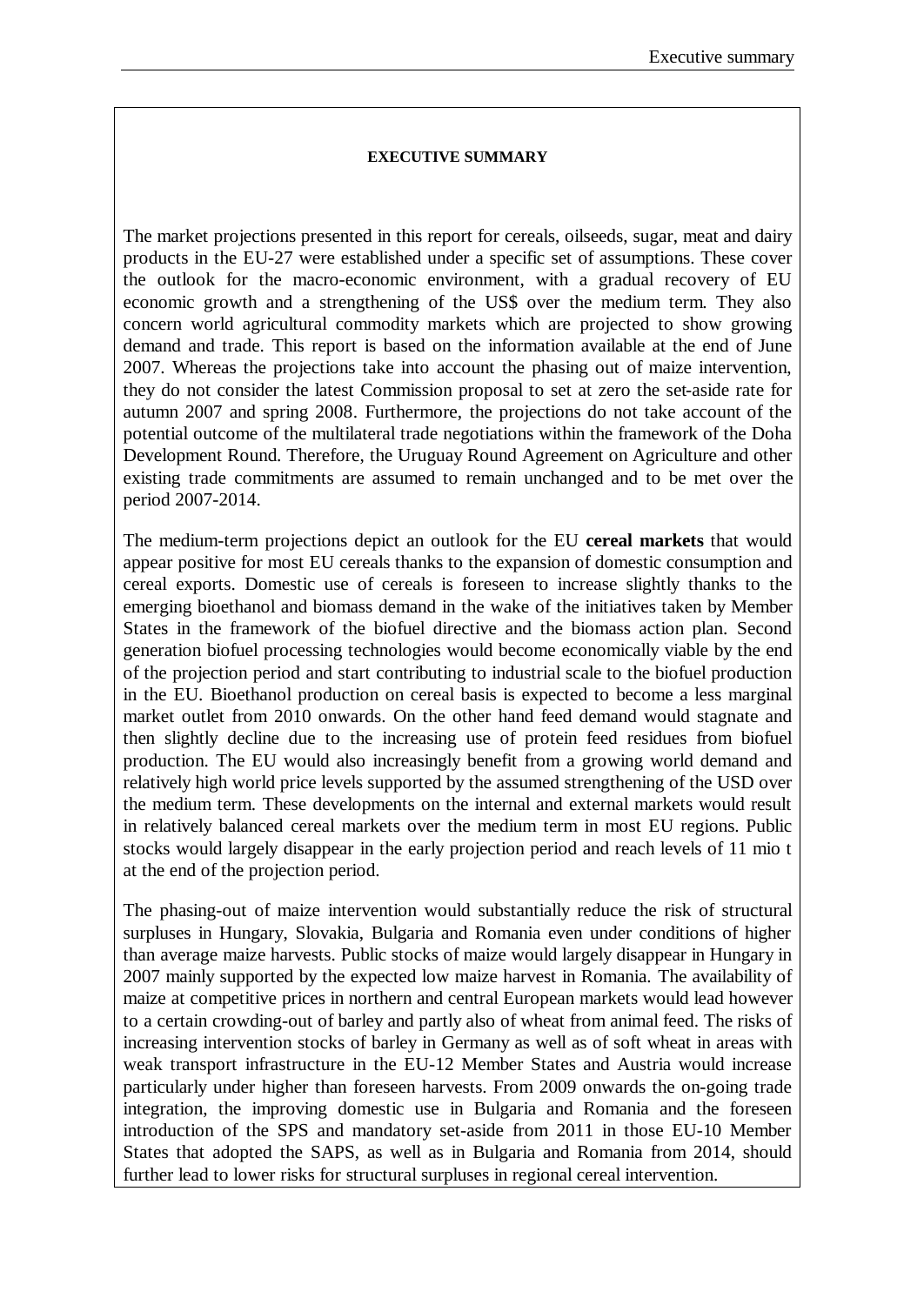## EXECUTIVE SUMMARY

The market projections presented in this report for cereals, oilseeds, sugar, meat and dairy products in the EU-27 were established under a specific set of assumptions. These cover the outlook for the macro-economic environment, with a gradual recovery of EU economic growth and a strengthening of the US$ over the medium term. They also concern world agricultural commodity markets which are projected to show growing demand and trade. This report is based on the information available at the end of June 2007. Whereas the projections take into account the phasing out of maize intervention, they do not consider the latest Commission proposal to set at zero the set-aside rate for autumn 2007 and spring 2008. Furthermore, the projections do not take account of the potential outcome of the multilateral trade negotiations within the framework of the Doha Development Round. Therefore, the Uruguay Round Agreement on Agriculture and other existing trade commitments are assumed to remain unchanged and to be met over the period 2007-2014.

The medium-term projections depict an outlook for the EU **cereal markets** that would appear positive for most EU cereals thanks to the expansion of domestic consumption and cereal exports. Domestic use of cereals is foreseen to increase slightly thanks to the emerging bioethanol and biomass demand in the wake of the initiatives taken by Member States in the framework of the biofuel directive and the biomass action plan. Second generation biofuel processing technologies would become economically viable by the end of the projection period and start contributing to industrial scale to the biofuel production in the EU. Bioethanol production on cereal basis is expected to become a less marginal market outlet from 2010 onwards. On the other hand feed demand would stagnate and then slightly decline due to the increasing use of protein feed residues from biofuel production. The EU would also increasingly benefit from a growing world demand and relatively high world price levels supported by the assumed strengthening of the USD over the medium term. These developments on the internal and external markets would result in relatively balanced cereal markets over the medium term in most EU regions. Public stocks would largely disappear in the early projection period and reach levels of 11 mio t at the end of the projection period.

The phasing-out of maize intervention would substantially reduce the risk of structural surpluses in Hungary, Slovakia, Bulgaria and Romania even under conditions of higher than average maize harvests. Public stocks of maize would largely disappear in Hungary in 2007 mainly supported by the expected low maize harvest in Romania. The availability of maize at competitive prices in northern and central European markets would lead however to a certain crowding-out of barley and partly also of wheat from animal feed. The risks of increasing intervention stocks of barley in Germany as well as of soft wheat in areas with weak transport infrastructure in the EU-12 Member States and Austria would increase particularly under higher than foreseen harvests. From 2009 onwards the on-going trade integration, the improving domestic use in Bulgaria and Romania and the foreseen introduction of the SPS and mandatory set-aside from 2011 in those EU-10 Member States that adopted the SAPS, as well as in Bulgaria and Romania from 2014, should further lead to lower risks for structural surpluses in regional cereal intervention.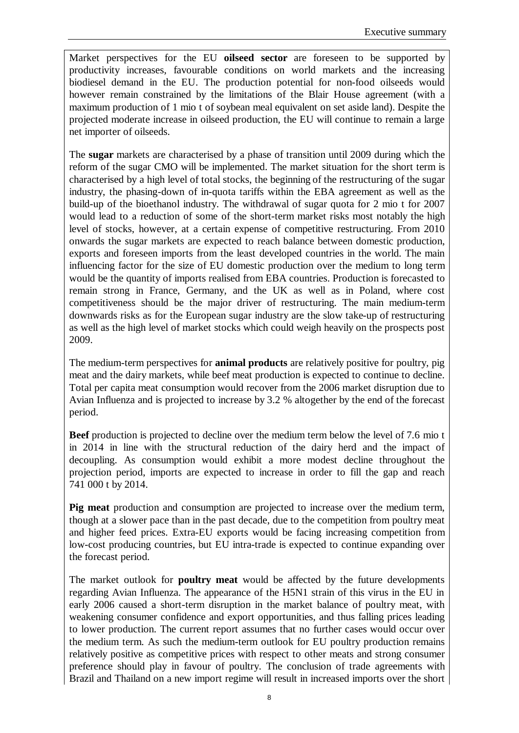Market perspectives for the EU **oilseed sector** are foreseen to be supported by productivity increases, favourable conditions on world markets and the increasing biodiesel demand in the EU. The production potential for non-food oilseeds would however remain constrained by the limitations of the Blair House agreement (with a maximum production of 1 mio t of soybean meal equivalent on set aside land). Despite the projected moderate increase in oilseed production, the EU will continue to remain a large net importer of oilseeds.

The **sugar** markets are characterised by a phase of transition until 2009 during which the reform of the sugar CMO will be implemented. The market situation for the short term is characterised by a high level of total stocks, the beginning of the restructuring of the sugar industry, the phasing-down of in-quota tariffs within the EBA agreement as well as the build-up of the bioethanol industry. The withdrawal of sugar quota for 2 mio t for 2007 would lead to a reduction of some of the short-term market risks most notably the high level of stocks, however, at a certain expense of competitive restructuring. From 2010 onwards the sugar markets are expected to reach balance between domestic production, exports and foreseen imports from the least developed countries in the world. The main influencing factor for the size of EU domestic production over the medium to long term would be the quantity of imports realised from EBA countries. Production is forecasted to remain strong in France, Germany, and the UK as well as in Poland, where cost competitiveness should be the major driver of restructuring. The main medium-term downwards risks as for the European sugar industry are the slow take-up of restructuring as well as the high level of market stocks which could weigh heavily on the prospects post 2009.

The medium-term perspectives for **animal products** are relatively positive for poultry, pig meat and the dairy markets, while beef meat production is expected to continue to decline. Total per capita meat consumption would recover from the 2006 market disruption due to Avian Influenza and is projected to increase by 3.2 % altogether by the end of the forecast period.

**Beef** production is projected to decline over the medium term below the level of 7.6 mio t in 2014 in line with the structural reduction of the dairy herd and the impact of decoupling. As consumption would exhibit a more modest decline throughout the projection period, imports are expected to increase in order to fill the gap and reach 741 000 t by 2014.

**Pig meat** production and consumption are projected to increase over the medium term, though at a slower pace than in the past decade, due to the competition from poultry meat and higher feed prices. Extra-EU exports would be facing increasing competition from low-cost producing countries, but EU intra-trade is expected to continue expanding over the forecast period.

The market outlook for **poultry meat** would be affected by the future developments regarding Avian Influenza. The appearance of the H5N1 strain of this virus in the EU in early 2006 caused a short-term disruption in the market balance of poultry meat, with weakening consumer confidence and export opportunities, and thus falling prices leading to lower production. The current report assumes that no further cases would occur over the medium term. As such the medium-term outlook for EU poultry production remains relatively positive as competitive prices with respect to other meats and strong consumer preference should play in favour of poultry. The conclusion of trade agreements with Brazil and Thailand on a new import regime will result in increased imports over the short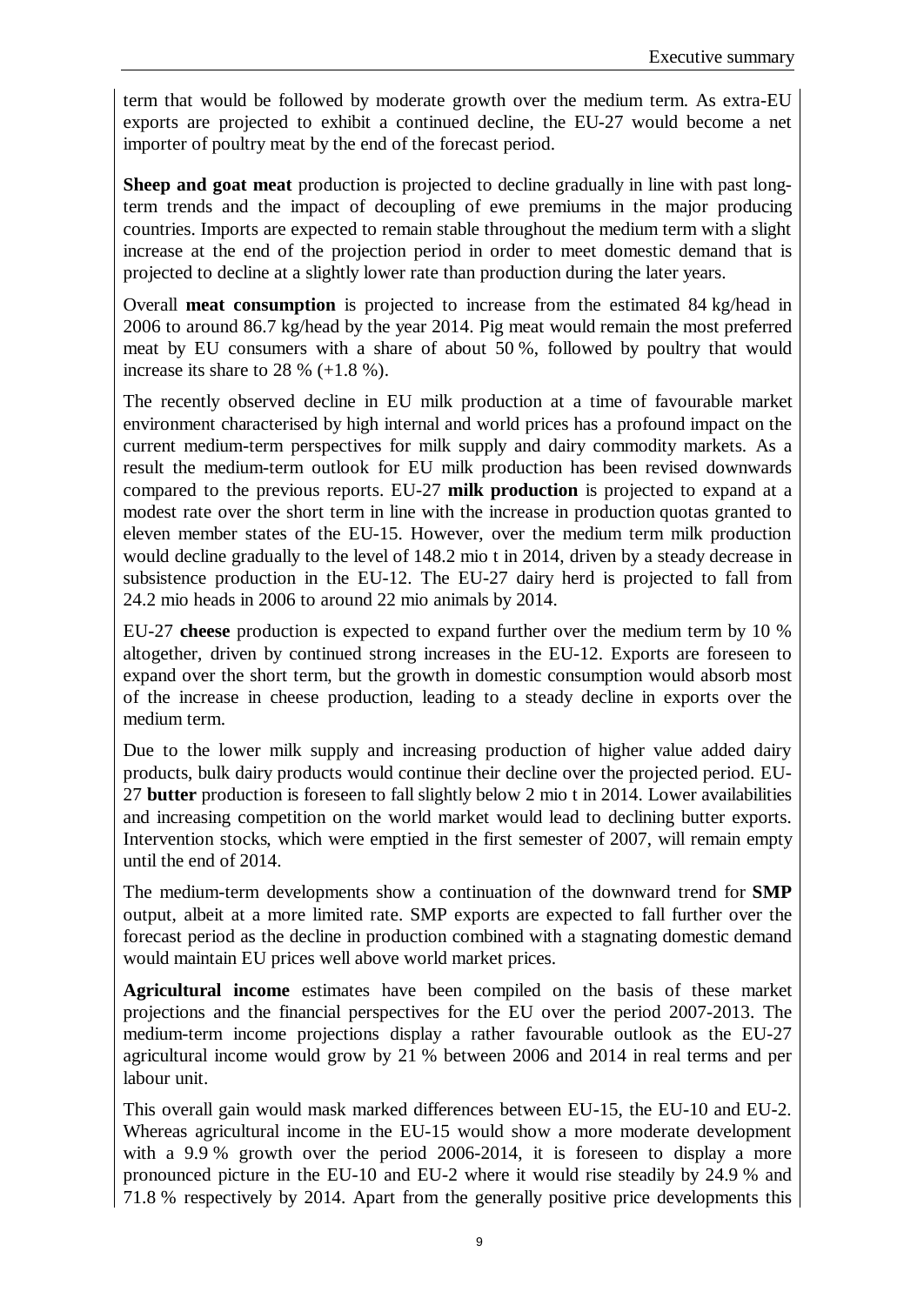term that would be followed by moderate growth over the medium term. As extra-EU exports are projected to exhibit a continued decline, the EU-27 would become a net importer of poultry meat by the end of the forecast period.

**Sheep and goat meat** production is projected to decline gradually in line with past long-term trends and the impact of decoupling of ewe premiums in the major producing countries. Imports are expected to remain stable throughout the medium term with a slight increase at the end of the projection period in order to meet domestic demand that is projected to decline at a slightly lower rate than production during the later years.

Overall **meat consumption** is projected to increase from the estimated 84 kg/head in 2006 to around 86.7 kg/head by the year 2014. Pig meat would remain the most preferred meat by EU consumers with a share of about 50 %, followed by poultry that would increase its share to 28 % (+1.8 %).

The recently observed decline in EU milk production at a time of favourable market environment characterised by high internal and world prices has a profound impact on the current medium-term perspectives for milk supply and dairy commodity markets. As a result the medium-term outlook for EU milk production has been revised downwards compared to the previous reports. EU-27 **milk production** is projected to expand at a modest rate over the short term in line with the increase in production quotas granted to eleven member states of the EU-15. However, over the medium term milk production would decline gradually to the level of 148.2 mio t in 2014, driven by a steady decrease in subsistence production in the EU-12. The EU-27 dairy herd is projected to fall from 24.2 mio heads in 2006 to around 22 mio animals by 2014.

EU-27 **cheese** production is expected to expand further over the medium term by 10 % altogether, driven by continued strong increases in the EU-12. Exports are foreseen to expand over the short term, but the growth in domestic consumption would absorb most of the increase in cheese production, leading to a steady decline in exports over the medium term.

Due to the lower milk supply and increasing production of higher value added dairy products, bulk dairy products would continue their decline over the projected period. EU-27 **butter** production is foreseen to fall slightly below 2 mio t in 2014. Lower availabilities and increasing competition on the world market would lead to declining butter exports. Intervention stocks, which were emptied in the first semester of 2007, will remain empty until the end of 2014.

The medium-term developments show a continuation of the downward trend for **SMP** output, albeit at a more limited rate. SMP exports are expected to fall further over the forecast period as the decline in production combined with a stagnating domestic demand would maintain EU prices well above world market prices.

**Agricultural income** estimates have been compiled on the basis of these market projections and the financial perspectives for the EU over the period 2007-2013. The medium-term income projections display a rather favourable outlook as the EU-27 agricultural income would grow by 21 % between 2006 and 2014 in real terms and per labour unit.

This overall gain would mask marked differences between EU-15, the EU-10 and EU-2. Whereas agricultural income in the EU-15 would show a more moderate development with a 9.9 % growth over the period 2006-2014, it is foreseen to display a more pronounced picture in the EU-10 and EU-2 where it would rise steadily by 24.9 % and 71.8 % respectively by 2014. Apart from the generally positive price developments this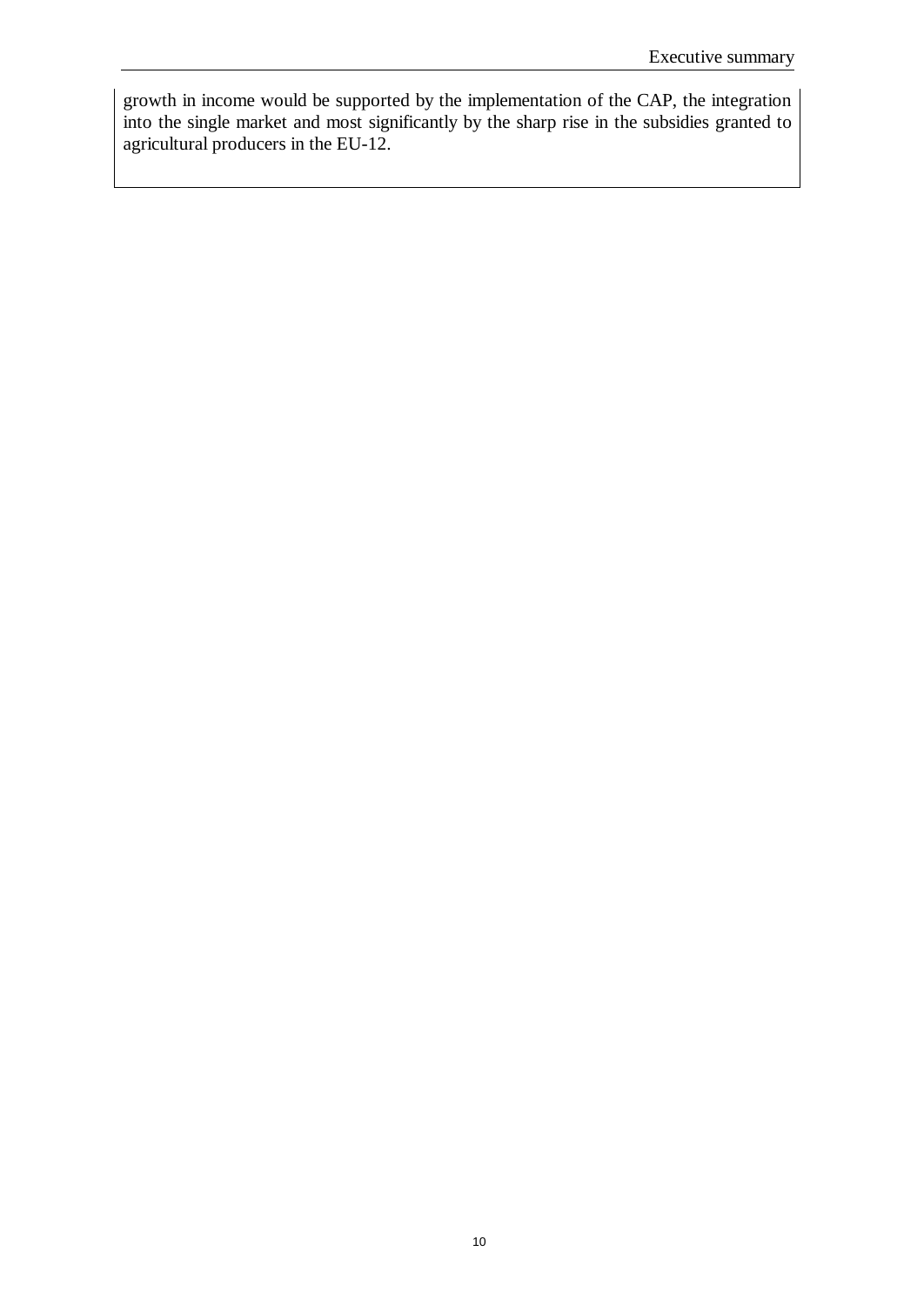growth in income would be supported by the implementation of the CAP, the integration into the single market and most significantly by the sharp rise in the subsidies granted to agricultural producers in the EU-12.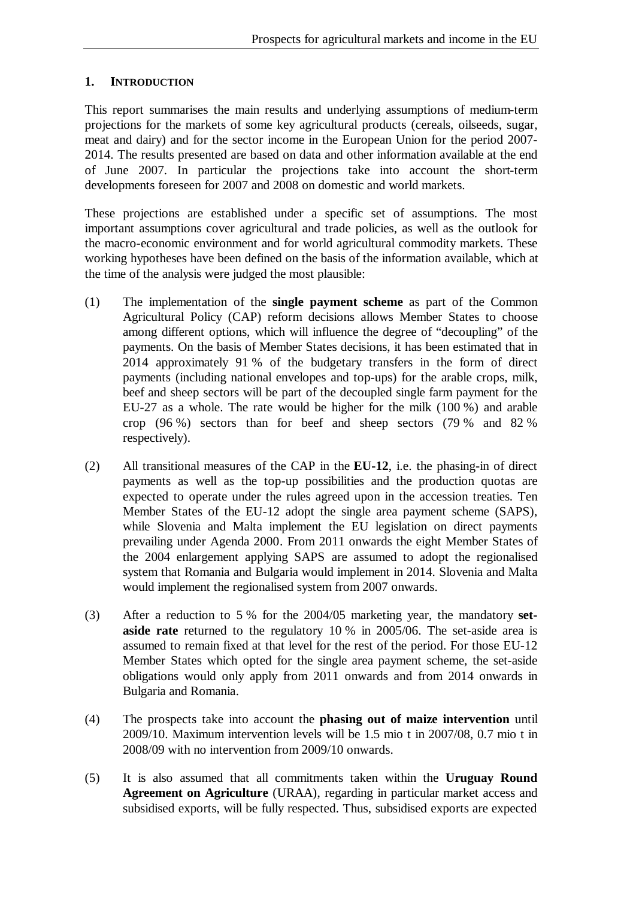## 1. INTRODUCTION

This report summarises the main results and underlying assumptions of medium-term projections for the markets of some key agricultural products (cereals, oilseeds, sugar, meat and dairy) and for the sector income in the European Union for the period 2007-2014. The results presented are based on data and other information available at the end of June 2007. In particular the projections take into account the short-term developments foreseen for 2007 and 2008 on domestic and world markets.

These projections are established under a specific set of assumptions. The most important assumptions cover agricultural and trade policies, as well as the outlook for the macro-economic environment and for world agricultural commodity markets. These working hypotheses have been defined on the basis of the information available, which at the time of the analysis were judged the most plausible:

(1) The implementation of the **single payment scheme** as part of the Common Agricultural Policy (CAP) reform decisions allows Member States to choose among different options, which will influence the degree of "decoupling" of the payments. On the basis of Member States decisions, it has been estimated that in 2014 approximately 91 % of the budgetary transfers in the form of direct payments (including national envelopes and top-ups) for the arable crops, milk, beef and sheep sectors will be part of the decoupled single farm payment for the EU-27 as a whole. The rate would be higher for the milk (100 %) and arable crop (96 %) sectors than for beef and sheep sectors (79 % and 82 % respectively).

(2) All transitional measures of the CAP in the **EU-12**, i.e. the phasing-in of direct payments as well as the top-up possibilities and the production quotas are expected to operate under the rules agreed upon in the accession treaties. Ten Member States of the EU-12 adopt the single area payment scheme (SAPS), while Slovenia and Malta implement the EU legislation on direct payments prevailing under Agenda 2000. From 2011 onwards the eight Member States of the 2004 enlargement applying SAPS are assumed to adopt the regionalised system that Romania and Bulgaria would implement in 2014. Slovenia and Malta would implement the regionalised system from 2007 onwards.

(3) After a reduction to 5 % for the 2004/05 marketing year, the mandatory **set-aside rate** returned to the regulatory 10 % in 2005/06. The set-aside area is assumed to remain fixed at that level for the rest of the period. For those EU-12 Member States which opted for the single area payment scheme, the set-aside obligations would only apply from 2011 onwards and from 2014 onwards in Bulgaria and Romania.

(4) The prospects take into account the **phasing out of maize intervention** until 2009/10. Maximum intervention levels will be 1.5 mio t in 2007/08, 0.7 mio t in 2008/09 with no intervention from 2009/10 onwards.

(5) It is also assumed that all commitments taken within the **Uruguay Round Agreement on Agriculture** (URAA), regarding in particular market access and subsidised exports, will be fully respected. Thus, subsidised exports are expected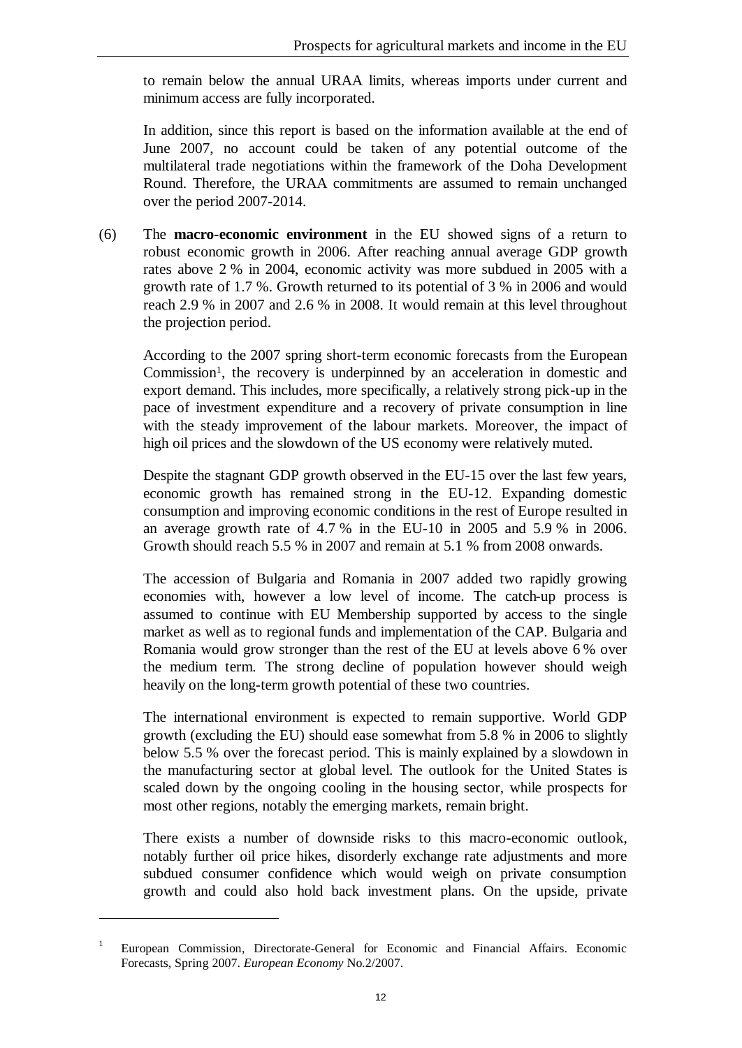to remain below the annual URAA limits, whereas imports under current and minimum access are fully incorporated.

In addition, since this report is based on the information available at the end of June 2007, no account could be taken of any potential outcome of the multilateral trade negotiations within the framework of the Doha Development Round. Therefore, the URAA commitments are assumed to remain unchanged over the period 2007-2014.

(6) The **macro-economic environment** in the EU showed signs of a return to robust economic growth in 2006. After reaching annual average GDP growth rates above 2 % in 2004, economic activity was more subdued in 2005 with a growth rate of 1.7 %. Growth returned to its potential of 3 % in 2006 and would reach 2.9 % in 2007 and 2.6 % in 2008. It would remain at this level throughout the projection period.

According to the 2007 spring short-term economic forecasts from the European Commission[1], the recovery is underpinned by an acceleration in domestic and export demand. This includes, more specifically, a relatively strong pick-up in the pace of investment expenditure and a recovery of private consumption in line with the steady improvement of the labour markets. Moreover, the impact of high oil prices and the slowdown of the US economy were relatively muted.

Despite the stagnant GDP growth observed in the EU-15 over the last few years, economic growth has remained strong in the EU-12. Expanding domestic consumption and improving economic conditions in the rest of Europe resulted in an average growth rate of 4.7 % in the EU-10 in 2005 and 5.9 % in 2006. Growth should reach 5.5 % in 2007 and remain at 5.1 % from 2008 onwards.

The accession of Bulgaria and Romania in 2007 added two rapidly growing economies with, however a low level of income. The catch-up process is assumed to continue with EU Membership supported by access to the single market as well as to regional funds and implementation of the CAP. Bulgaria and Romania would grow stronger than the rest of the EU at levels above 6 % over the medium term. The strong decline of population however should weigh heavily on the long-term growth potential of these two countries.

The international environment is expected to remain supportive. World GDP growth (excluding the EU) should ease somewhat from 5.8 % in 2006 to slightly below 5.5 % over the forecast period. This is mainly explained by a slowdown in the manufacturing sector at global level. The outlook for the United States is scaled down by the ongoing cooling in the housing sector, while prospects for most other regions, notably the emerging markets, remain bright.

There exists a number of downside risks to this macro-economic outlook, notably further oil price hikes, disorderly exchange rate adjustments and more subdued consumer confidence which would weigh on private consumption growth and could also hold back investment plans. On the upside, private

---

[1] European Commission, Directorate-General for Economic and Financial Affairs. Economic Forecasts, Spring 2007. *European Economy* No.2/2007.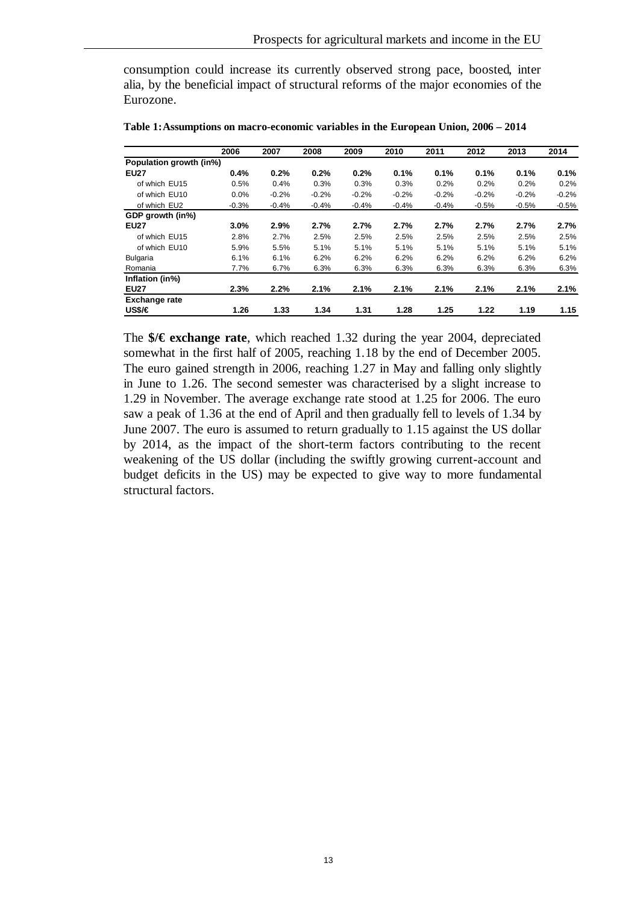consumption could increase its currently observed strong pace, boosted, inter alia, by the beneficial impact of structural reforms of the major economies of the Eurozone.

**Table 1: Assumptions on macro-economic variables in the European Union, 2006 – 2014**

| | 2006 | 2007 | 2008 | 2009 | 2010 | 2011 | 2012 | 2013 | 2014 |
|---|---|---|---|---|---|---|---|---|---|
| **Population growth (in%)** | | | | | | | | | |
| **EU27** | **0.4%** | **0.2%** | **0.2%** | **0.2%** | **0.1%** | **0.1%** | **0.1%** | **0.1%** | **0.1%** |
| of which EU15 | 0.5% | 0.4% | 0.3% | 0.3% | 0.3% | 0.2% | 0.2% | 0.2% | 0.2% |
| of which EU10 | 0.0% | -0.2% | -0.2% | -0.2% | -0.2% | -0.2% | -0.2% | -0.2% | -0.2% |
| of which EU2 | -0.3% | -0.4% | -0.4% | -0.4% | -0.4% | -0.4% | -0.5% | -0.5% | -0.5% |
| **GDP growth (in%)** | | | | | | | | | |
| **EU27** | **3.0%** | **2.9%** | **2.7%** | **2.7%** | **2.7%** | **2.7%** | **2.7%** | **2.7%** | **2.7%** |
| of which EU15 | 2.8% | 2.7% | 2.5% | 2.5% | 2.5% | 2.5% | 2.5% | 2.5% | 2.5% |
| of which EU10 | 5.9% | 5.5% | 5.1% | 5.1% | 5.1% | 5.1% | 5.1% | 5.1% | 5.1% |
| Bulgaria | 6.1% | 6.1% | 6.2% | 6.2% | 6.2% | 6.2% | 6.2% | 6.2% | 6.2% |
| Romania | 7.7% | 6.7% | 6.3% | 6.3% | 6.3% | 6.3% | 6.3% | 6.3% | 6.3% |
| **Inflation (in%)** | | | | | | | | | |
| **EU27** | **2.3%** | **2.2%** | **2.1%** | **2.1%** | **2.1%** | **2.1%** | **2.1%** | **2.1%** | **2.1%** |
| **Exchange rate** | | | | | | | | | |
| **US$/€** | **1.26** | **1.33** | **1.34** | **1.31** | **1.28** | **1.25** | **1.22** | **1.19** | **1.15** |

The **$/€ exchange rate**, which reached 1.32 during the year 2004, depreciated somewhat in the first half of 2005, reaching 1.18 by the end of December 2005. The euro gained strength in 2006, reaching 1.27 in May and falling only slightly in June to 1.26. The second semester was characterised by a slight increase to 1.29 in November. The average exchange rate stood at 1.25 for 2006. The euro saw a peak of 1.36 at the end of April and then gradually fell to levels of 1.34 by June 2007. The euro is assumed to return gradually to 1.15 against the US dollar by 2014, as the impact of the short-term factors contributing to the recent weakening of the US dollar (including the swiftly growing current-account and budget deficits in the US) may be expected to give way to more fundamental structural factors.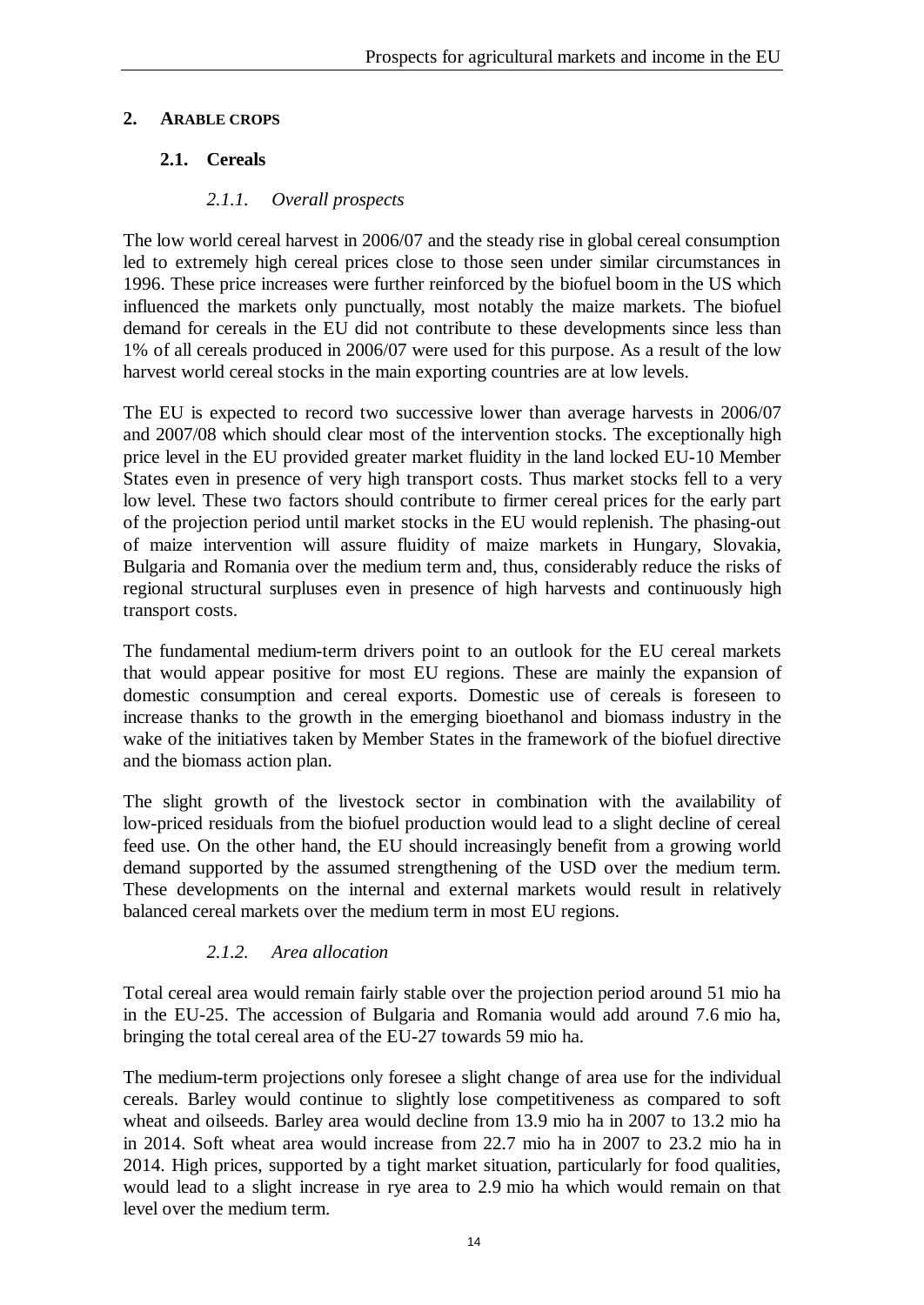## 2. ARABLE CROPS

### 2.1. Cereals

#### *2.1.1. Overall prospects*

The low world cereal harvest in 2006/07 and the steady rise in global cereal consumption led to extremely high cereal prices close to those seen under similar circumstances in 1996. These price increases were further reinforced by the biofuel boom in the US which influenced the markets only punctually, most notably the maize markets. The biofuel demand for cereals in the EU did not contribute to these developments since less than 1% of all cereals produced in 2006/07 were used for this purpose. As a result of the low harvest world cereal stocks in the main exporting countries are at low levels.

The EU is expected to record two successive lower than average harvests in 2006/07 and 2007/08 which should clear most of the intervention stocks. The exceptionally high price level in the EU provided greater market fluidity in the land locked EU-10 Member States even in presence of very high transport costs. Thus market stocks fell to a very low level. These two factors should contribute to firmer cereal prices for the early part of the projection period until market stocks in the EU would replenish. The phasing-out of maize intervention will assure fluidity of maize markets in Hungary, Slovakia, Bulgaria and Romania over the medium term and, thus, considerably reduce the risks of regional structural surpluses even in presence of high harvests and continuously high transport costs.

The fundamental medium-term drivers point to an outlook for the EU cereal markets that would appear positive for most EU regions. These are mainly the expansion of domestic consumption and cereal exports. Domestic use of cereals is foreseen to increase thanks to the growth in the emerging bioethanol and biomass industry in the wake of the initiatives taken by Member States in the framework of the biofuel directive and the biomass action plan.

The slight growth of the livestock sector in combination with the availability of low-priced residuals from the biofuel production would lead to a slight decline of cereal feed use. On the other hand, the EU should increasingly benefit from a growing world demand supported by the assumed strengthening of the USD over the medium term. These developments on the internal and external markets would result in relatively balanced cereal markets over the medium term in most EU regions.

#### *2.1.2. Area allocation*

Total cereal area would remain fairly stable over the projection period around 51 mio ha in the EU-25. The accession of Bulgaria and Romania would add around 7.6 mio ha, bringing the total cereal area of the EU-27 towards 59 mio ha.

The medium-term projections only foresee a slight change of area use for the individual cereals. Barley would continue to slightly lose competitiveness as compared to soft wheat and oilseeds. Barley area would decline from 13.9 mio ha in 2007 to 13.2 mio ha in 2014. Soft wheat area would increase from 22.7 mio ha in 2007 to 23.2 mio ha in 2014. High prices, supported by a tight market situation, particularly for food qualities, would lead to a slight increase in rye area to 2.9 mio ha which would remain on that level over the medium term.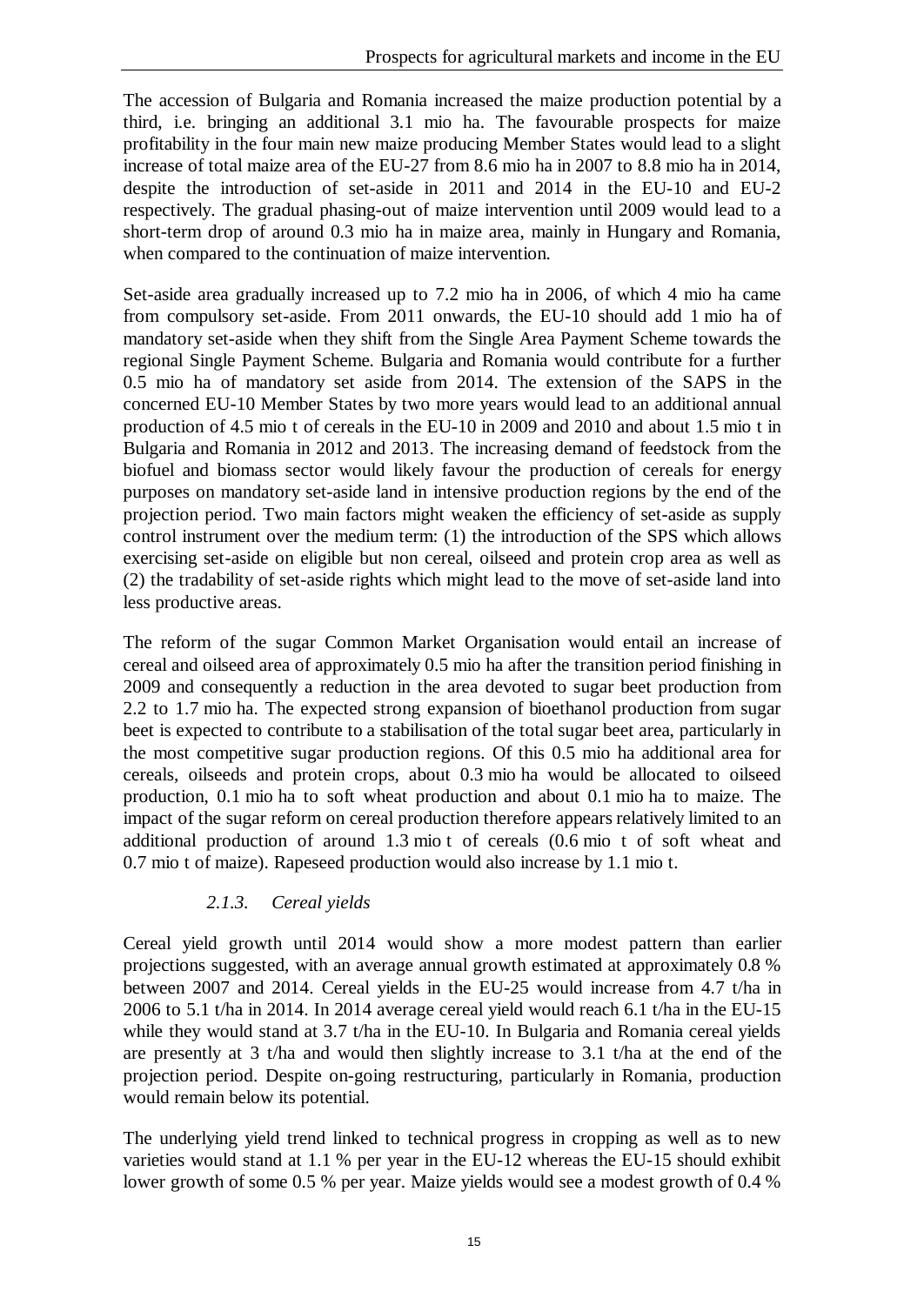The accession of Bulgaria and Romania increased the maize production potential by a third, i.e. bringing an additional 3.1 mio ha. The favourable prospects for maize profitability in the four main new maize producing Member States would lead to a slight increase of total maize area of the EU-27 from 8.6 mio ha in 2007 to 8.8 mio ha in 2014, despite the introduction of set-aside in 2011 and 2014 in the EU-10 and EU-2 respectively. The gradual phasing-out of maize intervention until 2009 would lead to a short-term drop of around 0.3 mio ha in maize area, mainly in Hungary and Romania, when compared to the continuation of maize intervention.

Set-aside area gradually increased up to 7.2 mio ha in 2006, of which 4 mio ha came from compulsory set-aside. From 2011 onwards, the EU-10 should add 1 mio ha of mandatory set-aside when they shift from the Single Area Payment Scheme towards the regional Single Payment Scheme. Bulgaria and Romania would contribute for a further 0.5 mio ha of mandatory set aside from 2014. The extension of the SAPS in the concerned EU-10 Member States by two more years would lead to an additional annual production of 4.5 mio t of cereals in the EU-10 in 2009 and 2010 and about 1.5 mio t in Bulgaria and Romania in 2012 and 2013. The increasing demand of feedstock from the biofuel and biomass sector would likely favour the production of cereals for energy purposes on mandatory set-aside land in intensive production regions by the end of the projection period. Two main factors might weaken the efficiency of set-aside as supply control instrument over the medium term: (1) the introduction of the SPS which allows exercising set-aside on eligible but non cereal, oilseed and protein crop area as well as (2) the tradability of set-aside rights which might lead to the move of set-aside land into less productive areas.

The reform of the sugar Common Market Organisation would entail an increase of cereal and oilseed area of approximately 0.5 mio ha after the transition period finishing in 2009 and consequently a reduction in the area devoted to sugar beet production from 2.2 to 1.7 mio ha. The expected strong expansion of bioethanol production from sugar beet is expected to contribute to a stabilisation of the total sugar beet area, particularly in the most competitive sugar production regions. Of this 0.5 mio ha additional area for cereals, oilseeds and protein crops, about 0.3 mio ha would be allocated to oilseed production, 0.1 mio ha to soft wheat production and about 0.1 mio ha to maize. The impact of the sugar reform on cereal production therefore appears relatively limited to an additional production of around 1.3 mio t of cereals (0.6 mio t of soft wheat and 0.7 mio t of maize). Rapeseed production would also increase by 1.1 mio t.

### *2.1.3. Cereal yields*

Cereal yield growth until 2014 would show a more modest pattern than earlier projections suggested, with an average annual growth estimated at approximately 0.8 % between 2007 and 2014. Cereal yields in the EU-25 would increase from 4.7 t/ha in 2006 to 5.1 t/ha in 2014. In 2014 average cereal yield would reach 6.1 t/ha in the EU-15 while they would stand at 3.7 t/ha in the EU-10. In Bulgaria and Romania cereal yields are presently at 3 t/ha and would then slightly increase to 3.1 t/ha at the end of the projection period. Despite on-going restructuring, particularly in Romania, production would remain below its potential.

The underlying yield trend linked to technical progress in cropping as well as to new varieties would stand at 1.1 % per year in the EU-12 whereas the EU-15 should exhibit lower growth of some 0.5 % per year. Maize yields would see a modest growth of 0.4 %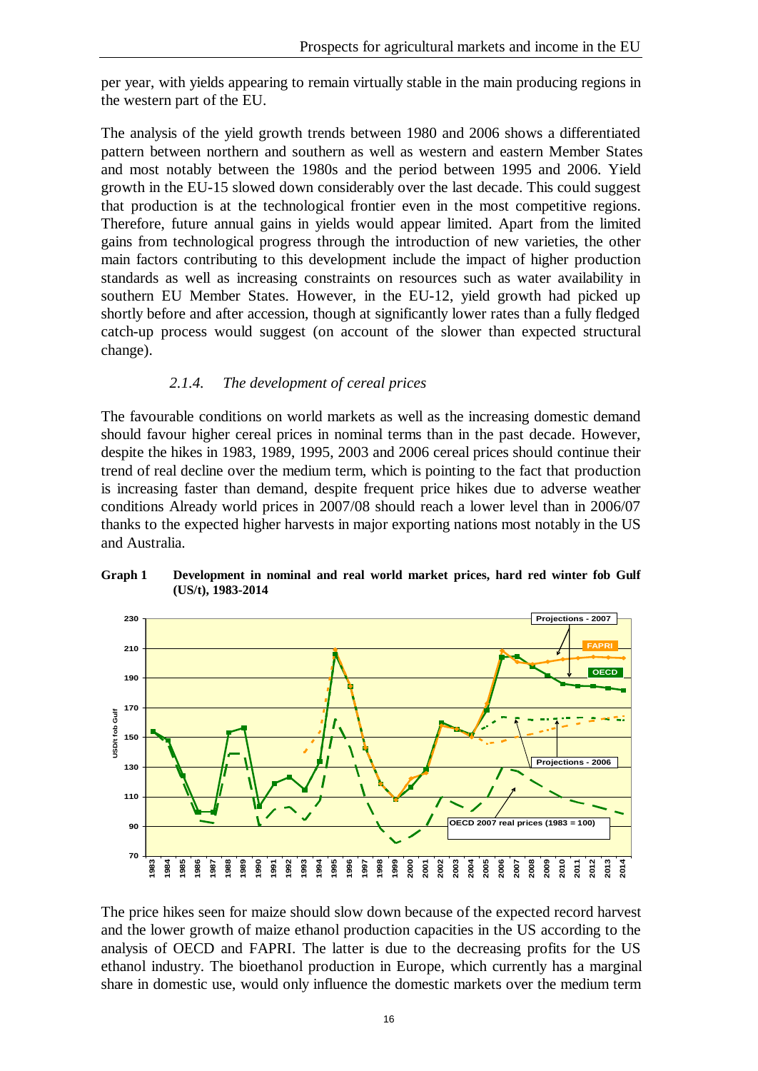per year, with yields appearing to remain virtually stable in the main producing regions in the western part of the EU.

The analysis of the yield growth trends between 1980 and 2006 shows a differentiated pattern between northern and southern as well as western and eastern Member States and most notably between the 1980s and the period between 1995 and 2006. Yield growth in the EU-15 slowed down considerably over the last decade. This could suggest that production is at the technological frontier even in the most competitive regions. Therefore, future annual gains in yields would appear limited. Apart from the limited gains from technological progress through the introduction of new varieties, the other main factors contributing to this development include the impact of higher production standards as well as increasing constraints on resources such as water availability in southern EU Member States. However, in the EU-12, yield growth had picked up shortly before and after accession, though at significantly lower rates than a fully fledged catch-up process would suggest (on account of the slower than expected structural change).

### *2.1.4. The development of cereal prices*

The favourable conditions on world markets as well as the increasing domestic demand should favour higher cereal prices in nominal terms than in the past decade. However, despite the hikes in 1983, 1989, 1995, 2003 and 2006 cereal prices should continue their trend of real decline over the medium term, which is pointing to the fact that production is increasing faster than demand, despite frequent price hikes due to adverse weather conditions Already world prices in 2007/08 should reach a lower level than in 2006/07 thanks to the expected higher harvests in major exporting nations most notably in the US and Australia.

**Graph 1 Development in nominal and real world market prices, hard red winter fob Gulf (US/t), 1983-2014**

The price hikes seen for maize should slow down because of the expected record harvest and the lower growth of maize ethanol production capacities in the US according to the analysis of OECD and FAPRI. The latter is due to the decreasing profits for the US ethanol industry. The bioethanol production in Europe, which currently has a marginal share in domestic use, would only influence the domestic markets over the medium term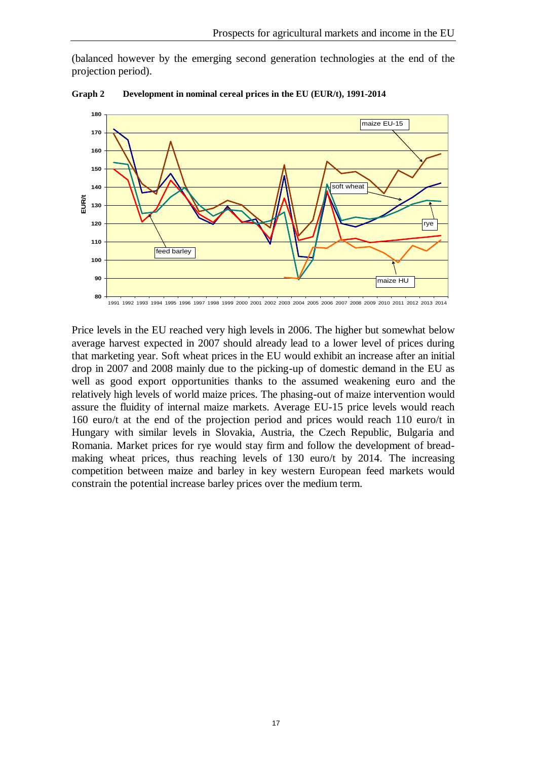(balanced however by the emerging second generation technologies at the end of the projection period).

**Graph 2 Development in nominal cereal prices in the EU (EUR/t), 1991-2014**

Price levels in the EU reached very high levels in 2006. The higher but somewhat below average harvest expected in 2007 should already lead to a lower level of prices during that marketing year. Soft wheat prices in the EU would exhibit an increase after an initial drop in 2007 and 2008 mainly due to the picking-up of domestic demand in the EU as well as good export opportunities thanks to the assumed weakening euro and the relatively high levels of world maize prices. The phasing-out of maize intervention would assure the fluidity of internal maize markets. Average EU-15 price levels would reach 160 euro/t at the end of the projection period and prices would reach 110 euro/t in Hungary with similar levels in Slovakia, Austria, the Czech Republic, Bulgaria and Romania. Market prices for rye would stay firm and follow the development of bread-making wheat prices, thus reaching levels of 130 euro/t by 2014. The increasing competition between maize and barley in key western European feed markets would constrain the potential increase barley prices over the medium term.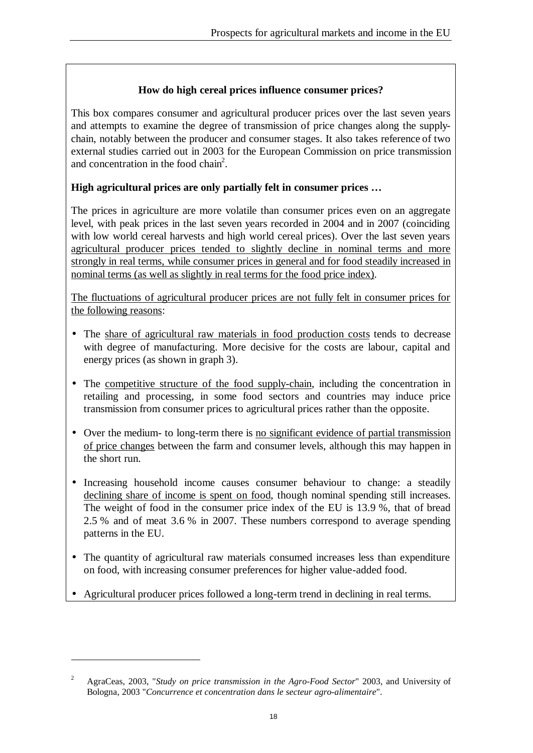### How do high cereal prices influence consumer prices?

This box compares consumer and agricultural producer prices over the last seven years and attempts to examine the degree of transmission of price changes along the supply-chain, notably between the producer and consumer stages. It also takes reference of two external studies carried out in 2003 for the European Commission on price transmission and concentration in the food chain[2].

**High agricultural prices are only partially felt in consumer prices …**

The prices in agriculture are more volatile than consumer prices even on an aggregate level, with peak prices in the last seven years recorded in 2004 and in 2007 (coinciding with low world cereal harvests and high world cereal prices). Over the last seven years agricultural producer prices tended to slightly decline in nominal terms and more strongly in real terms, while consumer prices in general and for food steadily increased in nominal terms (as well as slightly in real terms for the food price index).

The fluctuations of agricultural producer prices are not fully felt in consumer prices for the following reasons:

- The share of agricultural raw materials in food production costs tends to decrease with degree of manufacturing. More decisive for the costs are labour, capital and energy prices (as shown in graph 3).
- The competitive structure of the food supply-chain, including the concentration in retailing and processing, in some food sectors and countries may induce price transmission from consumer prices to agricultural prices rather than the opposite.
- Over the medium- to long-term there is no significant evidence of partial transmission of price changes between the farm and consumer levels, although this may happen in the short run.
- Increasing household income causes consumer behaviour to change: a steadily declining share of income is spent on food, though nominal spending still increases. The weight of food in the consumer price index of the EU is 13.9 %, that of bread 2.5 % and of meat 3.6 % in 2007. These numbers correspond to average spending patterns in the EU.
- The quantity of agricultural raw materials consumed increases less than expenditure on food, with increasing consumer preferences for higher value-added food.
- Agricultural producer prices followed a long-term trend in declining in real terms.

---

[2] AgraCeas, 2003, "*Study on price transmission in the Agro-Food Sector*" 2003, and University of Bologna, 2003 "*Concurrence et concentration dans le secteur agro-alimentaire*".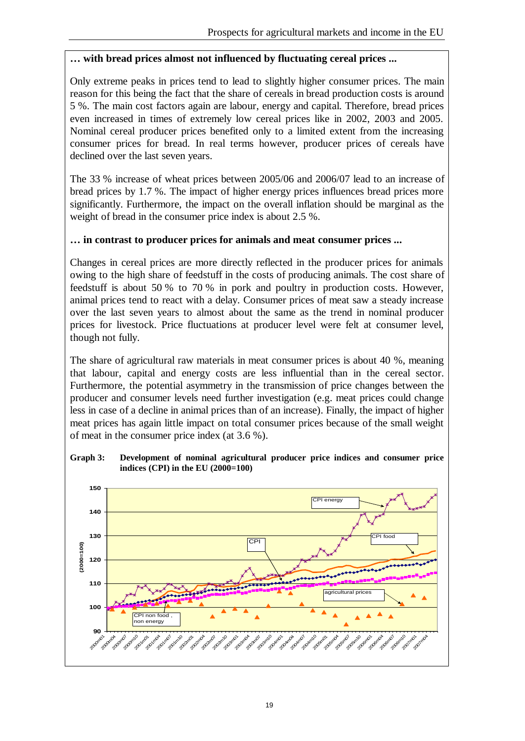**… with bread prices almost not influenced by fluctuating cereal prices ...**

Only extreme peaks in prices tend to lead to slightly higher consumer prices. The main reason for this being the fact that the share of cereals in bread production costs is around 5 %. The main cost factors again are labour, energy and capital. Therefore, bread prices even increased in times of extremely low cereal prices like in 2002, 2003 and 2005. Nominal cereal producer prices benefited only to a limited extent from the increasing consumer prices for bread. In real terms however, producer prices of cereals have declined over the last seven years.

The 33 % increase of wheat prices between 2005/06 and 2006/07 lead to an increase of bread prices by 1.7 %. The impact of higher energy prices influences bread prices more significantly. Furthermore, the impact on the overall inflation should be marginal as the weight of bread in the consumer price index is about 2.5 %.

**… in contrast to producer prices for animals and meat consumer prices ...**

Changes in cereal prices are more directly reflected in the producer prices for animals owing to the high share of feedstuff in the costs of producing animals. The cost share of feedstuff is about 50 % to 70 % in pork and poultry in production costs. However, animal prices tend to react with a delay. Consumer prices of meat saw a steady increase over the last seven years to almost about the same as the trend in nominal producer prices for livestock. Price fluctuations at producer level were felt at consumer level, though not fully.

The share of agricultural raw materials in meat consumer prices is about 40 %, meaning that labour, capital and energy costs are less influential than in the cereal sector. Furthermore, the potential asymmetry in the transmission of price changes between the producer and consumer levels need further investigation (e.g. meat prices could change less in case of a decline in animal prices than of an increase). Finally, the impact of higher meat prices has again little impact on total consumer prices because of the small weight of meat in the consumer price index (at 3.6 %).

**Graph 3: Development of nominal agricultural producer price indices and consumer price indices (CPI) in the EU (2000=100)**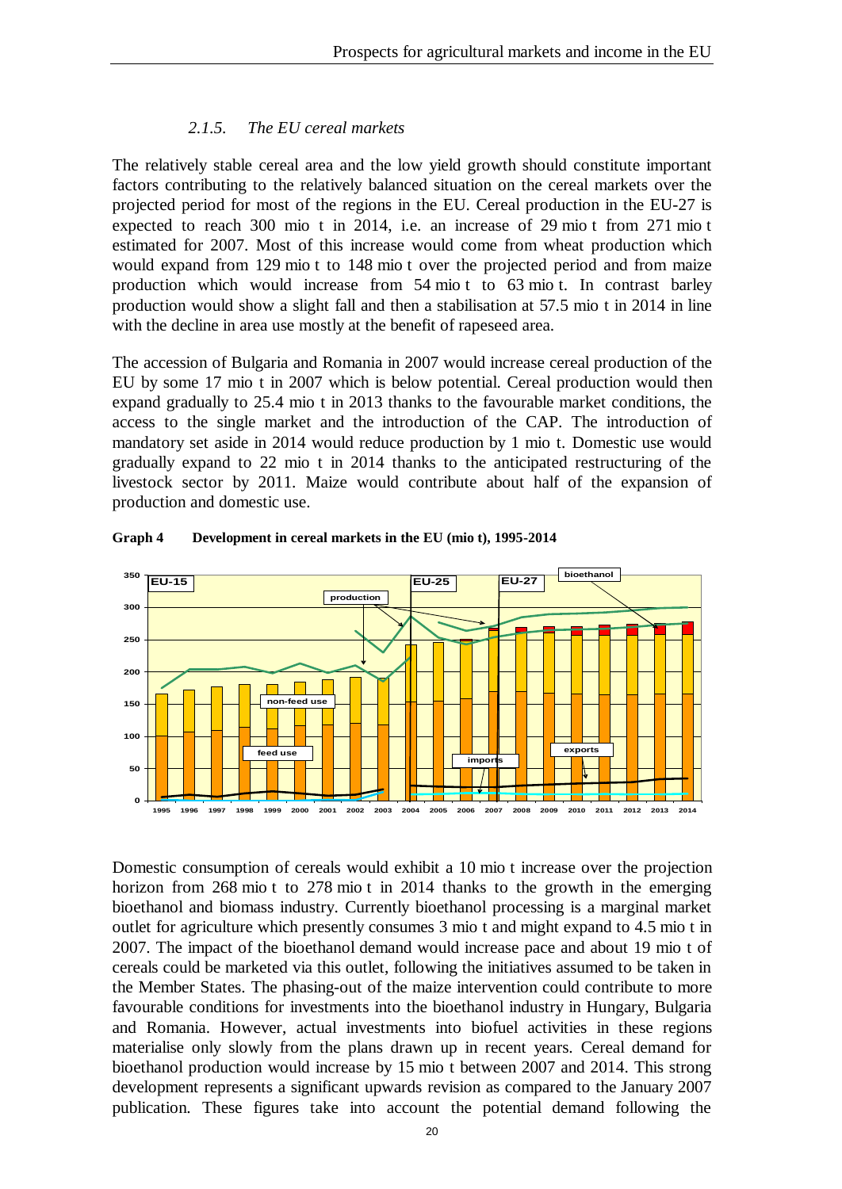### 2.1.5. *The EU cereal markets*

The relatively stable cereal area and the low yield growth should constitute important factors contributing to the relatively balanced situation on the cereal markets over the projected period for most of the regions in the EU. Cereal production in the EU-27 is expected to reach 300 mio t in 2014, i.e. an increase of 29 mio t from 271 mio t estimated for 2007. Most of this increase would come from wheat production which would expand from 129 mio t to 148 mio t over the projected period and from maize production which would increase from 54 mio t to 63 mio t. In contrast barley production would show a slight fall and then a stabilisation at 57.5 mio t in 2014 in line with the decline in area use mostly at the benefit of rapeseed area.

The accession of Bulgaria and Romania in 2007 would increase cereal production of the EU by some 17 mio t in 2007 which is below potential. Cereal production would then expand gradually to 25.4 mio t in 2013 thanks to the favourable market conditions, the access to the single market and the introduction of the CAP. The introduction of mandatory set aside in 2014 would reduce production by 1 mio t. Domestic use would gradually expand to 22 mio t in 2014 thanks to the anticipated restructuring of the livestock sector by 2011. Maize would contribute about half of the expansion of production and domestic use.

**Graph 4 Development in cereal markets in the EU (mio t), 1995-2014**

Domestic consumption of cereals would exhibit a 10 mio t increase over the projection horizon from 268 mio t to 278 mio t in 2014 thanks to the growth in the emerging bioethanol and biomass industry. Currently bioethanol processing is a marginal market outlet for agriculture which presently consumes 3 mio t and might expand to 4.5 mio t in 2007. The impact of the bioethanol demand would increase pace and about 19 mio t of cereals could be marketed via this outlet, following the initiatives assumed to be taken in the Member States. The phasing-out of the maize intervention could contribute to more favourable conditions for investments into the bioethanol industry in Hungary, Bulgaria and Romania. However, actual investments into biofuel activities in these regions materialise only slowly from the plans drawn up in recent years. Cereal demand for bioethanol production would increase by 15 mio t between 2007 and 2014. This strong development represents a significant upwards revision as compared to the January 2007 publication. These figures take into account the potential demand following the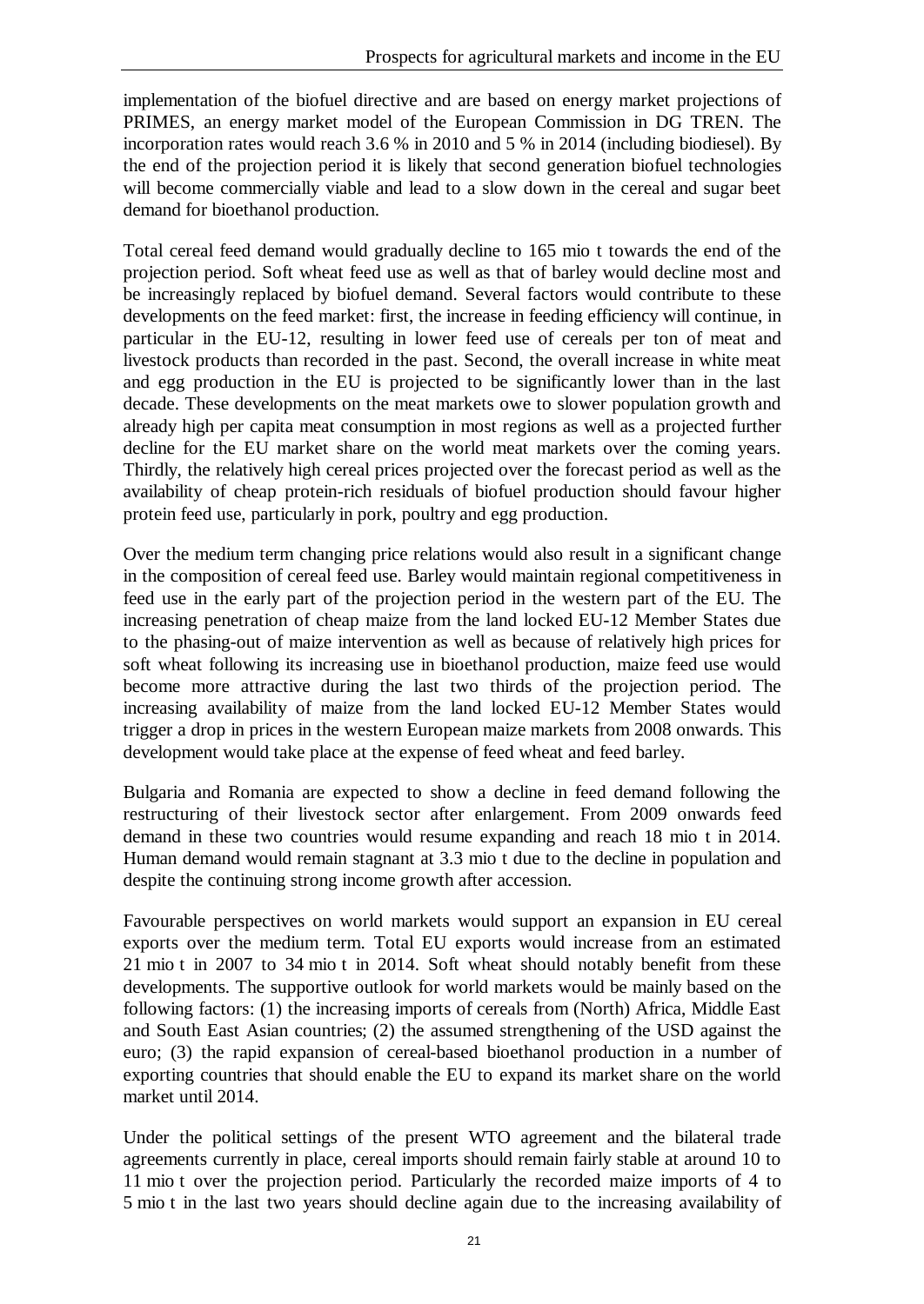implementation of the biofuel directive and are based on energy market projections of PRIMES, an energy market model of the European Commission in DG TREN. The incorporation rates would reach 3.6 % in 2010 and 5 % in 2014 (including biodiesel). By the end of the projection period it is likely that second generation biofuel technologies will become commercially viable and lead to a slow down in the cereal and sugar beet demand for bioethanol production.

Total cereal feed demand would gradually decline to 165 mio t towards the end of the projection period. Soft wheat feed use as well as that of barley would decline most and be increasingly replaced by biofuel demand. Several factors would contribute to these developments on the feed market: first, the increase in feeding efficiency will continue, in particular in the EU-12, resulting in lower feed use of cereals per ton of meat and livestock products than recorded in the past. Second, the overall increase in white meat and egg production in the EU is projected to be significantly lower than in the last decade. These developments on the meat markets owe to slower population growth and already high per capita meat consumption in most regions as well as a projected further decline for the EU market share on the world meat markets over the coming years. Thirdly, the relatively high cereal prices projected over the forecast period as well as the availability of cheap protein-rich residuals of biofuel production should favour higher protein feed use, particularly in pork, poultry and egg production.

Over the medium term changing price relations would also result in a significant change in the composition of cereal feed use. Barley would maintain regional competitiveness in feed use in the early part of the projection period in the western part of the EU. The increasing penetration of cheap maize from the land locked EU-12 Member States due to the phasing-out of maize intervention as well as because of relatively high prices for soft wheat following its increasing use in bioethanol production, maize feed use would become more attractive during the last two thirds of the projection period. The increasing availability of maize from the land locked EU-12 Member States would trigger a drop in prices in the western European maize markets from 2008 onwards. This development would take place at the expense of feed wheat and feed barley.

Bulgaria and Romania are expected to show a decline in feed demand following the restructuring of their livestock sector after enlargement. From 2009 onwards feed demand in these two countries would resume expanding and reach 18 mio t in 2014. Human demand would remain stagnant at 3.3 mio t due to the decline in population and despite the continuing strong income growth after accession.

Favourable perspectives on world markets would support an expansion in EU cereal exports over the medium term. Total EU exports would increase from an estimated 21 mio t in 2007 to 34 mio t in 2014. Soft wheat should notably benefit from these developments. The supportive outlook for world markets would be mainly based on the following factors: (1) the increasing imports of cereals from (North) Africa, Middle East and South East Asian countries; (2) the assumed strengthening of the USD against the euro; (3) the rapid expansion of cereal-based bioethanol production in a number of exporting countries that should enable the EU to expand its market share on the world market until 2014.

Under the political settings of the present WTO agreement and the bilateral trade agreements currently in place, cereal imports should remain fairly stable at around 10 to 11 mio t over the projection period. Particularly the recorded maize imports of 4 to 5 mio t in the last two years should decline again due to the increasing availability of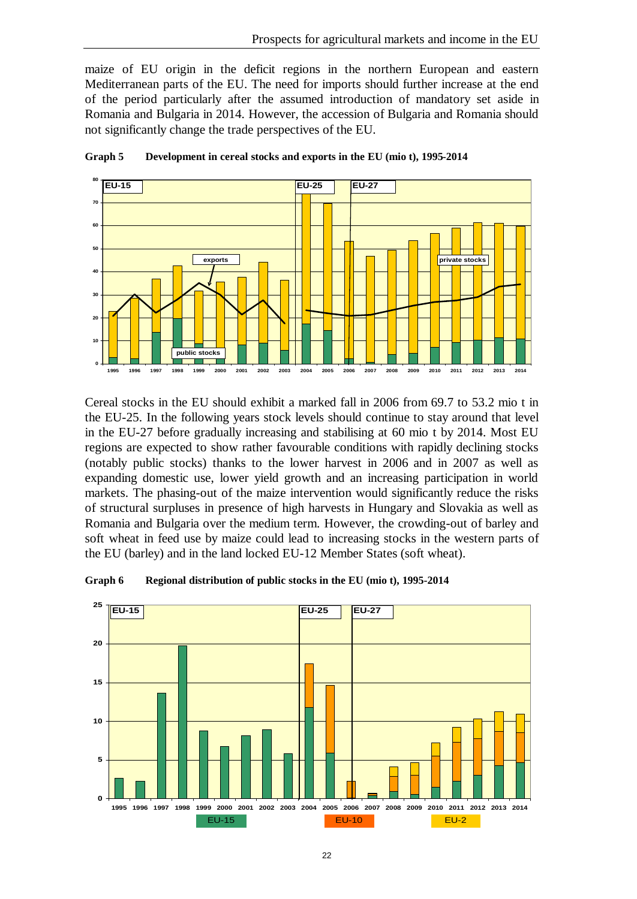maize of EU origin in the deficit regions in the northern European and eastern Mediterranean parts of the EU. The need for imports should further increase at the end of the period particularly after the assumed introduction of mandatory set aside in Romania and Bulgaria in 2014. However, the accession of Bulgaria and Romania should not significantly change the trade perspectives of the EU.

**Graph 5 Development in cereal stocks and exports in the EU (mio t), 1995-2014**

Cereal stocks in the EU should exhibit a marked fall in 2006 from 69.7 to 53.2 mio t in the EU-25. In the following years stock levels should continue to stay around that level in the EU-27 before gradually increasing and stabilising at 60 mio t by 2014. Most EU regions are expected to show rather favourable conditions with rapidly declining stocks (notably public stocks) thanks to the lower harvest in 2006 and in 2007 as well as expanding domestic use, lower yield growth and an increasing participation in world markets. The phasing-out of the maize intervention would significantly reduce the risks of structural surpluses in presence of high harvests in Hungary and Slovakia as well as Romania and Bulgaria over the medium term. However, the crowding-out of barley and soft wheat in feed use by maize could lead to increasing stocks in the western parts of the EU (barley) and in the land locked EU-12 Member States (soft wheat).

**Graph 6 Regional distribution of public stocks in the EU (mio t), 1995-2014**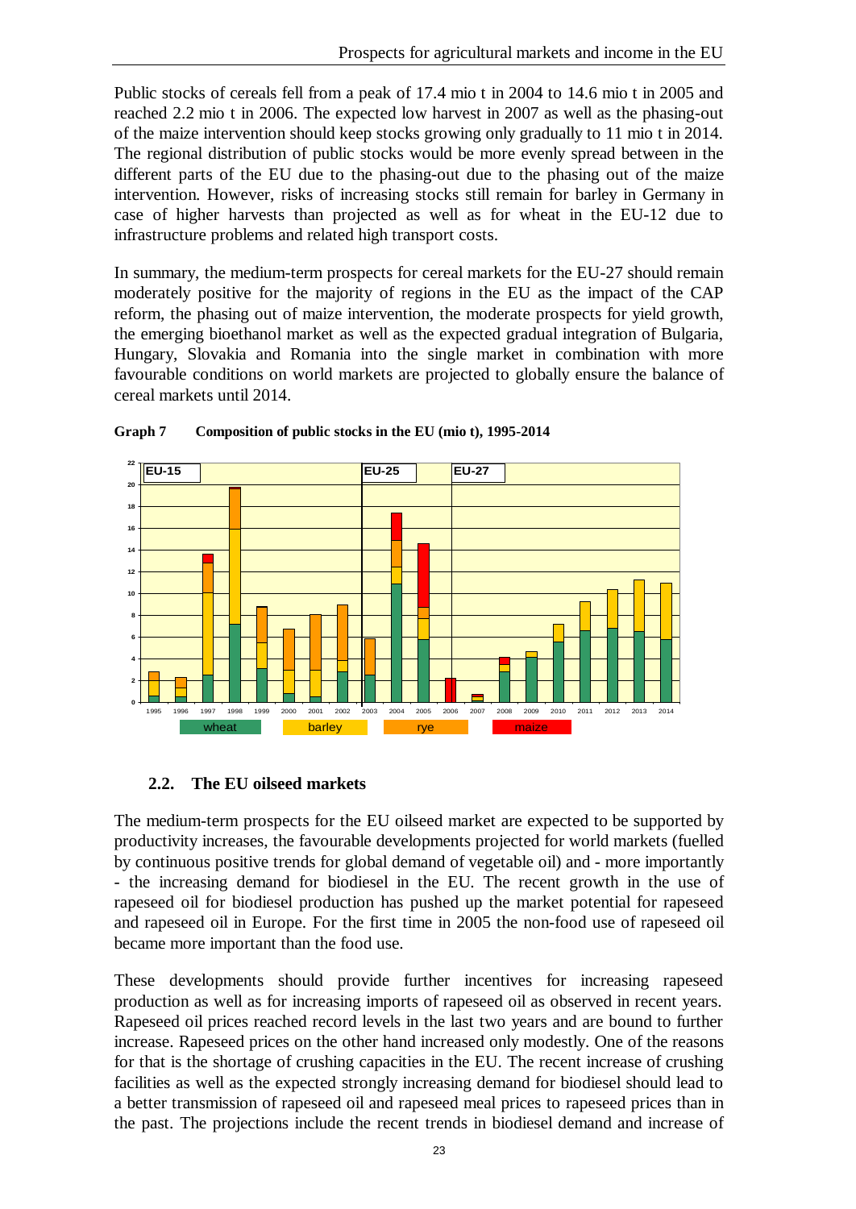Public stocks of cereals fell from a peak of 17.4 mio t in 2004 to 14.6 mio t in 2005 and reached 2.2 mio t in 2006. The expected low harvest in 2007 as well as the phasing-out of the maize intervention should keep stocks growing only gradually to 11 mio t in 2014. The regional distribution of public stocks would be more evenly spread between in the different parts of the EU due to the phasing-out due to the phasing out of the maize intervention. However, risks of increasing stocks still remain for barley in Germany in case of higher harvests than projected as well as for wheat in the EU-12 due to infrastructure problems and related high transport costs.

In summary, the medium-term prospects for cereal markets for the EU-27 should remain moderately positive for the majority of regions in the EU as the impact of the CAP reform, the phasing out of maize intervention, the moderate prospects for yield growth, the emerging bioethanol market as well as the expected gradual integration of Bulgaria, Hungary, Slovakia and Romania into the single market in combination with more favourable conditions on world markets are projected to globally ensure the balance of cereal markets until 2014.

**Graph 7 Composition of public stocks in the EU (mio t), 1995-2014**

## 2.2. The EU oilseed markets

The medium-term prospects for the EU oilseed market are expected to be supported by productivity increases, the favourable developments projected for world markets (fuelled by continuous positive trends for global demand of vegetable oil) and - more importantly - the increasing demand for biodiesel in the EU. The recent growth in the use of rapeseed oil for biodiesel production has pushed up the market potential for rapeseed and rapeseed oil in Europe. For the first time in 2005 the non-food use of rapeseed oil became more important than the food use.

These developments should provide further incentives for increasing rapeseed production as well as for increasing imports of rapeseed oil as observed in recent years. Rapeseed oil prices reached record levels in the last two years and are bound to further increase. Rapeseed prices on the other hand increased only modestly. One of the reasons for that is the shortage of crushing capacities in the EU. The recent increase of crushing facilities as well as the expected strongly increasing demand for biodiesel should lead to a better transmission of rapeseed oil and rapeseed meal prices to rapeseed prices than in the past. The projections include the recent trends in biodiesel demand and increase of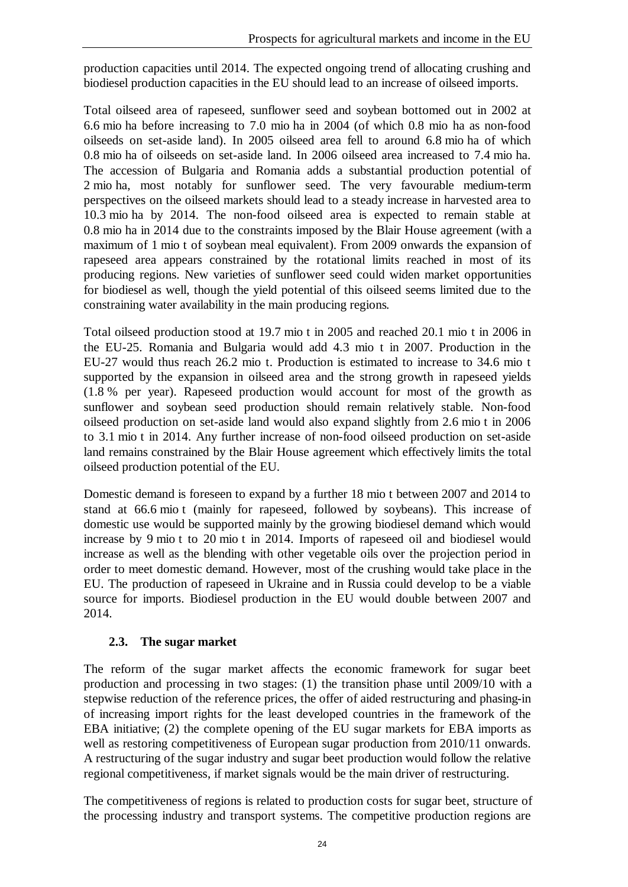production capacities until 2014. The expected ongoing trend of allocating crushing and biodiesel production capacities in the EU should lead to an increase of oilseed imports.

Total oilseed area of rapeseed, sunflower seed and soybean bottomed out in 2002 at 6.6 mio ha before increasing to 7.0 mio ha in 2004 (of which 0.8 mio ha as non-food oilseeds on set-aside land). In 2005 oilseed area fell to around 6.8 mio ha of which 0.8 mio ha of oilseeds on set-aside land. In 2006 oilseed area increased to 7.4 mio ha. The accession of Bulgaria and Romania adds a substantial production potential of 2 mio ha, most notably for sunflower seed. The very favourable medium-term perspectives on the oilseed markets should lead to a steady increase in harvested area to 10.3 mio ha by 2014. The non-food oilseed area is expected to remain stable at 0.8 mio ha in 2014 due to the constraints imposed by the Blair House agreement (with a maximum of 1 mio t of soybean meal equivalent). From 2009 onwards the expansion of rapeseed area appears constrained by the rotational limits reached in most of its producing regions. New varieties of sunflower seed could widen market opportunities for biodiesel as well, though the yield potential of this oilseed seems limited due to the constraining water availability in the main producing regions.

Total oilseed production stood at 19.7 mio t in 2005 and reached 20.1 mio t in 2006 in the EU-25. Romania and Bulgaria would add 4.3 mio t in 2007. Production in the EU-27 would thus reach 26.2 mio t. Production is estimated to increase to 34.6 mio t supported by the expansion in oilseed area and the strong growth in rapeseed yields (1.8 % per year). Rapeseed production would account for most of the growth as sunflower and soybean seed production should remain relatively stable. Non-food oilseed production on set-aside land would also expand slightly from 2.6 mio t in 2006 to 3.1 mio t in 2014. Any further increase of non-food oilseed production on set-aside land remains constrained by the Blair House agreement which effectively limits the total oilseed production potential of the EU.

Domestic demand is foreseen to expand by a further 18 mio t between 2007 and 2014 to stand at 66.6 mio t (mainly for rapeseed, followed by soybeans). This increase of domestic use would be supported mainly by the growing biodiesel demand which would increase by 9 mio t to 20 mio t in 2014. Imports of rapeseed oil and biodiesel would increase as well as the blending with other vegetable oils over the projection period in order to meet domestic demand. However, most of the crushing would take place in the EU. The production of rapeseed in Ukraine and in Russia could develop to be a viable source for imports. Biodiesel production in the EU would double between 2007 and 2014.

### 2.3. The sugar market

The reform of the sugar market affects the economic framework for sugar beet production and processing in two stages: (1) the transition phase until 2009/10 with a stepwise reduction of the reference prices, the offer of aided restructuring and phasing-in of increasing import rights for the least developed countries in the framework of the EBA initiative; (2) the complete opening of the EU sugar markets for EBA imports as well as restoring competitiveness of European sugar production from 2010/11 onwards. A restructuring of the sugar industry and sugar beet production would follow the relative regional competitiveness, if market signals would be the main driver of restructuring.

The competitiveness of regions is related to production costs for sugar beet, structure of the processing industry and transport systems. The competitive production regions are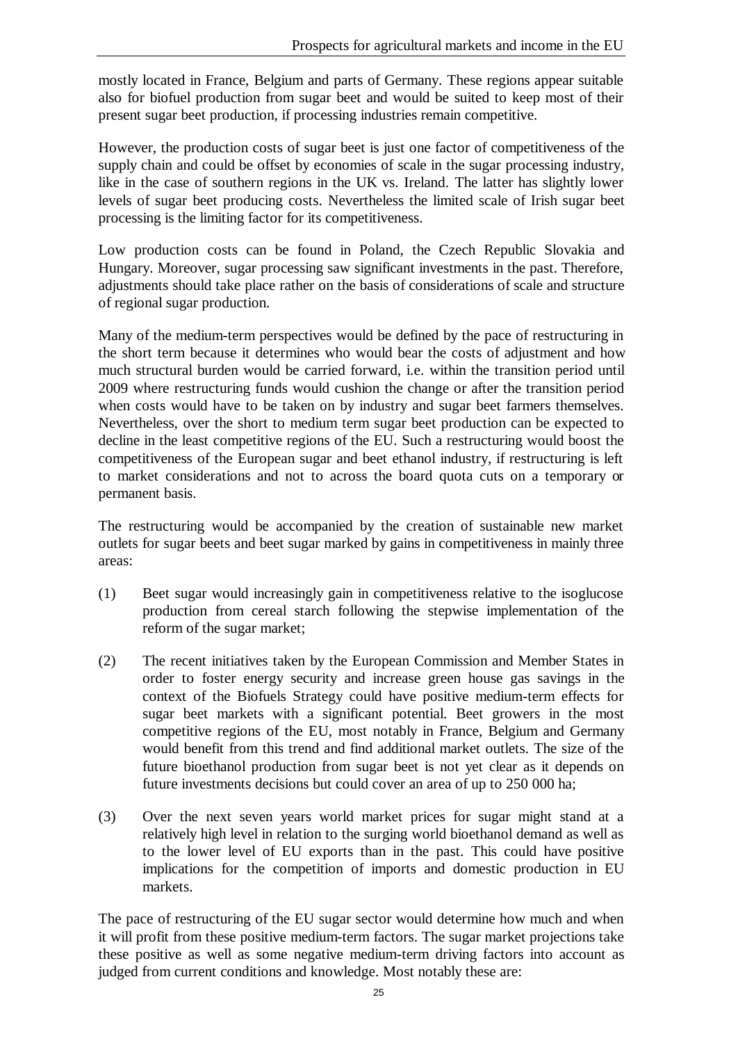mostly located in France, Belgium and parts of Germany. These regions appear suitable also for biofuel production from sugar beet and would be suited to keep most of their present sugar beet production, if processing industries remain competitive.

However, the production costs of sugar beet is just one factor of competitiveness of the supply chain and could be offset by economies of scale in the sugar processing industry, like in the case of southern regions in the UK vs. Ireland. The latter has slightly lower levels of sugar beet producing costs. Nevertheless the limited scale of Irish sugar beet processing is the limiting factor for its competitiveness.

Low production costs can be found in Poland, the Czech Republic Slovakia and Hungary. Moreover, sugar processing saw significant investments in the past. Therefore, adjustments should take place rather on the basis of considerations of scale and structure of regional sugar production.

Many of the medium-term perspectives would be defined by the pace of restructuring in the short term because it determines who would bear the costs of adjustment and how much structural burden would be carried forward, i.e. within the transition period until 2009 where restructuring funds would cushion the change or after the transition period when costs would have to be taken on by industry and sugar beet farmers themselves. Nevertheless, over the short to medium term sugar beet production can be expected to decline in the least competitive regions of the EU. Such a restructuring would boost the competitiveness of the European sugar and beet ethanol industry, if restructuring is left to market considerations and not to across the board quota cuts on a temporary or permanent basis.

The restructuring would be accompanied by the creation of sustainable new market outlets for sugar beets and beet sugar marked by gains in competitiveness in mainly three areas:

(1) Beet sugar would increasingly gain in competitiveness relative to the isoglucose production from cereal starch following the stepwise implementation of the reform of the sugar market;

(2) The recent initiatives taken by the European Commission and Member States in order to foster energy security and increase green house gas savings in the context of the Biofuels Strategy could have positive medium-term effects for sugar beet markets with a significant potential. Beet growers in the most competitive regions of the EU, most notably in France, Belgium and Germany would benefit from this trend and find additional market outlets. The size of the future bioethanol production from sugar beet is not yet clear as it depends on future investments decisions but could cover an area of up to 250 000 ha;

(3) Over the next seven years world market prices for sugar might stand at a relatively high level in relation to the surging world bioethanol demand as well as to the lower level of EU exports than in the past. This could have positive implications for the competition of imports and domestic production in EU markets.

The pace of restructuring of the EU sugar sector would determine how much and when it will profit from these positive medium-term factors. The sugar market projections take these positive as well as some negative medium-term driving factors into account as judged from current conditions and knowledge. Most notably these are: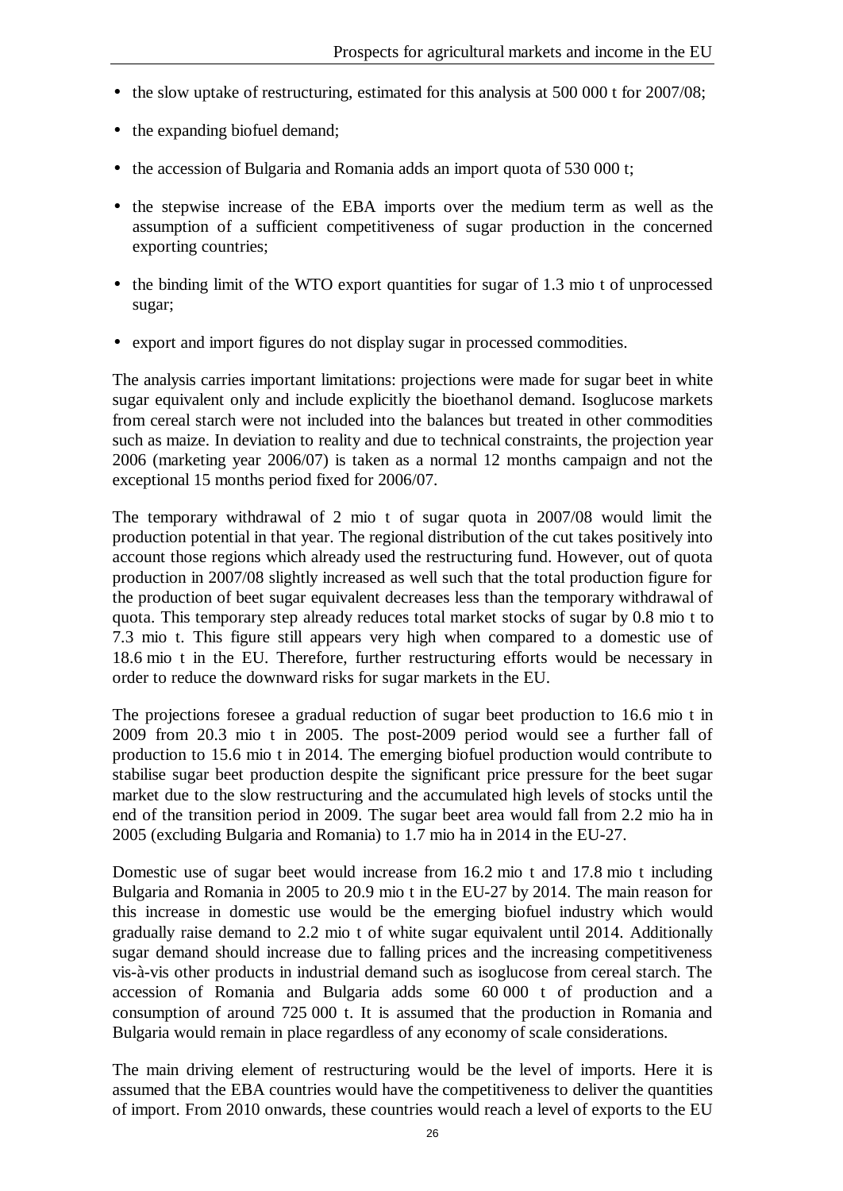- the slow uptake of restructuring, estimated for this analysis at 500 000 t for 2007/08;
- the expanding biofuel demand;
- the accession of Bulgaria and Romania adds an import quota of 530 000 t;
- the stepwise increase of the EBA imports over the medium term as well as the assumption of a sufficient competitiveness of sugar production in the concerned exporting countries;
- the binding limit of the WTO export quantities for sugar of 1.3 mio t of unprocessed sugar;
- export and import figures do not display sugar in processed commodities.

The analysis carries important limitations: projections were made for sugar beet in white sugar equivalent only and include explicitly the bioethanol demand. Isoglucose markets from cereal starch were not included into the balances but treated in other commodities such as maize. In deviation to reality and due to technical constraints, the projection year 2006 (marketing year 2006/07) is taken as a normal 12 months campaign and not the exceptional 15 months period fixed for 2006/07.

The temporary withdrawal of 2 mio t of sugar quota in 2007/08 would limit the production potential in that year. The regional distribution of the cut takes positively into account those regions which already used the restructuring fund. However, out of quota production in 2007/08 slightly increased as well such that the total production figure for the production of beet sugar equivalent decreases less than the temporary withdrawal of quota. This temporary step already reduces total market stocks of sugar by 0.8 mio t to 7.3 mio t. This figure still appears very high when compared to a domestic use of 18.6 mio t in the EU. Therefore, further restructuring efforts would be necessary in order to reduce the downward risks for sugar markets in the EU.

The projections foresee a gradual reduction of sugar beet production to 16.6 mio t in 2009 from 20.3 mio t in 2005. The post-2009 period would see a further fall of production to 15.6 mio t in 2014. The emerging biofuel production would contribute to stabilise sugar beet production despite the significant price pressure for the beet sugar market due to the slow restructuring and the accumulated high levels of stocks until the end of the transition period in 2009. The sugar beet area would fall from 2.2 mio ha in 2005 (excluding Bulgaria and Romania) to 1.7 mio ha in 2014 in the EU-27.

Domestic use of sugar beet would increase from 16.2 mio t and 17.8 mio t including Bulgaria and Romania in 2005 to 20.9 mio t in the EU-27 by 2014. The main reason for this increase in domestic use would be the emerging biofuel industry which would gradually raise demand to 2.2 mio t of white sugar equivalent until 2014. Additionally sugar demand should increase due to falling prices and the increasing competitiveness vis-à-vis other products in industrial demand such as isoglucose from cereal starch. The accession of Romania and Bulgaria adds some 60 000 t of production and a consumption of around 725 000 t. It is assumed that the production in Romania and Bulgaria would remain in place regardless of any economy of scale considerations.

The main driving element of restructuring would be the level of imports. Here it is assumed that the EBA countries would have the competitiveness to deliver the quantities of import. From 2010 onwards, these countries would reach a level of exports to the EU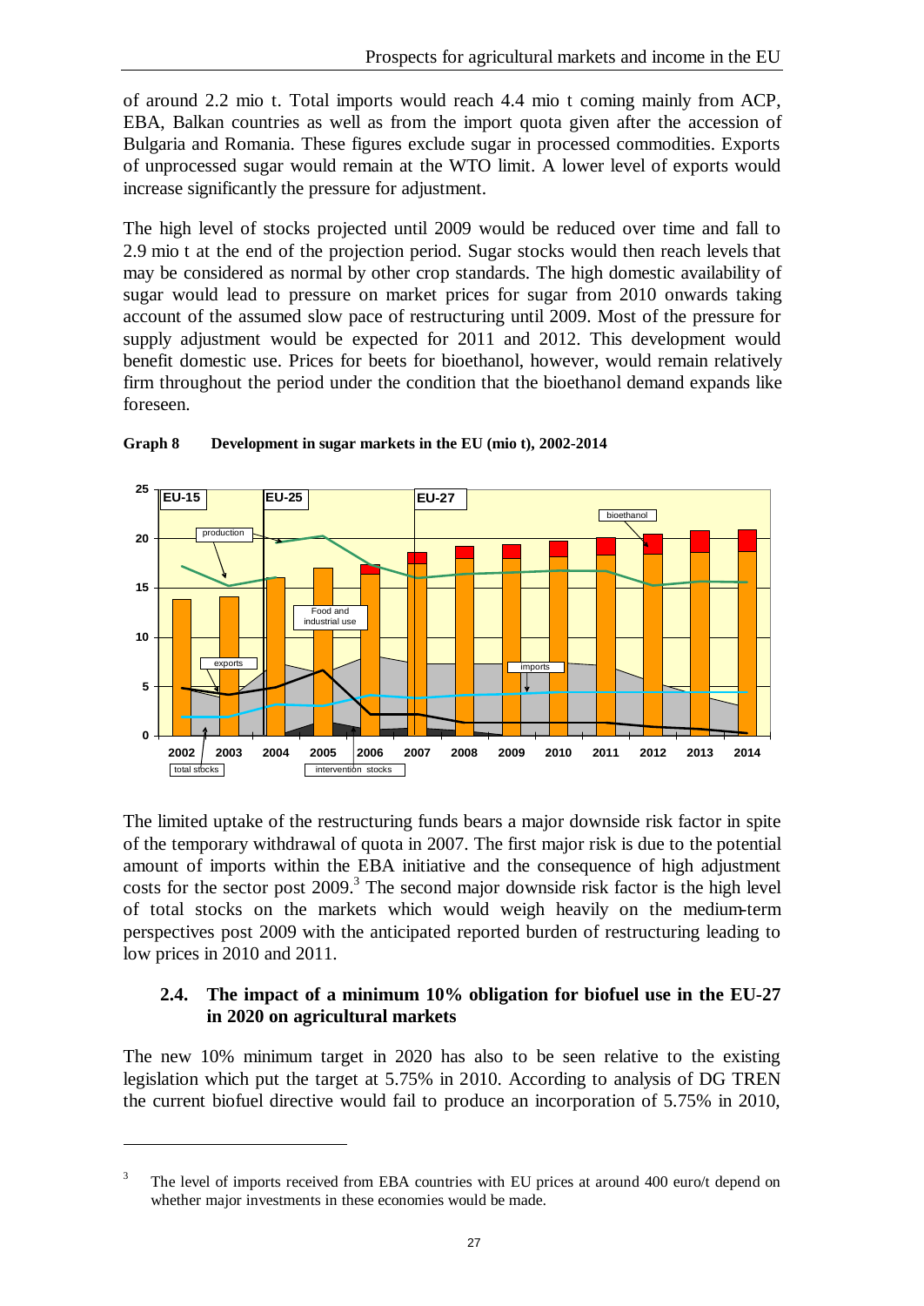of around 2.2 mio t. Total imports would reach 4.4 mio t coming mainly from ACP, EBA, Balkan countries as well as from the import quota given after the accession of Bulgaria and Romania. These figures exclude sugar in processed commodities. Exports of unprocessed sugar would remain at the WTO limit. A lower level of exports would increase significantly the pressure for adjustment.

The high level of stocks projected until 2009 would be reduced over time and fall to 2.9 mio t at the end of the projection period. Sugar stocks would then reach levels that may be considered as normal by other crop standards. The high domestic availability of sugar would lead to pressure on market prices for sugar from 2010 onwards taking account of the assumed slow pace of restructuring until 2009. Most of the pressure for supply adjustment would be expected for 2011 and 2012. This development would benefit domestic use. Prices for beets for bioethanol, however, would remain relatively firm throughout the period under the condition that the bioethanol demand expands like foreseen.

**Graph 8 Development in sugar markets in the EU (mio t), 2002-2014**

The limited uptake of the restructuring funds bears a major downside risk factor in spite of the temporary withdrawal of quota in 2007. The first major risk is due to the potential amount of imports within the EBA initiative and the consequence of high adjustment costs for the sector post 2009.[3] The second major downside risk factor is the high level of total stocks on the markets which would weigh heavily on the medium-term perspectives post 2009 with the anticipated reported burden of restructuring leading to low prices in 2010 and 2011.

### 2.4. The impact of a minimum 10% obligation for biofuel use in the EU-27 in 2020 on agricultural markets

The new 10% minimum target in 2020 has also to be seen relative to the existing legislation which put the target at 5.75% in 2010. According to analysis of DG TREN the current biofuel directive would fail to produce an incorporation of 5.75% in 2010,

---

[3] The level of imports received from EBA countries with EU prices at around 400 euro/t depend on whether major investments in these economies would be made.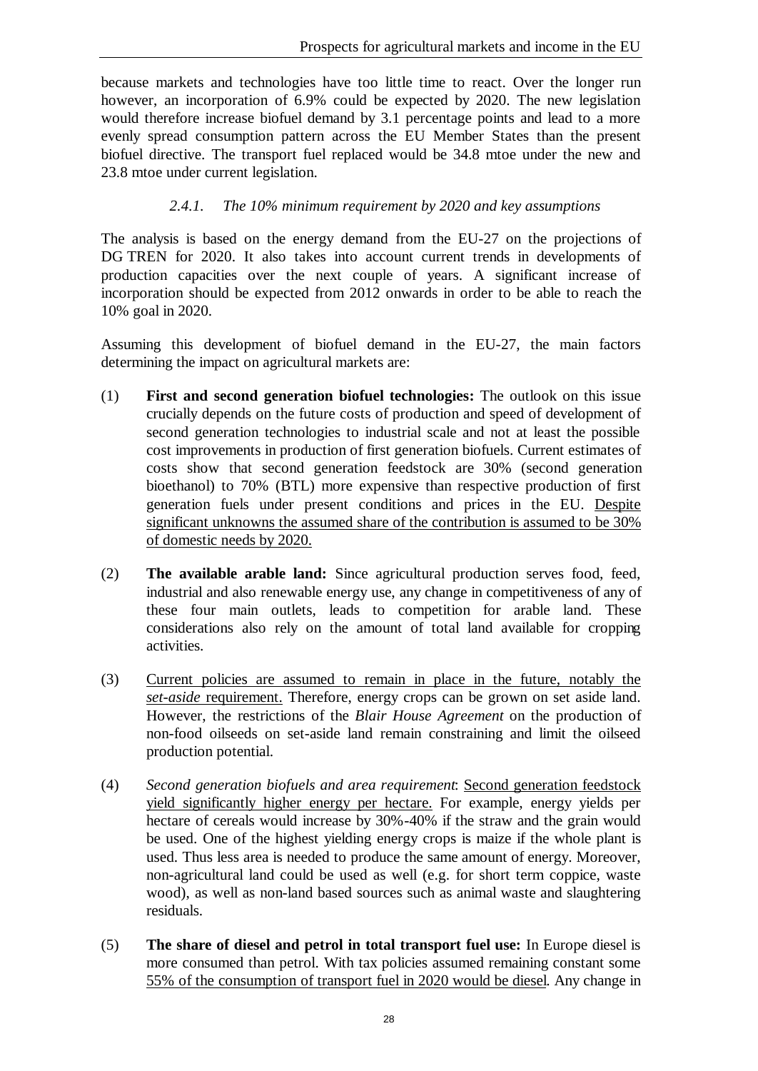because markets and technologies have too little time to react. Over the longer run however, an incorporation of 6.9% could be expected by 2020. The new legislation would therefore increase biofuel demand by 3.1 percentage points and lead to a more evenly spread consumption pattern across the EU Member States than the present biofuel directive. The transport fuel replaced would be 34.8 mtoe under the new and 23.8 mtoe under current legislation.

### *2.4.1. The 10% minimum requirement by 2020 and key assumptions*

The analysis is based on the energy demand from the EU-27 on the projections of DG TREN for 2020. It also takes into account current trends in developments of production capacities over the next couple of years. A significant increase of incorporation should be expected from 2012 onwards in order to be able to reach the 10% goal in 2020.

Assuming this development of biofuel demand in the EU-27, the main factors determining the impact on agricultural markets are:

(1) **First and second generation biofuel technologies:** The outlook on this issue crucially depends on the future costs of production and speed of development of second generation technologies to industrial scale and not at least the possible cost improvements in production of first generation biofuels. Current estimates of costs show that second generation feedstock are 30% (second generation bioethanol) to 70% (BTL) more expensive than respective production of first generation fuels under present conditions and prices in the EU. Despite significant unknowns the assumed share of the contribution is assumed to be 30% of domestic needs by 2020.

(2) **The available arable land:** Since agricultural production serves food, feed, industrial and also renewable energy use, any change in competitiveness of any of these four main outlets, leads to competition for arable land. These considerations also rely on the amount of total land available for cropping activities.

(3) Current policies are assumed to remain in place in the future, notably the *set-aside* requirement. Therefore, energy crops can be grown on set aside land. However, the restrictions of the *Blair House Agreement* on the production of non-food oilseeds on set-aside land remain constraining and limit the oilseed production potential.

(4) *Second generation biofuels and area requirement*: Second generation feedstock yield significantly higher energy per hectare. For example, energy yields per hectare of cereals would increase by 30%-40% if the straw and the grain would be used. One of the highest yielding energy crops is maize if the whole plant is used. Thus less area is needed to produce the same amount of energy. Moreover, non-agricultural land could be used as well (e.g. for short term coppice, waste wood), as well as non-land based sources such as animal waste and slaughtering residuals.

(5) **The share of diesel and petrol in total transport fuel use:** In Europe diesel is more consumed than petrol. With tax policies assumed remaining constant some 55% of the consumption of transport fuel in 2020 would be diesel. Any change in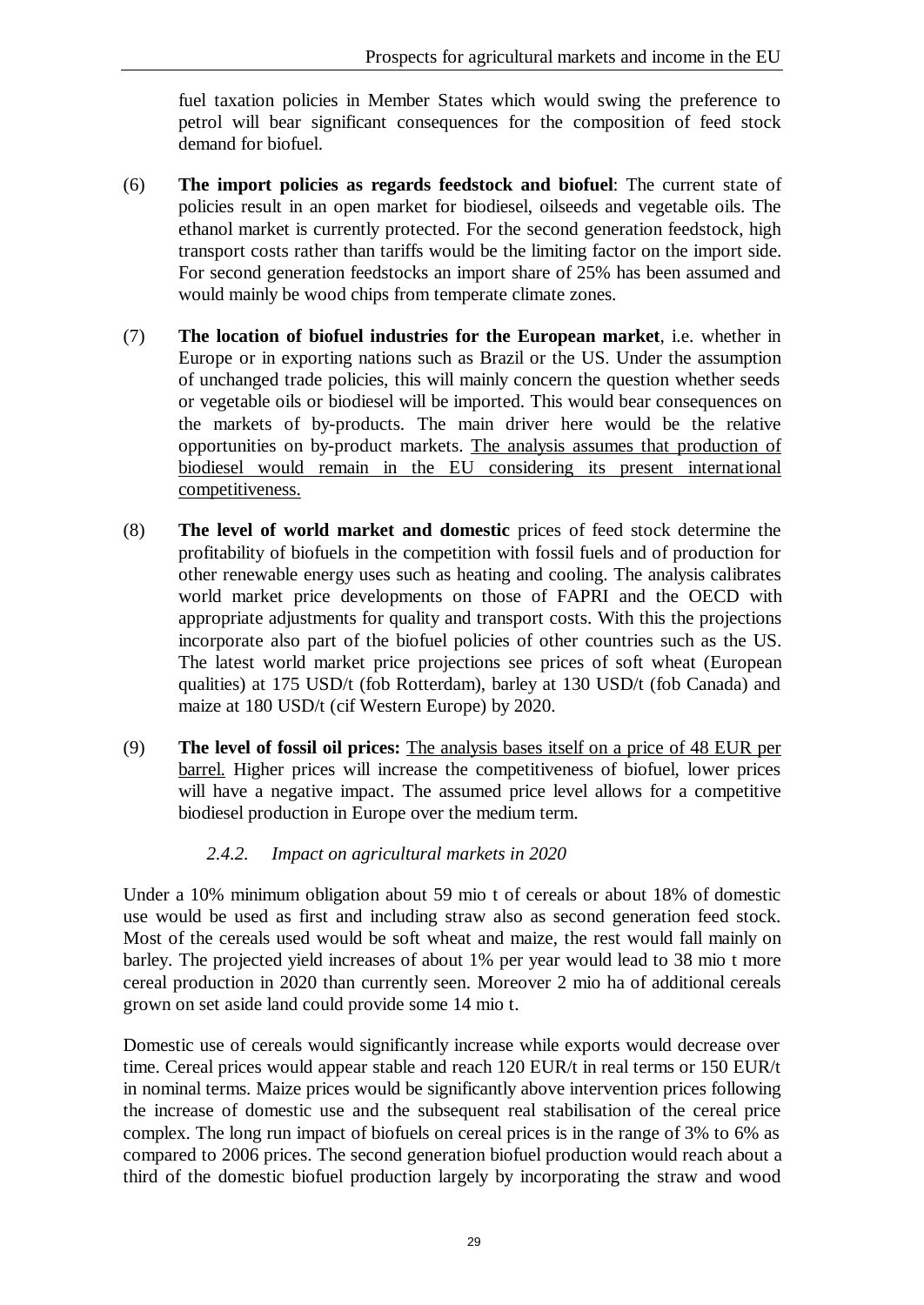fuel taxation policies in Member States which would swing the preference to petrol will bear significant consequences for the composition of feed stock demand for biofuel.

(6) **The import policies as regards feedstock and biofuel**: The current state of policies result in an open market for biodiesel, oilseeds and vegetable oils. The ethanol market is currently protected. For the second generation feedstock, high transport costs rather than tariffs would be the limiting factor on the import side. For second generation feedstocks an import share of 25% has been assumed and would mainly be wood chips from temperate climate zones.

(7) **The location of biofuel industries for the European market**, i.e. whether in Europe or in exporting nations such as Brazil or the US. Under the assumption of unchanged trade policies, this will mainly concern the question whether seeds or vegetable oils or biodiesel will be imported. This would bear consequences on the markets of by-products. The main driver here would be the relative opportunities on by-product markets. <u>The analysis assumes that production of biodiesel would remain in the EU considering its present international competitiveness.</u>

(8) **The level of world market and domestic** prices of feed stock determine the profitability of biofuels in the competition with fossil fuels and of production for other renewable energy uses such as heating and cooling. The analysis calibrates world market price developments on those of FAPRI and the OECD with appropriate adjustments for quality and transport costs. With this the projections incorporate also part of the biofuel policies of other countries such as the US. The latest world market price projections see prices of soft wheat (European qualities) at 175 USD/t (fob Rotterdam), barley at 130 USD/t (fob Canada) and maize at 180 USD/t (cif Western Europe) by 2020.

(9) **The level of fossil oil prices:** <u>The analysis bases itself on a price of 48 EUR per barrel.</u> Higher prices will increase the competitiveness of biofuel, lower prices will have a negative impact. The assumed price level allows for a competitive biodiesel production in Europe over the medium term.

#### *2.4.2. Impact on agricultural markets in 2020*

Under a 10% minimum obligation about 59 mio t of cereals or about 18% of domestic use would be used as first and including straw also as second generation feed stock. Most of the cereals used would be soft wheat and maize, the rest would fall mainly on barley. The projected yield increases of about 1% per year would lead to 38 mio t more cereal production in 2020 than currently seen. Moreover 2 mio ha of additional cereals grown on set aside land could provide some 14 mio t.

Domestic use of cereals would significantly increase while exports would decrease over time. Cereal prices would appear stable and reach 120 EUR/t in real terms or 150 EUR/t in nominal terms. Maize prices would be significantly above intervention prices following the increase of domestic use and the subsequent real stabilisation of the cereal price complex. The long run impact of biofuels on cereal prices is in the range of 3% to 6% as compared to 2006 prices. The second generation biofuel production would reach about a third of the domestic biofuel production largely by incorporating the straw and wood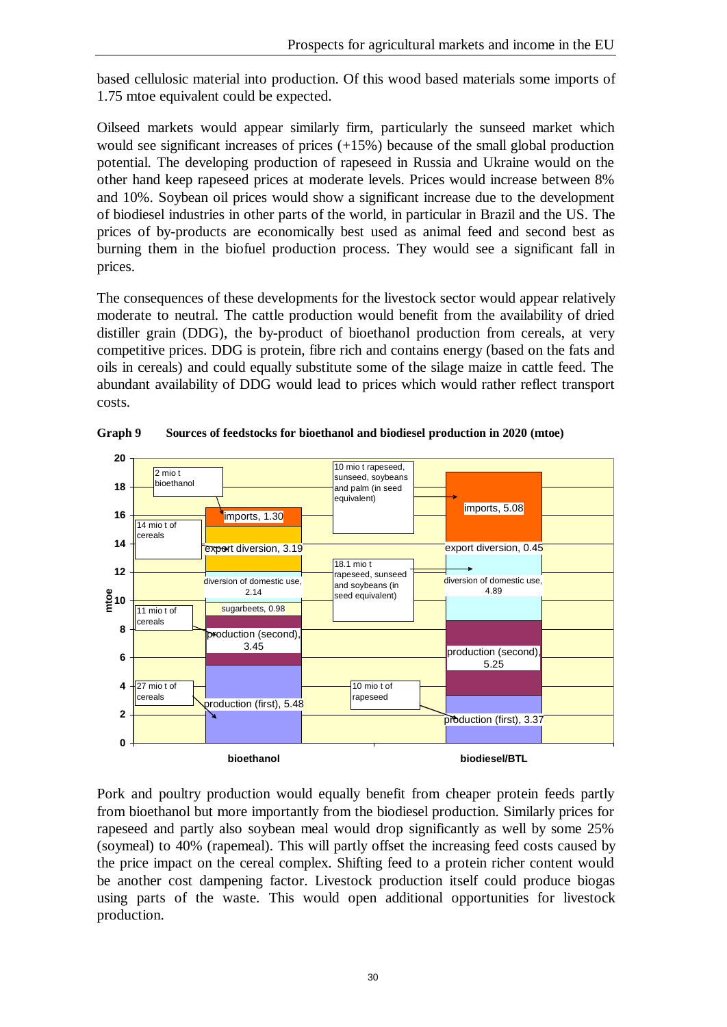based cellulosic material into production. Of this wood based materials some imports of 1.75 mtoe equivalent could be expected.

Oilseed markets would appear similarly firm, particularly the sunseed market which would see significant increases of prices (+15%) because of the small global production potential. The developing production of rapeseed in Russia and Ukraine would on the other hand keep rapeseed prices at moderate levels. Prices would increase between 8% and 10%. Soybean oil prices would show a significant increase due to the development of biodiesel industries in other parts of the world, in particular in Brazil and the US. The prices of by-products are economically best used as animal feed and second best as burning them in the biofuel production process. They would see a significant fall in prices.

The consequences of these developments for the livestock sector would appear relatively moderate to neutral. The cattle production would benefit from the availability of dried distiller grain (DDG), the by-product of bioethanol production from cereals, at very competitive prices. DDG is protein, fibre rich and contains energy (based on the fats and oils in cereals) and could equally substitute some of the silage maize in cattle feed. The abundant availability of DDG would lead to prices which would rather reflect transport costs.

**Graph 9 Sources of feedstocks for bioethanol and biodiesel production in 2020 (mtoe)**

| Source (mtoe) | bioethanol | biodiesel/BTL |
|---|---|---|
| production (first) | 5.48 (27 mio t of cereals) | 3.37 (10 mio t of rapeseed) |
| production (second) | 3.45 (11 mio t of cereals) | 5.25 |
| sugarbeets | 0.98 | |
| diversion of domestic use | 2.14 | 4.89 (18.1 mio t rapeseed, sunseed and soybeans (in seed equivalent)) |
| export diversion | 3.19 (14 mio t of cereals) | 0.45 |
| imports | 1.30 (2 mio t bioethanol) | 5.08 (10 mio t rapeseed, sunseed, soybeans and palm (in seed equivalent)) |

Pork and poultry production would equally benefit from cheaper protein feeds partly from bioethanol but more importantly from the biodiesel production. Similarly prices for rapeseed and partly also soybean meal would drop significantly as well by some 25% (soymeal) to 40% (rapemeal). This will partly offset the increasing feed costs caused by the price impact on the cereal complex. Shifting feed to a protein richer content would be another cost dampening factor. Livestock production itself could produce biogas using parts of the waste. This would open additional opportunities for livestock production.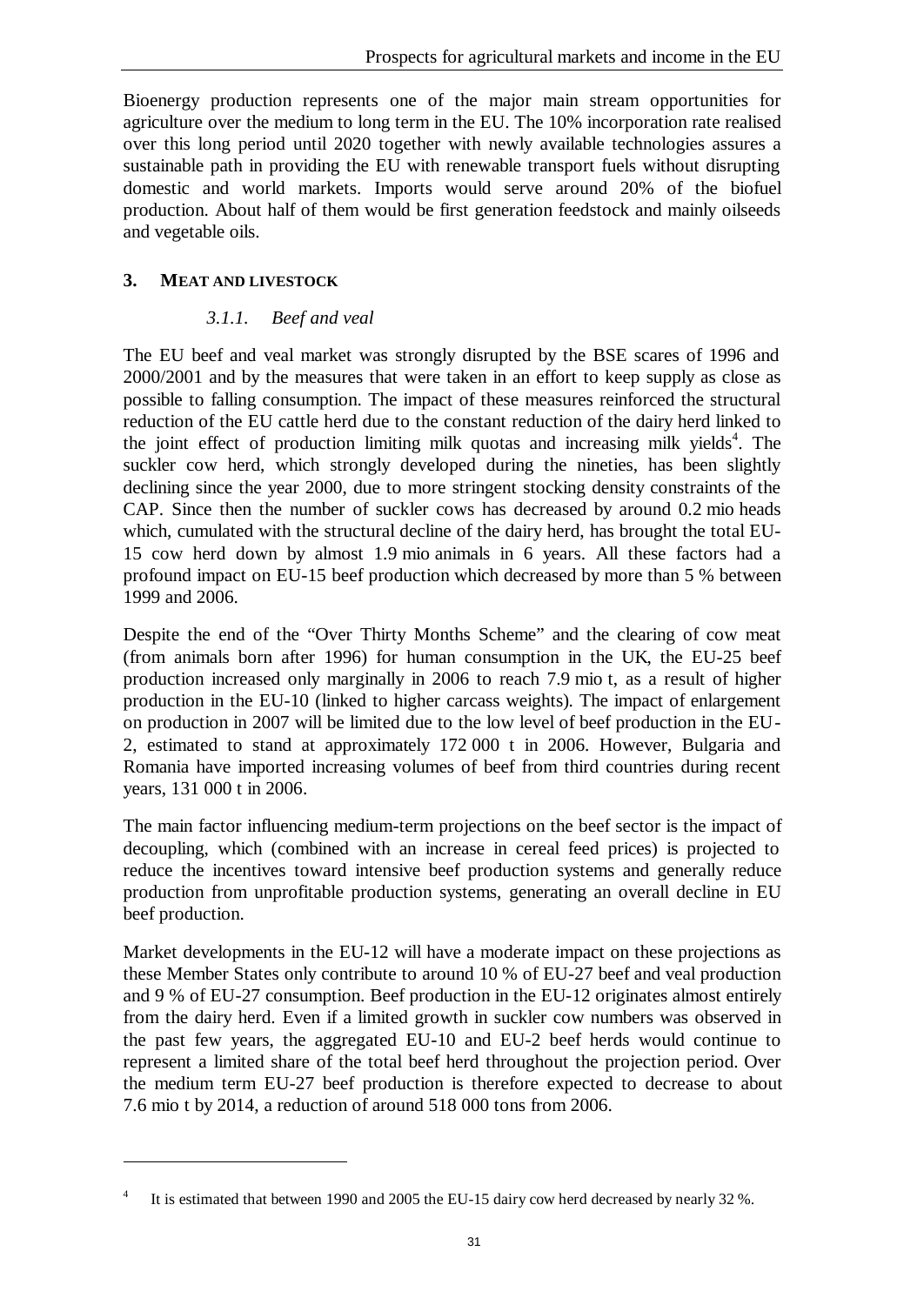Bioenergy production represents one of the major main stream opportunities for agriculture over the medium to long term in the EU. The 10% incorporation rate realised over this long period until 2020 together with newly available technologies assures a sustainable path in providing the EU with renewable transport fuels without disrupting domestic and world markets. Imports would serve around 20% of the biofuel production. About half of them would be first generation feedstock and mainly oilseeds and vegetable oils.

## 3. MEAT AND LIVESTOCK

### *3.1.1. Beef and veal*

The EU beef and veal market was strongly disrupted by the BSE scares of 1996 and 2000/2001 and by the measures that were taken in an effort to keep supply as close as possible to falling consumption. The impact of these measures reinforced the structural reduction of the EU cattle herd due to the constant reduction of the dairy herd linked to the joint effect of production limiting milk quotas and increasing milk yields[4]. The suckler cow herd, which strongly developed during the nineties, has been slightly declining since the year 2000, due to more stringent stocking density constraints of the CAP. Since then the number of suckler cows has decreased by around 0.2 mio heads which, cumulated with the structural decline of the dairy herd, has brought the total EU-15 cow herd down by almost 1.9 mio animals in 6 years. All these factors had a profound impact on EU-15 beef production which decreased by more than 5 % between 1999 and 2006.

Despite the end of the "Over Thirty Months Scheme" and the clearing of cow meat (from animals born after 1996) for human consumption in the UK, the EU-25 beef production increased only marginally in 2006 to reach 7.9 mio t, as a result of higher production in the EU-10 (linked to higher carcass weights). The impact of enlargement on production in 2007 will be limited due to the low level of beef production in the EU-2, estimated to stand at approximately 172 000 t in 2006. However, Bulgaria and Romania have imported increasing volumes of beef from third countries during recent years, 131 000 t in 2006.

The main factor influencing medium-term projections on the beef sector is the impact of decoupling, which (combined with an increase in cereal feed prices) is projected to reduce the incentives toward intensive beef production systems and generally reduce production from unprofitable production systems, generating an overall decline in EU beef production.

Market developments in the EU-12 will have a moderate impact on these projections as these Member States only contribute to around 10 % of EU-27 beef and veal production and 9 % of EU-27 consumption. Beef production in the EU-12 originates almost entirely from the dairy herd. Even if a limited growth in suckler cow numbers was observed in the past few years, the aggregated EU-10 and EU-2 beef herds would continue to represent a limited share of the total beef herd throughout the projection period. Over the medium term EU-27 beef production is therefore expected to decrease to about 7.6 mio t by 2014, a reduction of around 518 000 tons from 2006.

[4] It is estimated that between 1990 and 2005 the EU-15 dairy cow herd decreased by nearly 32 %.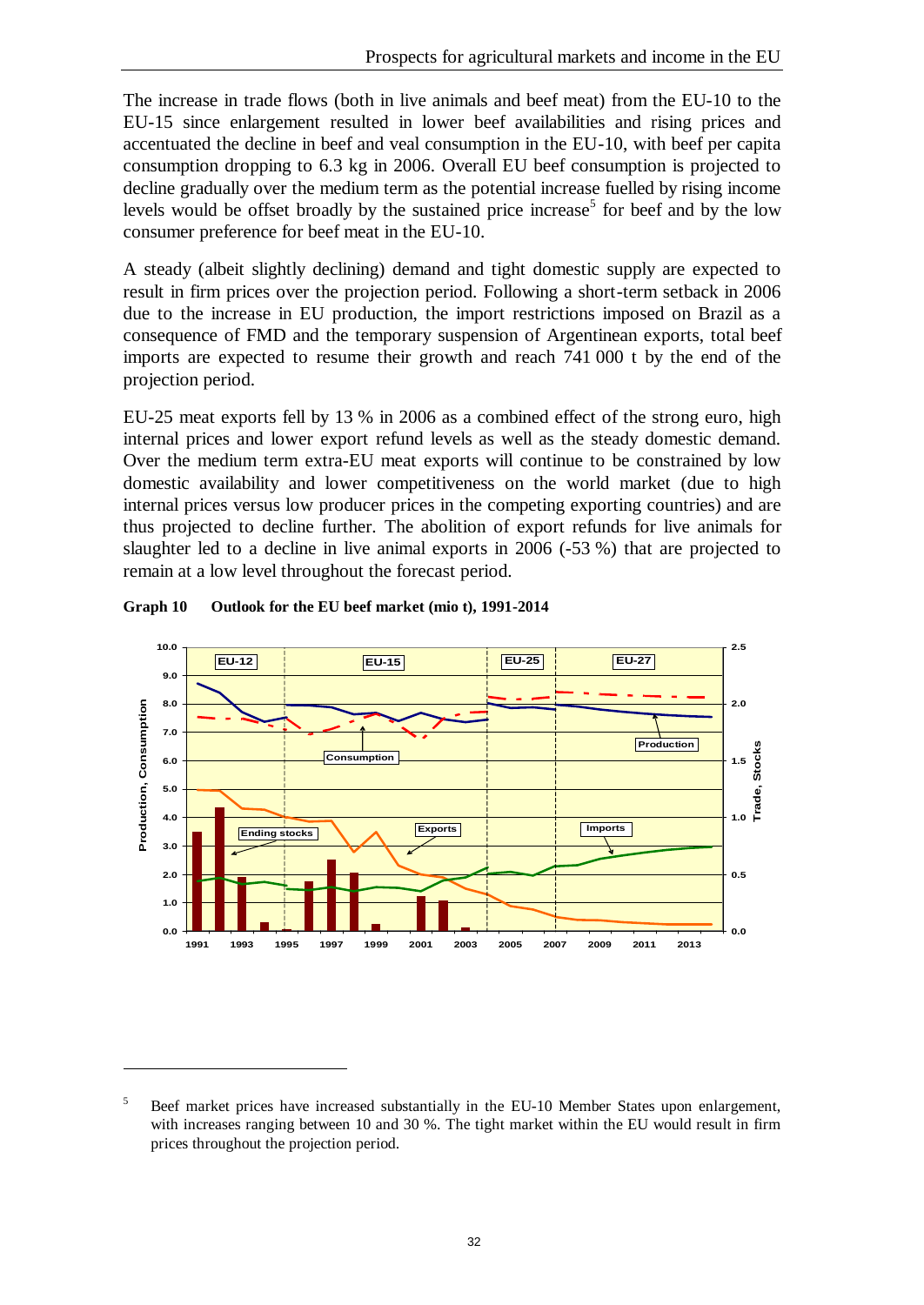The increase in trade flows (both in live animals and beef meat) from the EU-10 to the EU-15 since enlargement resulted in lower beef availabilities and rising prices and accentuated the decline in beef and veal consumption in the EU-10, with beef per capita consumption dropping to 6.3 kg in 2006. Overall EU beef consumption is projected to decline gradually over the medium term as the potential increase fuelled by rising income levels would be offset broadly by the sustained price increase[5] for beef and by the low consumer preference for beef meat in the EU-10.

A steady (albeit slightly declining) demand and tight domestic supply are expected to result in firm prices over the projection period. Following a short-term setback in 2006 due to the increase in EU production, the import restrictions imposed on Brazil as a consequence of FMD and the temporary suspension of Argentinean exports, total beef imports are expected to resume their growth and reach 741 000 t by the end of the projection period.

EU-25 meat exports fell by 13 % in 2006 as a combined effect of the strong euro, high internal prices and lower export refund levels as well as the steady domestic demand. Over the medium term extra-EU meat exports will continue to be constrained by low domestic availability and lower competitiveness on the world market (due to high internal prices versus low producer prices in the competing exporting countries) and are thus projected to decline further. The abolition of export refunds for live animals for slaughter led to a decline in live animal exports in 2006 (-53 %) that are projected to remain at a low level throughout the forecast period.

**Graph 10 Outlook for the EU beef market (mio t), 1991-2014**

[5] Beef market prices have increased substantially in the EU-10 Member States upon enlargement, with increases ranging between 10 and 30 %. The tight market within the EU would result in firm prices throughout the projection period.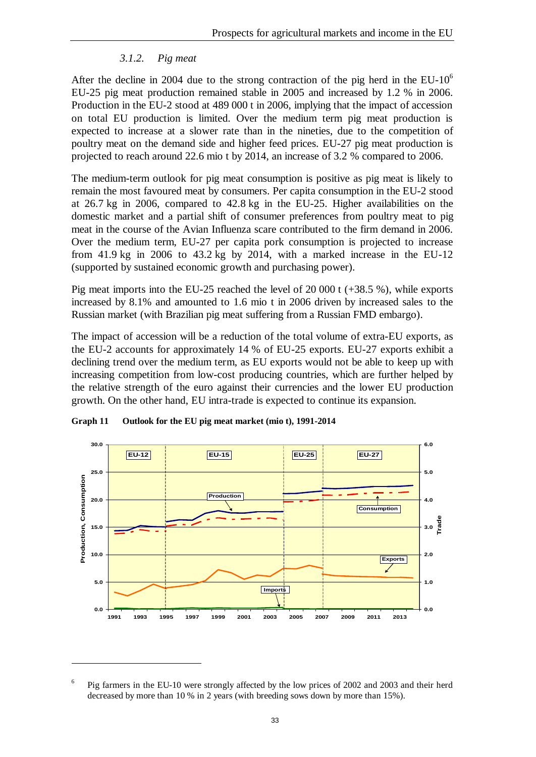### 3.1.2. *Pig meat*

After the decline in 2004 due to the strong contraction of the pig herd in the EU-10[6] EU-25 pig meat production remained stable in 2005 and increased by 1.2 % in 2006. Production in the EU-2 stood at 489 000 t in 2006, implying that the impact of accession on total EU production is limited. Over the medium term pig meat production is expected to increase at a slower rate than in the nineties, due to the competition of poultry meat on the demand side and higher feed prices. EU-27 pig meat production is projected to reach around 22.6 mio t by 2014, an increase of 3.2 % compared to 2006.

The medium-term outlook for pig meat consumption is positive as pig meat is likely to remain the most favoured meat by consumers. Per capita consumption in the EU-2 stood at 26.7 kg in 2006, compared to 42.8 kg in the EU-25. Higher availabilities on the domestic market and a partial shift of consumer preferences from poultry meat to pig meat in the course of the Avian Influenza scare contributed to the firm demand in 2006. Over the medium term, EU-27 per capita pork consumption is projected to increase from 41.9 kg in 2006 to 43.2 kg by 2014, with a marked increase in the EU-12 (supported by sustained economic growth and purchasing power).

Pig meat imports into the EU-25 reached the level of 20 000 t (+38.5 %), while exports increased by 8.1% and amounted to 1.6 mio t in 2006 driven by increased sales to the Russian market (with Brazilian pig meat suffering from a Russian FMD embargo).

The impact of accession will be a reduction of the total volume of extra-EU exports, as the EU-2 accounts for approximately 14 % of EU-25 exports. EU-27 exports exhibit a declining trend over the medium term, as EU exports would not be able to keep up with increasing competition from low-cost producing countries, which are further helped by the relative strength of the euro against their currencies and the lower EU production growth. On the other hand, EU intra-trade is expected to continue its expansion.

**Graph 11 Outlook for the EU pig meat market (mio t), 1991-2014**

[6] Pig farmers in the EU-10 were strongly affected by the low prices of 2002 and 2003 and their herd decreased by more than 10 % in 2 years (with breeding sows down by more than 15%).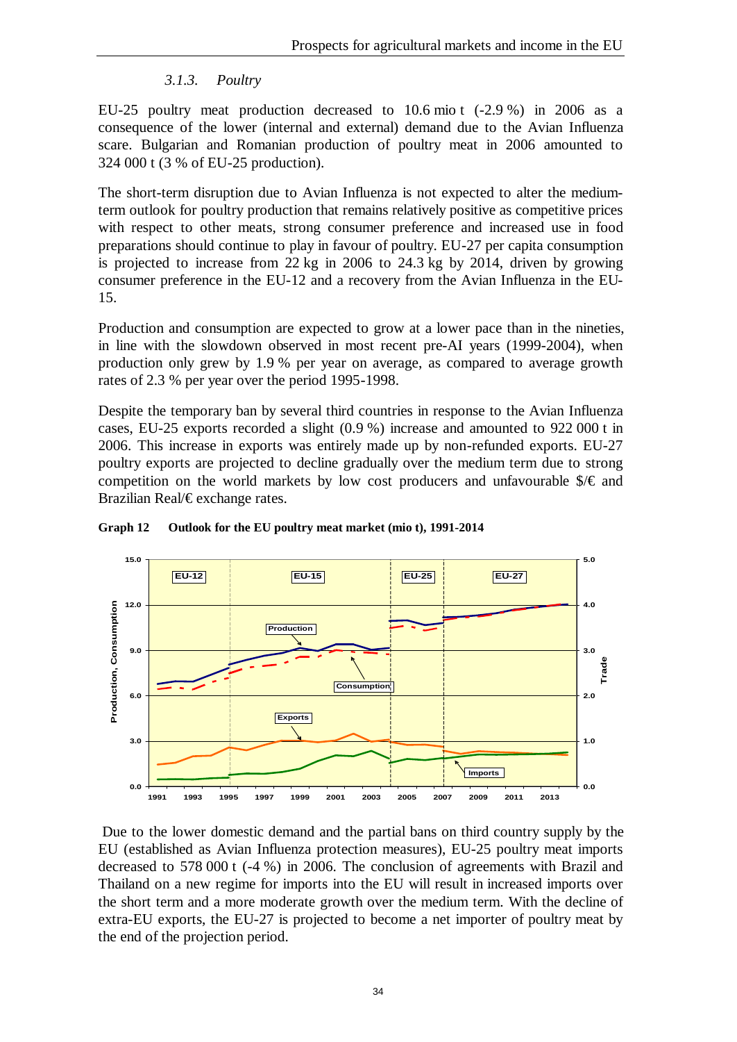### 3.1.3. *Poultry*

EU-25 poultry meat production decreased to 10.6 mio t (-2.9 %) in 2006 as a consequence of the lower (internal and external) demand due to the Avian Influenza scare. Bulgarian and Romanian production of poultry meat in 2006 amounted to 324 000 t (3 % of EU-25 production).

The short-term disruption due to Avian Influenza is not expected to alter the medium-term outlook for poultry production that remains relatively positive as competitive prices with respect to other meats, strong consumer preference and increased use in food preparations should continue to play in favour of poultry. EU-27 per capita consumption is projected to increase from 22 kg in 2006 to 24.3 kg by 2014, driven by growing consumer preference in the EU-12 and a recovery from the Avian Influenza in the EU-15.

Production and consumption are expected to grow at a lower pace than in the nineties, in line with the slowdown observed in most recent pre-AI years (1999-2004), when production only grew by 1.9 % per year on average, as compared to average growth rates of 2.3 % per year over the period 1995-1998.

Despite the temporary ban by several third countries in response to the Avian Influenza cases, EU-25 exports recorded a slight (0.9 %) increase and amounted to 922 000 t in 2006. This increase in exports was entirely made up by non-refunded exports. EU-27 poultry exports are projected to decline gradually over the medium term due to strong competition on the world markets by low cost producers and unfavourable $/€ and Brazilian Real/€ exchange rates.

**Graph 12 Outlook for the EU poultry meat market (mio t), 1991-2014**

Due to the lower domestic demand and the partial bans on third country supply by the EU (established as Avian Influenza protection measures), EU-25 poultry meat imports decreased to 578 000 t (-4 %) in 2006. The conclusion of agreements with Brazil and Thailand on a new regime for imports into the EU will result in increased imports over the short term and a more moderate growth over the medium term. With the decline of extra-EU exports, the EU-27 is projected to become a net importer of poultry meat by the end of the projection period.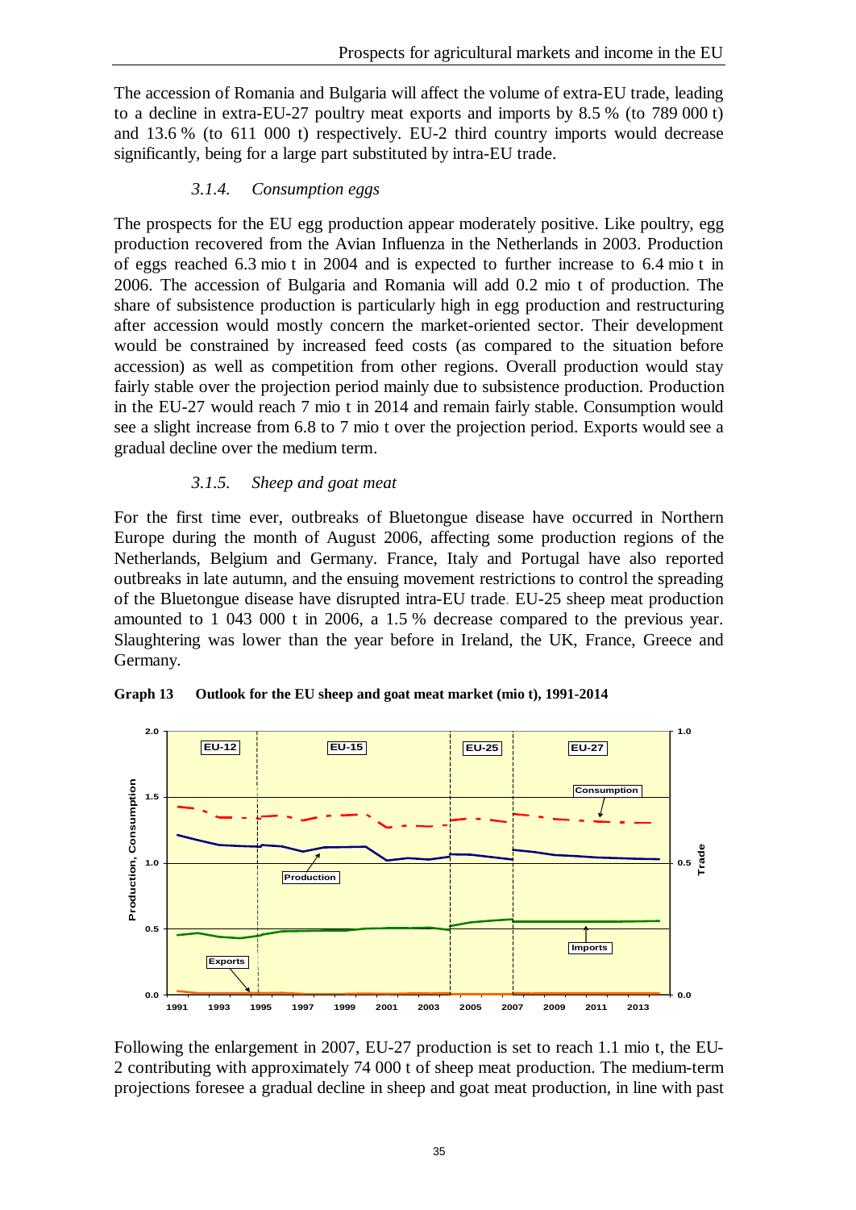The accession of Romania and Bulgaria will affect the volume of extra-EU trade, leading to a decline in extra-EU-27 poultry meat exports and imports by 8.5 % (to 789 000 t) and 13.6 % (to 611 000 t) respectively. EU-2 third country imports would decrease significantly, being for a large part substituted by intra-EU trade.

### *3.1.4. Consumption eggs*

The prospects for the EU egg production appear moderately positive. Like poultry, egg production recovered from the Avian Influenza in the Netherlands in 2003. Production of eggs reached 6.3 mio t in 2004 and is expected to further increase to 6.4 mio t in 2006. The accession of Bulgaria and Romania will add 0.2 mio t of production. The share of subsistence production is particularly high in egg production and restructuring after accession would mostly concern the market-oriented sector. Their development would be constrained by increased feed costs (as compared to the situation before accession) as well as competition from other regions. Overall production would stay fairly stable over the projection period mainly due to subsistence production. Production in the EU-27 would reach 7 mio t in 2014 and remain fairly stable. Consumption would see a slight increase from 6.8 to 7 mio t over the projection period. Exports would see a gradual decline over the medium term.

### *3.1.5. Sheep and goat meat*

For the first time ever, outbreaks of Bluetongue disease have occurred in Northern Europe during the month of August 2006, affecting some production regions of the Netherlands, Belgium and Germany. France, Italy and Portugal have also reported outbreaks in late autumn, and the ensuing movement restrictions to control the spreading of the Bluetongue disease have disrupted intra-EU trade. EU-25 sheep meat production amounted to 1 043 000 t in 2006, a 1.5 % decrease compared to the previous year. Slaughtering was lower than the year before in Ireland, the UK, France, Greece and Germany.

**Graph 13 Outlook for the EU sheep and goat meat market (mio t), 1991-2014**

Following the enlargement in 2007, EU-27 production is set to reach 1.1 mio t, the EU-2 contributing with approximately 74 000 t of sheep meat production. The medium-term projections foresee a gradual decline in sheep and goat meat production, in line with past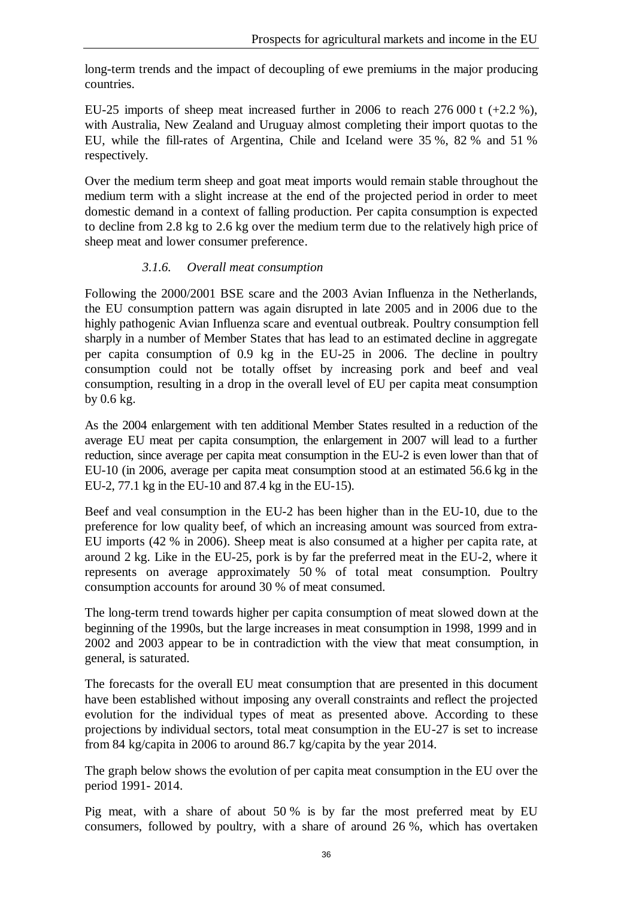long-term trends and the impact of decoupling of ewe premiums in the major producing countries.

EU-25 imports of sheep meat increased further in 2006 to reach 276 000 t (+2.2 %), with Australia, New Zealand and Uruguay almost completing their import quotas to the EU, while the fill-rates of Argentina, Chile and Iceland were 35 %, 82 % and 51 % respectively.

Over the medium term sheep and goat meat imports would remain stable throughout the medium term with a slight increase at the end of the projected period in order to meet domestic demand in a context of falling production. Per capita consumption is expected to decline from 2.8 kg to 2.6 kg over the medium term due to the relatively high price of sheep meat and lower consumer preference.

### *3.1.6. Overall meat consumption*

Following the 2000/2001 BSE scare and the 2003 Avian Influenza in the Netherlands, the EU consumption pattern was again disrupted in late 2005 and in 2006 due to the highly pathogenic Avian Influenza scare and eventual outbreak. Poultry consumption fell sharply in a number of Member States that has lead to an estimated decline in aggregate per capita consumption of 0.9 kg in the EU-25 in 2006. The decline in poultry consumption could not be totally offset by increasing pork and beef and veal consumption, resulting in a drop in the overall level of EU per capita meat consumption by 0.6 kg.

As the 2004 enlargement with ten additional Member States resulted in a reduction of the average EU meat per capita consumption, the enlargement in 2007 will lead to a further reduction, since average per capita meat consumption in the EU-2 is even lower than that of EU-10 (in 2006, average per capita meat consumption stood at an estimated 56.6 kg in the EU-2, 77.1 kg in the EU-10 and 87.4 kg in the EU-15).

Beef and veal consumption in the EU-2 has been higher than in the EU-10, due to the preference for low quality beef, of which an increasing amount was sourced from extra-EU imports (42 % in 2006). Sheep meat is also consumed at a higher per capita rate, at around 2 kg. Like in the EU-25, pork is by far the preferred meat in the EU-2, where it represents on average approximately 50 % of total meat consumption. Poultry consumption accounts for around 30 % of meat consumed.

The long-term trend towards higher per capita consumption of meat slowed down at the beginning of the 1990s, but the large increases in meat consumption in 1998, 1999 and in 2002 and 2003 appear to be in contradiction with the view that meat consumption, in general, is saturated.

The forecasts for the overall EU meat consumption that are presented in this document have been established without imposing any overall constraints and reflect the projected evolution for the individual types of meat as presented above. According to these projections by individual sectors, total meat consumption in the EU-27 is set to increase from 84 kg/capita in 2006 to around 86.7 kg/capita by the year 2014.

The graph below shows the evolution of per capita meat consumption in the EU over the period 1991- 2014.

Pig meat, with a share of about 50 % is by far the most preferred meat by EU consumers, followed by poultry, with a share of around 26 %, which has overtaken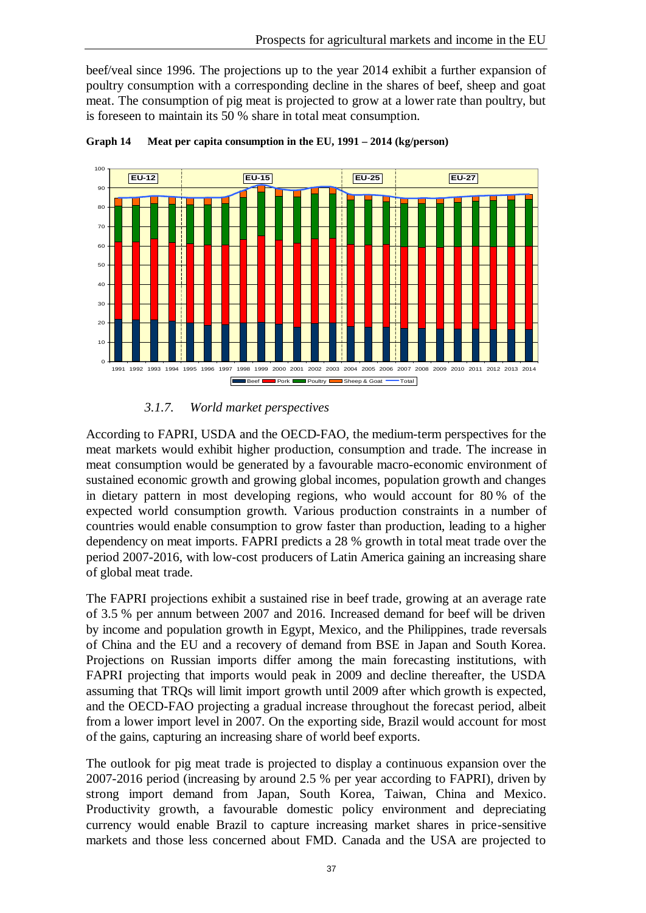beef/veal since 1996. The projections up to the year 2014 exhibit a further expansion of poultry consumption with a corresponding decline in the shares of beef, sheep and goat meat. The consumption of pig meat is projected to grow at a lower rate than poultry, but is foreseen to maintain its 50 % share in total meat consumption.

**Graph 14 Meat per capita consumption in the EU, 1991 – 2014 (kg/person)**

### *3.1.7. World market perspectives*

According to FAPRI, USDA and the OECD-FAO, the medium-term perspectives for the meat markets would exhibit higher production, consumption and trade. The increase in meat consumption would be generated by a favourable macro-economic environment of sustained economic growth and growing global incomes, population growth and changes in dietary pattern in most developing regions, who would account for 80 % of the expected world consumption growth. Various production constraints in a number of countries would enable consumption to grow faster than production, leading to a higher dependency on meat imports. FAPRI predicts a 28 % growth in total meat trade over the period 2007-2016, with low-cost producers of Latin America gaining an increasing share of global meat trade.

The FAPRI projections exhibit a sustained rise in beef trade, growing at an average rate of 3.5 % per annum between 2007 and 2016. Increased demand for beef will be driven by income and population growth in Egypt, Mexico, and the Philippines, trade reversals of China and the EU and a recovery of demand from BSE in Japan and South Korea. Projections on Russian imports differ among the main forecasting institutions, with FAPRI projecting that imports would peak in 2009 and decline thereafter, the USDA assuming that TRQs will limit import growth until 2009 after which growth is expected, and the OECD-FAO projecting a gradual increase throughout the forecast period, albeit from a lower import level in 2007. On the exporting side, Brazil would account for most of the gains, capturing an increasing share of world beef exports.

The outlook for pig meat trade is projected to display a continuous expansion over the 2007-2016 period (increasing by around 2.5 % per year according to FAPRI), driven by strong import demand from Japan, South Korea, Taiwan, China and Mexico. Productivity growth, a favourable domestic policy environment and depreciating currency would enable Brazil to capture increasing market shares in price-sensitive markets and those less concerned about FMD. Canada and the USA are projected to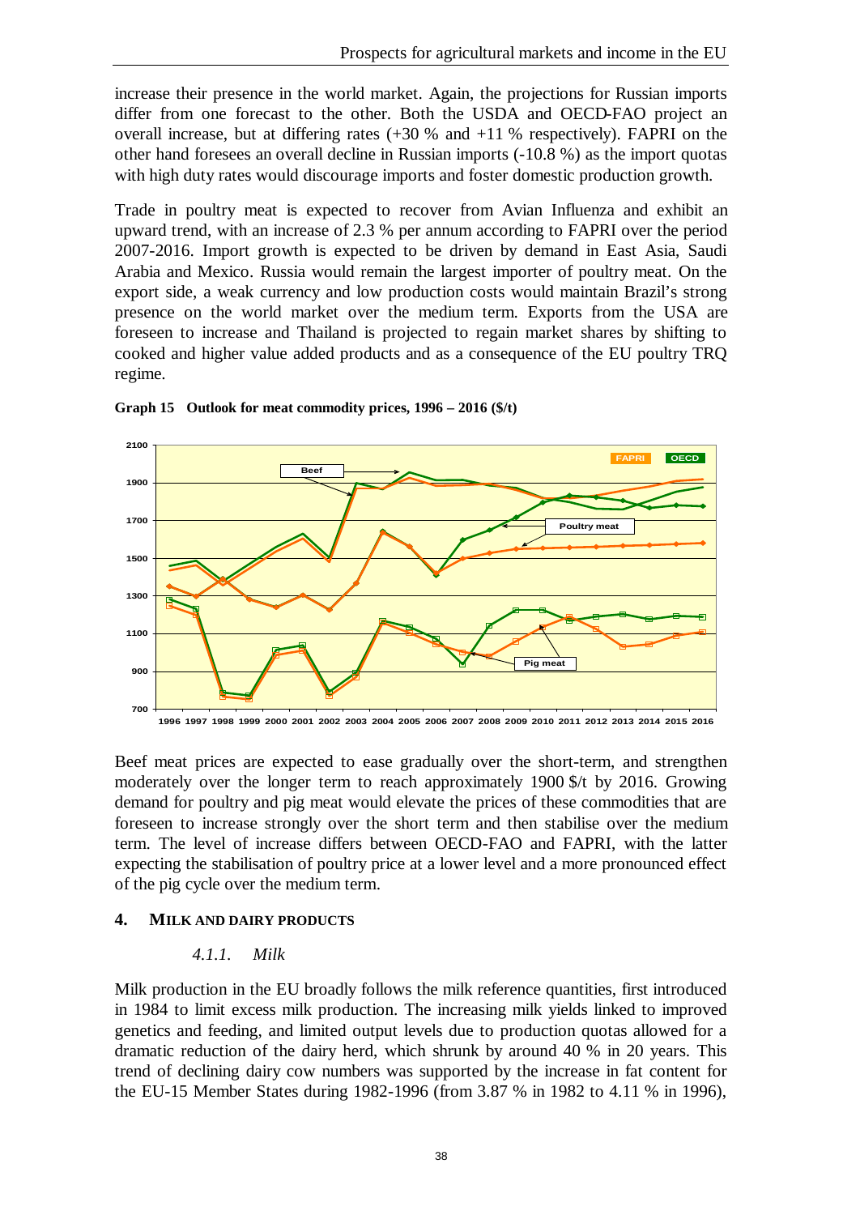increase their presence in the world market. Again, the projections for Russian imports differ from one forecast to the other. Both the USDA and OECD-FAO project an overall increase, but at differing rates (+30 % and +11 % respectively). FAPRI on the other hand foresees an overall decline in Russian imports (-10.8 %) as the import quotas with high duty rates would discourage imports and foster domestic production growth.

Trade in poultry meat is expected to recover from Avian Influenza and exhibit an upward trend, with an increase of 2.3 % per annum according to FAPRI over the period 2007-2016. Import growth is expected to be driven by demand in East Asia, Saudi Arabia and Mexico. Russia would remain the largest importer of poultry meat. On the export side, a weak currency and low production costs would maintain Brazil's strong presence on the world market over the medium term. Exports from the USA are foreseen to increase and Thailand is projected to regain market shares by shifting to cooked and higher value added products and as a consequence of the EU poultry TRQ regime.

**Graph 15 Outlook for meat commodity prices, 1996 – 2016 ($/t)**

Beef meat prices are expected to ease gradually over the short-term, and strengthen moderately over the longer term to reach approximately 1900 $/t by 2016. Growing demand for poultry and pig meat would elevate the prices of these commodities that are foreseen to increase strongly over the short term and then stabilise over the medium term. The level of increase differs between OECD-FAO and FAPRI, with the latter expecting the stabilisation of poultry price at a lower level and a more pronounced effect of the pig cycle over the medium term.

## 4. Milk and dairy products

### *4.1.1. Milk*

Milk production in the EU broadly follows the milk reference quantities, first introduced in 1984 to limit excess milk production. The increasing milk yields linked to improved genetics and feeding, and limited output levels due to production quotas allowed for a dramatic reduction of the dairy herd, which shrunk by around 40 % in 20 years. This trend of declining dairy cow numbers was supported by the increase in fat content for the EU-15 Member States during 1982-1996 (from 3.87 % in 1982 to 4.11 % in 1996),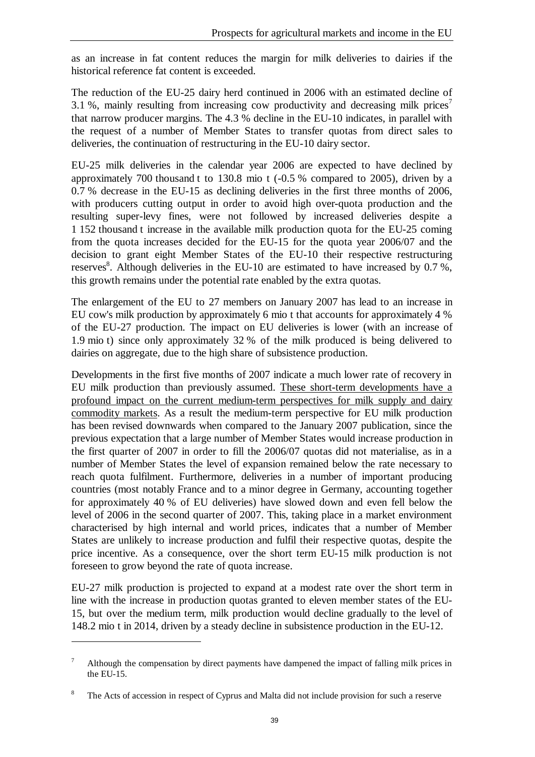as an increase in fat content reduces the margin for milk deliveries to dairies if the historical reference fat content is exceeded.

The reduction of the EU-25 dairy herd continued in 2006 with an estimated decline of 3.1 %, mainly resulting from increasing cow productivity and decreasing milk prices[7] that narrow producer margins. The 4.3 % decline in the EU-10 indicates, in parallel with the request of a number of Member States to transfer quotas from direct sales to deliveries, the continuation of restructuring in the EU-10 dairy sector.

EU-25 milk deliveries in the calendar year 2006 are expected to have declined by approximately 700 thousand t to 130.8 mio t (-0.5 % compared to 2005), driven by a 0.7 % decrease in the EU-15 as declining deliveries in the first three months of 2006, with producers cutting output in order to avoid high over-quota production and the resulting super-levy fines, were not followed by increased deliveries despite a 1 152 thousand t increase in the available milk production quota for the EU-25 coming from the quota increases decided for the EU-15 for the quota year 2006/07 and the decision to grant eight Member States of the EU-10 their respective restructuring reserves[8]. Although deliveries in the EU-10 are estimated to have increased by 0.7 %, this growth remains under the potential rate enabled by the extra quotas.

The enlargement of the EU to 27 members on January 2007 has lead to an increase in EU cow's milk production by approximately 6 mio t that accounts for approximately 4 % of the EU-27 production. The impact on EU deliveries is lower (with an increase of 1.9 mio t) since only approximately 32 % of the milk produced is being delivered to dairies on aggregate, due to the high share of subsistence production.

Developments in the first five months of 2007 indicate a much lower rate of recovery in EU milk production than previously assumed. <u>These short-term developments have a profound impact on the current medium-term perspectives for milk supply and dairy commodity markets</u>. As a result the medium-term perspective for EU milk production has been revised downwards when compared to the January 2007 publication, since the previous expectation that a large number of Member States would increase production in the first quarter of 2007 in order to fill the 2006/07 quotas did not materialise, as in a number of Member States the level of expansion remained below the rate necessary to reach quota fulfilment. Furthermore, deliveries in a number of important producing countries (most notably France and to a minor degree in Germany, accounting together for approximately 40 % of EU deliveries) have slowed down and even fell below the level of 2006 in the second quarter of 2007. This, taking place in a market environment characterised by high internal and world prices, indicates that a number of Member States are unlikely to increase production and fulfil their respective quotas, despite the price incentive. As a consequence, over the short term EU-15 milk production is not foreseen to grow beyond the rate of quota increase.

EU-27 milk production is projected to expand at a modest rate over the short term in line with the increase in production quotas granted to eleven member states of the EU-15, but over the medium term, milk production would decline gradually to the level of 148.2 mio t in 2014, driven by a steady decline in subsistence production in the EU-12.

---

[7] Although the compensation by direct payments have dampened the impact of falling milk prices in the EU-15.

[8] The Acts of accession in respect of Cyprus and Malta did not include provision for such a reserve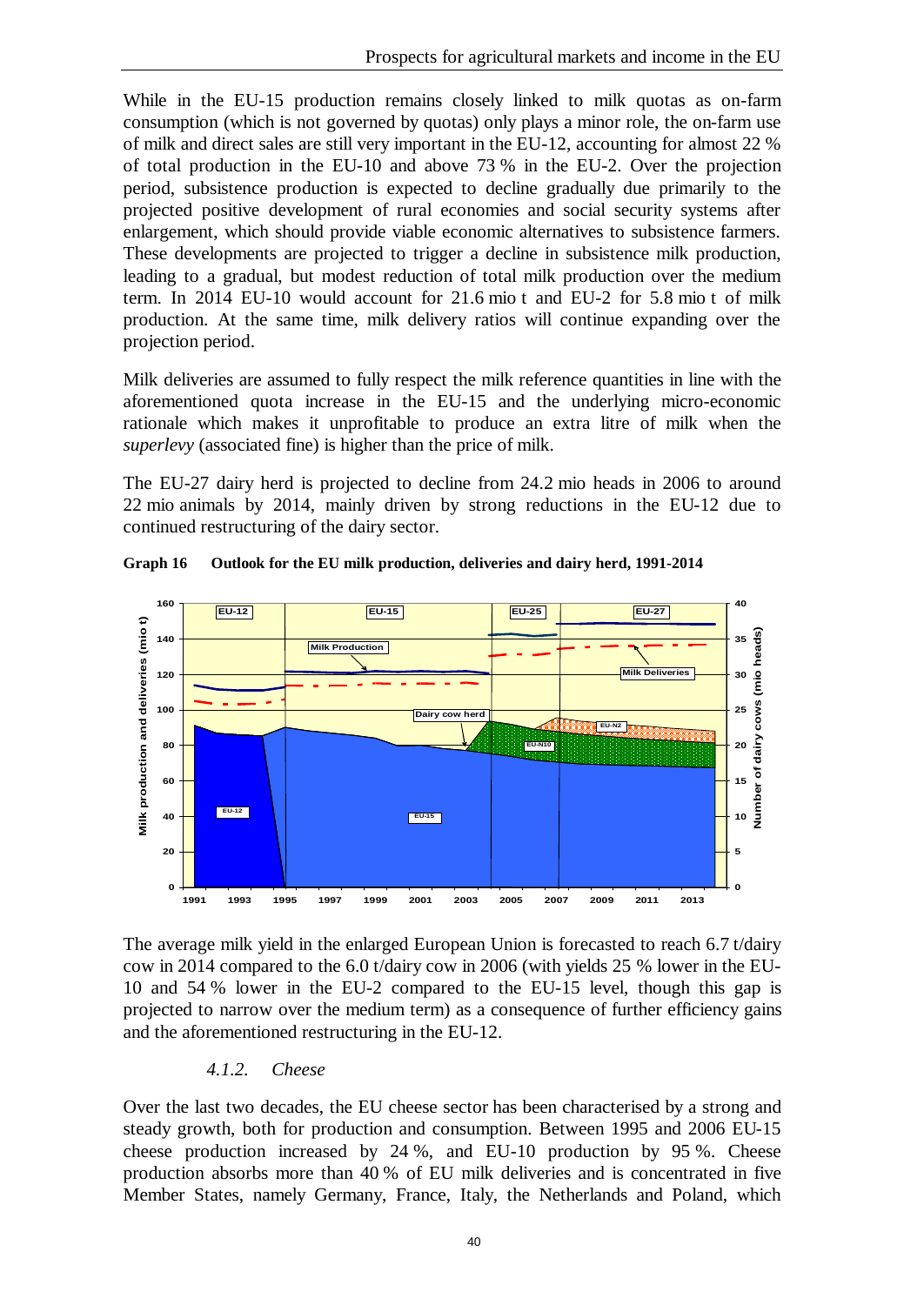While in the EU-15 production remains closely linked to milk quotas as on-farm consumption (which is not governed by quotas) only plays a minor role, the on-farm use of milk and direct sales are still very important in the EU-12, accounting for almost 22 % of total production in the EU-10 and above 73 % in the EU-2. Over the projection period, subsistence production is expected to decline gradually due primarily to the projected positive development of rural economies and social security systems after enlargement, which should provide viable economic alternatives to subsistence farmers. These developments are projected to trigger a decline in subsistence milk production, leading to a gradual, but modest reduction of total milk production over the medium term. In 2014 EU-10 would account for 21.6 mio t and EU-2 for 5.8 mio t of milk production. At the same time, milk delivery ratios will continue expanding over the projection period.

Milk deliveries are assumed to fully respect the milk reference quantities in line with the aforementioned quota increase in the EU-15 and the underlying micro-economic rationale which makes it unprofitable to produce an extra litre of milk when the *superlevy* (associated fine) is higher than the price of milk.

The EU-27 dairy herd is projected to decline from 24.2 mio heads in 2006 to around 22 mio animals by 2014, mainly driven by strong reductions in the EU-12 due to continued restructuring of the dairy sector.

**Graph 16 Outlook for the EU milk production, deliveries and dairy herd, 1991-2014**

The average milk yield in the enlarged European Union is forecasted to reach 6.7 t/dairy cow in 2014 compared to the 6.0 t/dairy cow in 2006 (with yields 25 % lower in the EU-10 and 54 % lower in the EU-2 compared to the EU-15 level, though this gap is projected to narrow over the medium term) as a consequence of further efficiency gains and the aforementioned restructuring in the EU-12.

### *4.1.2. Cheese*

Over the last two decades, the EU cheese sector has been characterised by a strong and steady growth, both for production and consumption. Between 1995 and 2006 EU-15 cheese production increased by 24 %, and EU-10 production by 95 %. Cheese production absorbs more than 40 % of EU milk deliveries and is concentrated in five Member States, namely Germany, France, Italy, the Netherlands and Poland, which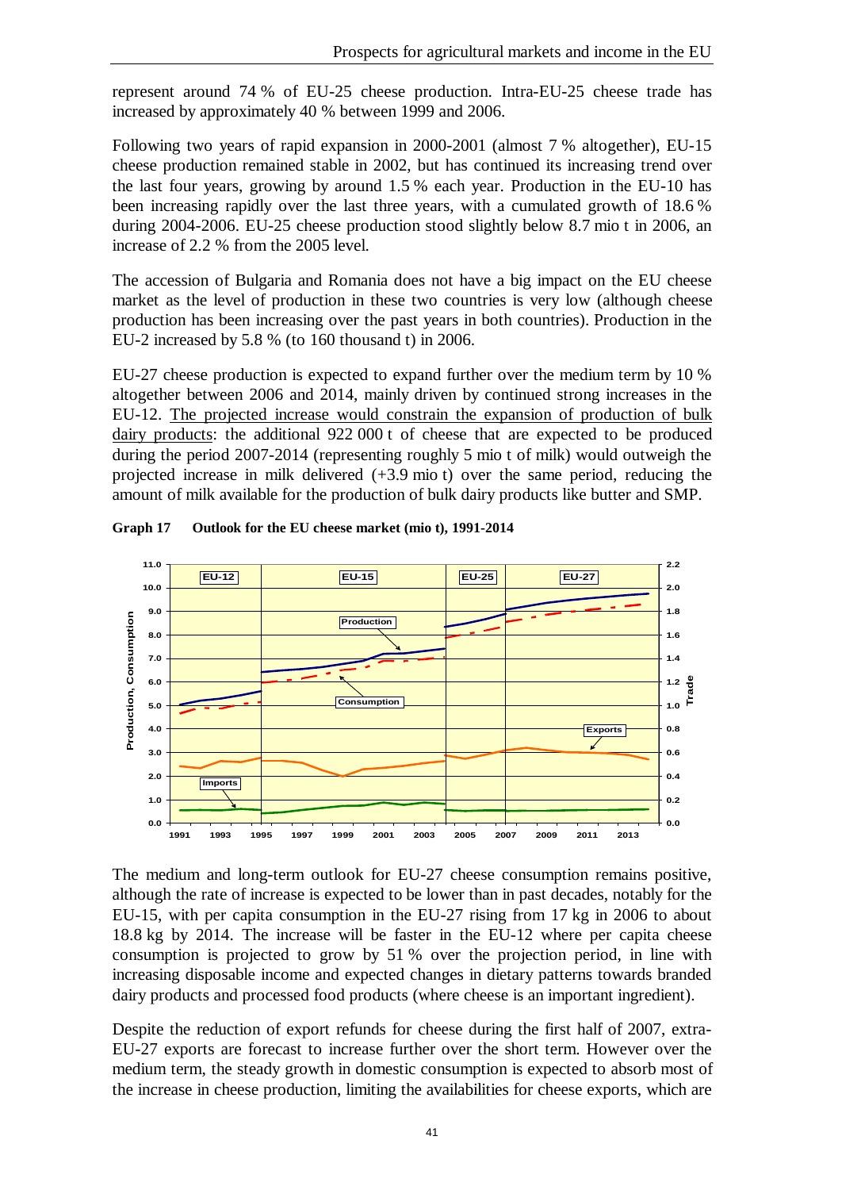represent around 74 % of EU-25 cheese production. Intra-EU-25 cheese trade has increased by approximately 40 % between 1999 and 2006.

Following two years of rapid expansion in 2000-2001 (almost 7 % altogether), EU-15 cheese production remained stable in 2002, but has continued its increasing trend over the last four years, growing by around 1.5 % each year. Production in the EU-10 has been increasing rapidly over the last three years, with a cumulated growth of 18.6 % during 2004-2006. EU-25 cheese production stood slightly below 8.7 mio t in 2006, an increase of 2.2 % from the 2005 level.

The accession of Bulgaria and Romania does not have a big impact on the EU cheese market as the level of production in these two countries is very low (although cheese production has been increasing over the past years in both countries). Production in the EU-2 increased by 5.8 % (to 160 thousand t) in 2006.

EU-27 cheese production is expected to expand further over the medium term by 10 % altogether between 2006 and 2014, mainly driven by continued strong increases in the EU-12. The projected increase would constrain the expansion of production of bulk dairy products: the additional 922 000 t of cheese that are expected to be produced during the period 2007-2014 (representing roughly 5 mio t of milk) would outweigh the projected increase in milk delivered (+3.9 mio t) over the same period, reducing the amount of milk available for the production of bulk dairy products like butter and SMP.

**Graph 17 Outlook for the EU cheese market (mio t), 1991-2014**

The medium and long-term outlook for EU-27 cheese consumption remains positive, although the rate of increase is expected to be lower than in past decades, notably for the EU-15, with per capita consumption in the EU-27 rising from 17 kg in 2006 to about 18.8 kg by 2014. The increase will be faster in the EU-12 where per capita cheese consumption is projected to grow by 51 % over the projection period, in line with increasing disposable income and expected changes in dietary patterns towards branded dairy products and processed food products (where cheese is an important ingredient).

Despite the reduction of export refunds for cheese during the first half of 2007, extra-EU-27 exports are forecast to increase further over the short term. However over the medium term, the steady growth in domestic consumption is expected to absorb most of the increase in cheese production, limiting the availabilities for cheese exports, which are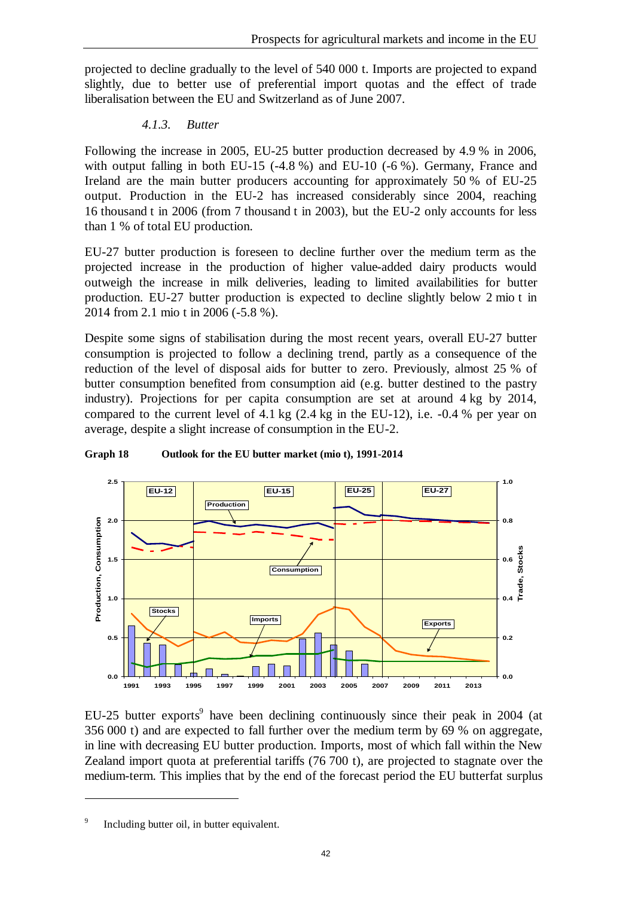projected to decline gradually to the level of 540 000 t. Imports are projected to expand slightly, due to better use of preferential import quotas and the effect of trade liberalisation between the EU and Switzerland as of June 2007.

### *4.1.3. Butter*

Following the increase in 2005, EU-25 butter production decreased by 4.9 % in 2006, with output falling in both EU-15 (-4.8 %) and EU-10 (-6 %). Germany, France and Ireland are the main butter producers accounting for approximately 50 % of EU-25 output. Production in the EU-2 has increased considerably since 2004, reaching 16 thousand t in 2006 (from 7 thousand t in 2003), but the EU-2 only accounts for less than 1 % of total EU production.

EU-27 butter production is foreseen to decline further over the medium term as the projected increase in the production of higher value-added dairy products would outweigh the increase in milk deliveries, leading to limited availabilities for butter production. EU-27 butter production is expected to decline slightly below 2 mio t in 2014 from 2.1 mio t in 2006 (-5.8 %).

Despite some signs of stabilisation during the most recent years, overall EU-27 butter consumption is projected to follow a declining trend, partly as a consequence of the reduction of the level of disposal aids for butter to zero. Previously, almost 25 % of butter consumption benefited from consumption aid (e.g. butter destined to the pastry industry). Projections for per capita consumption are set at around 4 kg by 2014, compared to the current level of 4.1 kg (2.4 kg in the EU-12), i.e. -0.4 % per year on average, despite a slight increase of consumption in the EU-2.

**Graph 18 Outlook for the EU butter market (mio t), 1991-2014**

EU-25 butter exports[9] have been declining continuously since their peak in 2004 (at 356 000 t) and are expected to fall further over the medium term by 69 % on aggregate, in line with decreasing EU butter production. Imports, most of which fall within the New Zealand import quota at preferential tariffs (76 700 t), are projected to stagnate over the medium-term. This implies that by the end of the forecast period the EU butterfat surplus

[9] Including butter oil, in butter equivalent.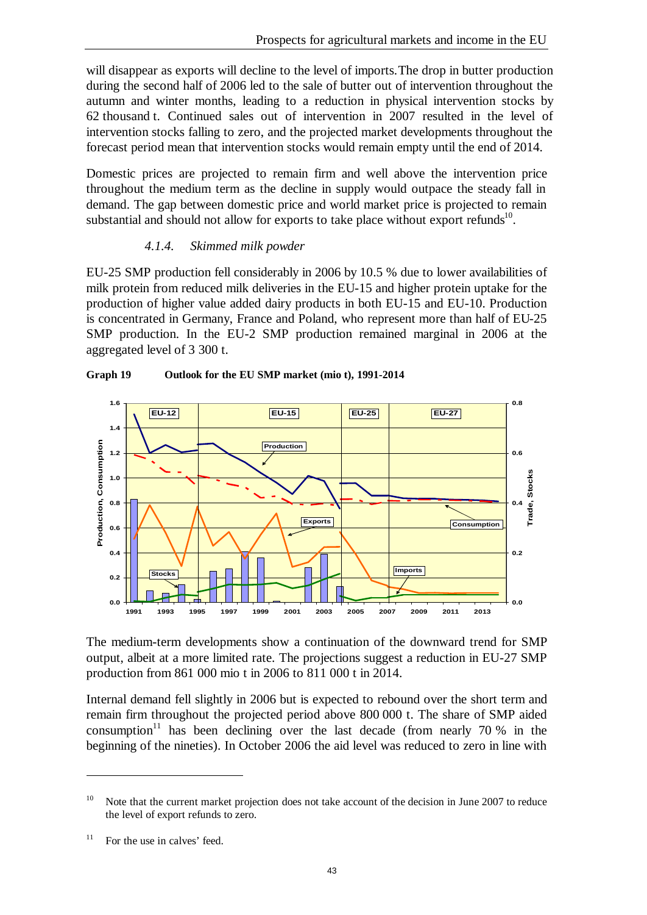will disappear as exports will decline to the level of imports.The drop in butter production during the second half of 2006 led to the sale of butter out of intervention throughout the autumn and winter months, leading to a reduction in physical intervention stocks by 62 thousand t. Continued sales out of intervention in 2007 resulted in the level of intervention stocks falling to zero, and the projected market developments throughout the forecast period mean that intervention stocks would remain empty until the end of 2014.

Domestic prices are projected to remain firm and well above the intervention price throughout the medium term as the decline in supply would outpace the steady fall in demand. The gap between domestic price and world market price is projected to remain substantial and should not allow for exports to take place without export refunds[10].

#### *4.1.4. Skimmed milk powder*

EU-25 SMP production fell considerably in 2006 by 10.5 % due to lower availabilities of milk protein from reduced milk deliveries in the EU-15 and higher protein uptake for the production of higher value added dairy products in both EU-15 and EU-10. Production is concentrated in Germany, France and Poland, who represent more than half of EU-25 SMP production. In the EU-2 SMP production remained marginal in 2006 at the aggregated level of 3 300 t.

**Graph 19 Outlook for the EU SMP market (mio t), 1991-2014**

The medium-term developments show a continuation of the downward trend for SMP output, albeit at a more limited rate. The projections suggest a reduction in EU-27 SMP production from 861 000 mio t in 2006 to 811 000 t in 2014.

Internal demand fell slightly in 2006 but is expected to rebound over the short term and remain firm throughout the projected period above 800 000 t. The share of SMP aided consumption[11] has been declining over the last decade (from nearly 70 % in the beginning of the nineties). In October 2006 the aid level was reduced to zero in line with

[10] Note that the current market projection does not take account of the decision in June 2007 to reduce the level of export refunds to zero.

[11] For the use in calves' feed.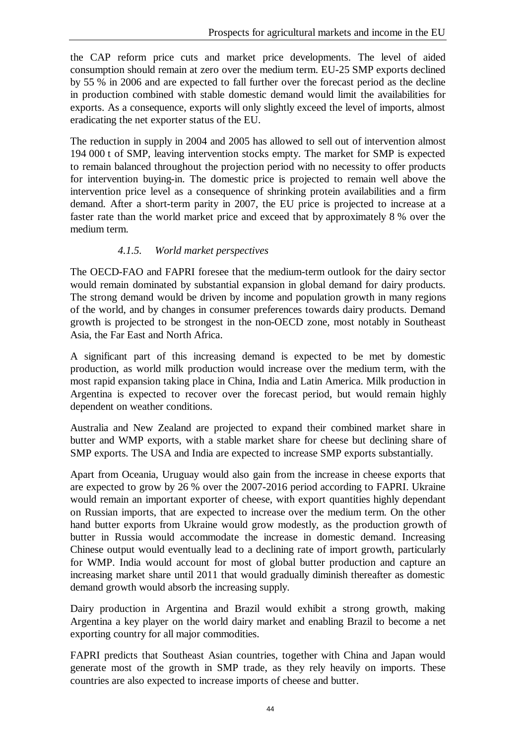the CAP reform price cuts and market price developments. The level of aided consumption should remain at zero over the medium term. EU-25 SMP exports declined by 55 % in 2006 and are expected to fall further over the forecast period as the decline in production combined with stable domestic demand would limit the availabilities for exports. As a consequence, exports will only slightly exceed the level of imports, almost eradicating the net exporter status of the EU.

The reduction in supply in 2004 and 2005 has allowed to sell out of intervention almost 194 000 t of SMP, leaving intervention stocks empty. The market for SMP is expected to remain balanced throughout the projection period with no necessity to offer products for intervention buying-in. The domestic price is projected to remain well above the intervention price level as a consequence of shrinking protein availabilities and a firm demand. After a short-term parity in 2007, the EU price is projected to increase at a faster rate than the world market price and exceed that by approximately 8 % over the medium term.

#### *4.1.5. World market perspectives*

The OECD-FAO and FAPRI foresee that the medium-term outlook for the dairy sector would remain dominated by substantial expansion in global demand for dairy products. The strong demand would be driven by income and population growth in many regions of the world, and by changes in consumer preferences towards dairy products. Demand growth is projected to be strongest in the non-OECD zone, most notably in Southeast Asia, the Far East and North Africa.

A significant part of this increasing demand is expected to be met by domestic production, as world milk production would increase over the medium term, with the most rapid expansion taking place in China, India and Latin America. Milk production in Argentina is expected to recover over the forecast period, but would remain highly dependent on weather conditions.

Australia and New Zealand are projected to expand their combined market share in butter and WMP exports, with a stable market share for cheese but declining share of SMP exports. The USA and India are expected to increase SMP exports substantially.

Apart from Oceania, Uruguay would also gain from the increase in cheese exports that are expected to grow by 26 % over the 2007-2016 period according to FAPRI. Ukraine would remain an important exporter of cheese, with export quantities highly dependant on Russian imports, that are expected to increase over the medium term. On the other hand butter exports from Ukraine would grow modestly, as the production growth of butter in Russia would accommodate the increase in domestic demand. Increasing Chinese output would eventually lead to a declining rate of import growth, particularly for WMP. India would account for most of global butter production and capture an increasing market share until 2011 that would gradually diminish thereafter as domestic demand growth would absorb the increasing supply.

Dairy production in Argentina and Brazil would exhibit a strong growth, making Argentina a key player on the world dairy market and enabling Brazil to become a net exporting country for all major commodities.

FAPRI predicts that Southeast Asian countries, together with China and Japan would generate most of the growth in SMP trade, as they rely heavily on imports. These countries are also expected to increase imports of cheese and butter.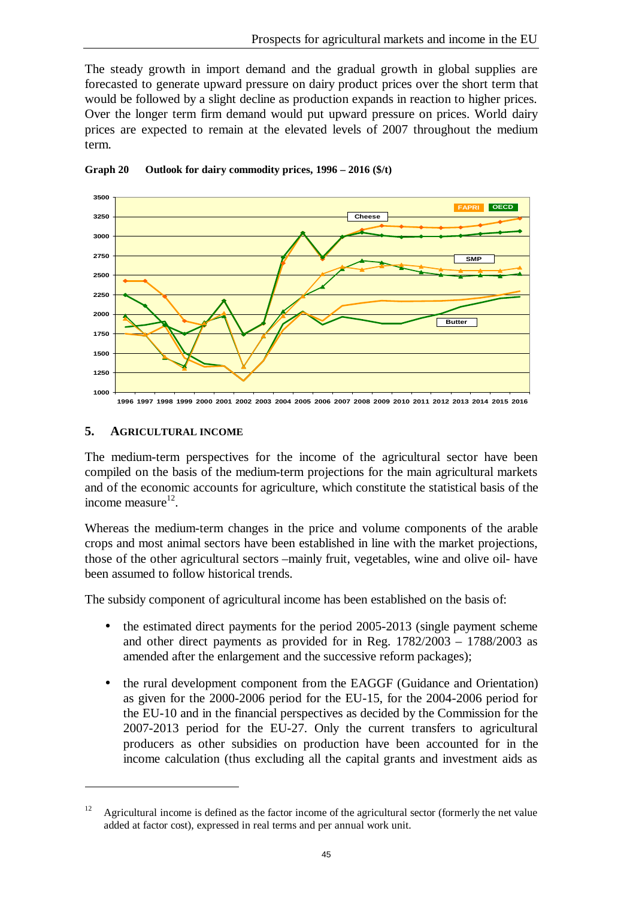The steady growth in import demand and the gradual growth in global supplies are forecasted to generate upward pressure on dairy product prices over the short term that would be followed by a slight decline as production expands in reaction to higher prices. Over the longer term firm demand would put upward pressure on prices. World dairy prices are expected to remain at the elevated levels of 2007 throughout the medium term.

**Graph 20 Outlook for dairy commodity prices, 1996 – 2016 ($/t)**

## 5. AGRICULTURAL INCOME

The medium-term perspectives for the income of the agricultural sector have been compiled on the basis of the medium-term projections for the main agricultural markets and of the economic accounts for agriculture, which constitute the statistical basis of the income measure[12].

Whereas the medium-term changes in the price and volume components of the arable crops and most animal sectors have been established in line with the market projections, those of the other agricultural sectors –mainly fruit, vegetables, wine and olive oil- have been assumed to follow historical trends.

The subsidy component of agricultural income has been established on the basis of:

- the estimated direct payments for the period 2005-2013 (single payment scheme and other direct payments as provided for in Reg. 1782/2003 – 1788/2003 as amended after the enlargement and the successive reform packages);
- the rural development component from the EAGGF (Guidance and Orientation) as given for the 2000-2006 period for the EU-15, for the 2004-2006 period for the EU-10 and in the financial perspectives as decided by the Commission for the 2007-2013 period for the EU-27. Only the current transfers to agricultural producers as other subsidies on production have been accounted for in the income calculation (thus excluding all the capital grants and investment aids as

[12] Agricultural income is defined as the factor income of the agricultural sector (formerly the net value added at factor cost), expressed in real terms and per annual work unit.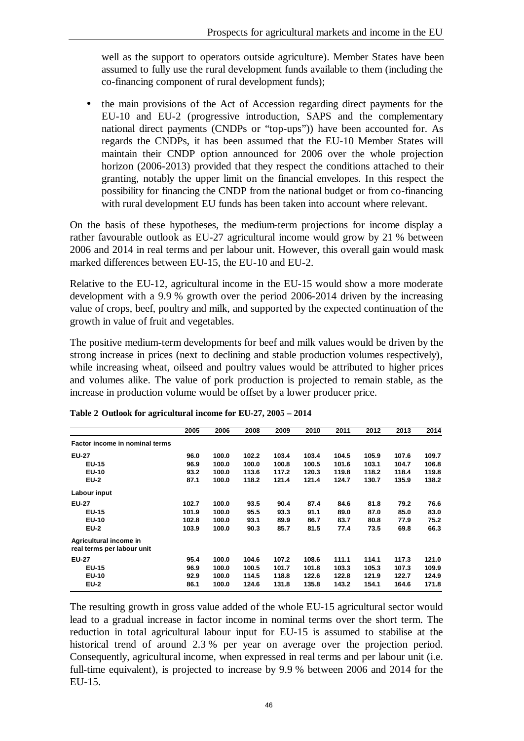well as the support to operators outside agriculture). Member States have been assumed to fully use the rural development funds available to them (including the co-financing component of rural development funds);

- the main provisions of the Act of Accession regarding direct payments for the EU-10 and EU-2 (progressive introduction, SAPS and the complementary national direct payments (CNDPs or "top-ups")) have been accounted for. As regards the CNDPs, it has been assumed that the EU-10 Member States will maintain their CNDP option announced for 2006 over the whole projection horizon (2006-2013) provided that they respect the conditions attached to their granting, notably the upper limit on the financial envelopes. In this respect the possibility for financing the CNDP from the national budget or from co-financing with rural development EU funds has been taken into account where relevant.

On the basis of these hypotheses, the medium-term projections for income display a rather favourable outlook as EU-27 agricultural income would grow by 21 % between 2006 and 2014 in real terms and per labour unit. However, this overall gain would mask marked differences between EU-15, the EU-10 and EU-2.

Relative to the EU-12, agricultural income in the EU-15 would show a more moderate development with a 9.9 % growth over the period 2006-2014 driven by the increasing value of crops, beef, poultry and milk, and supported by the expected continuation of the growth in value of fruit and vegetables.

The positive medium-term developments for beef and milk values would be driven by the strong increase in prices (next to declining and stable production volumes respectively), while increasing wheat, oilseed and poultry values would be attributed to higher prices and volumes alike. The value of pork production is projected to remain stable, as the increase in production volume would be offset by a lower producer price.

**Table 2 Outlook for agricultural income for EU-27, 2005 – 2014**

| | 2005 | 2006 | 2008 | 2009 | 2010 | 2011 | 2012 | 2013 | 2014 |
|---|---|---|---|---|---|---|---|---|---|
| **Factor income in nominal terms** | | | | | | | | | |
| **EU-27** | 96.0 | 100.0 | 102.2 | 103.4 | 103.4 | 104.5 | 105.9 | 107.6 | 109.7 |
| **EU-15** | 96.9 | 100.0 | 100.0 | 100.8 | 100.5 | 101.6 | 103.1 | 104.7 | 106.8 |
| **EU-10** | 93.2 | 100.0 | 113.6 | 117.2 | 120.3 | 119.8 | 118.2 | 118.4 | 119.8 |
| **EU-2** | 87.1 | 100.0 | 118.2 | 121.4 | 121.4 | 124.7 | 130.7 | 135.9 | 138.2 |
| **Labour input** | | | | | | | | | |
| **EU-27** | 102.7 | 100.0 | 93.5 | 90.4 | 87.4 | 84.6 | 81.8 | 79.2 | 76.6 |
| **EU-15** | 101.9 | 100.0 | 95.5 | 93.3 | 91.1 | 89.0 | 87.0 | 85.0 | 83.0 |
| **EU-10** | 102.8 | 100.0 | 93.1 | 89.9 | 86.7 | 83.7 | 80.8 | 77.9 | 75.2 |
| **EU-2** | 103.9 | 100.0 | 90.3 | 85.7 | 81.5 | 77.4 | 73.5 | 69.8 | 66.3 |
| **Agricultural income in real terms per labour unit** | | | | | | | | | |
| **EU-27** | 95.4 | 100.0 | 104.6 | 107.2 | 108.6 | 111.1 | 114.1 | 117.3 | 121.0 |
| **EU-15** | 96.9 | 100.0 | 100.5 | 101.7 | 101.8 | 103.3 | 105.3 | 107.3 | 109.9 |
| **EU-10** | 92.9 | 100.0 | 114.5 | 118.8 | 122.6 | 122.8 | 121.9 | 122.7 | 124.9 |
| **EU-2** | 86.1 | 100.0 | 124.6 | 131.8 | 135.8 | 143.2 | 154.1 | 164.6 | 171.8 |

The resulting growth in gross value added of the whole EU-15 agricultural sector would lead to a gradual increase in factor income in nominal terms over the short term. The reduction in total agricultural labour input for EU-15 is assumed to stabilise at the historical trend of around 2.3 % per year on average over the projection period. Consequently, agricultural income, when expressed in real terms and per labour unit (i.e. full-time equivalent), is projected to increase by 9.9 % between 2006 and 2014 for the EU-15.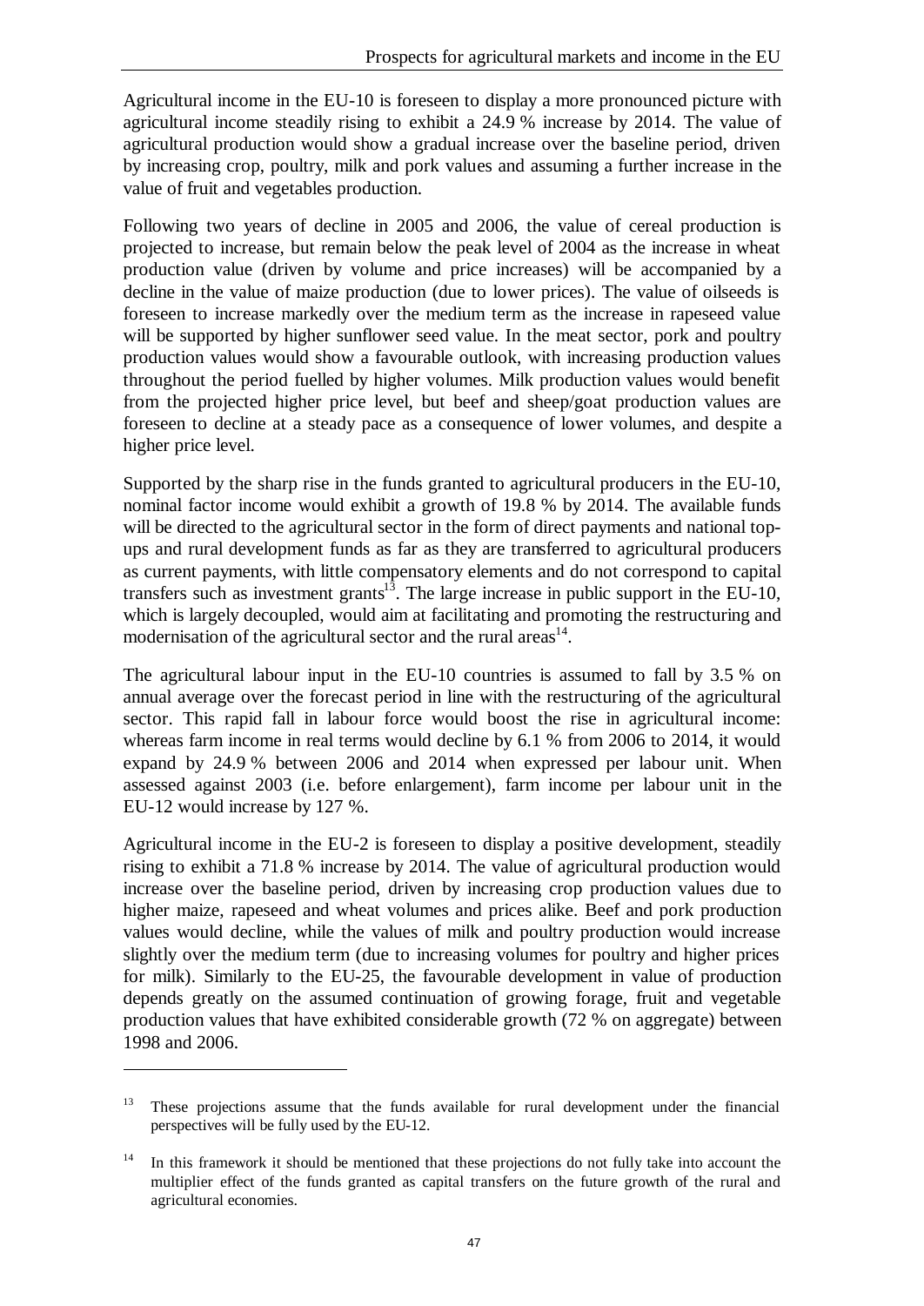Agricultural income in the EU-10 is foreseen to display a more pronounced picture with agricultural income steadily rising to exhibit a 24.9 % increase by 2014. The value of agricultural production would show a gradual increase over the baseline period, driven by increasing crop, poultry, milk and pork values and assuming a further increase in the value of fruit and vegetables production.

Following two years of decline in 2005 and 2006, the value of cereal production is projected to increase, but remain below the peak level of 2004 as the increase in wheat production value (driven by volume and price increases) will be accompanied by a decline in the value of maize production (due to lower prices). The value of oilseeds is foreseen to increase markedly over the medium term as the increase in rapeseed value will be supported by higher sunflower seed value. In the meat sector, pork and poultry production values would show a favourable outlook, with increasing production values throughout the period fuelled by higher volumes. Milk production values would benefit from the projected higher price level, but beef and sheep/goat production values are foreseen to decline at a steady pace as a consequence of lower volumes, and despite a higher price level.

Supported by the sharp rise in the funds granted to agricultural producers in the EU-10, nominal factor income would exhibit a growth of 19.8 % by 2014. The available funds will be directed to the agricultural sector in the form of direct payments and national top-ups and rural development funds as far as they are transferred to agricultural producers as current payments, with little compensatory elements and do not correspond to capital transfers such as investment grants[13]. The large increase in public support in the EU-10, which is largely decoupled, would aim at facilitating and promoting the restructuring and modernisation of the agricultural sector and the rural areas[14].

The agricultural labour input in the EU-10 countries is assumed to fall by 3.5 % on annual average over the forecast period in line with the restructuring of the agricultural sector. This rapid fall in labour force would boost the rise in agricultural income: whereas farm income in real terms would decline by 6.1 % from 2006 to 2014, it would expand by 24.9 % between 2006 and 2014 when expressed per labour unit. When assessed against 2003 (i.e. before enlargement), farm income per labour unit in the EU-12 would increase by 127 %.

Agricultural income in the EU-2 is foreseen to display a positive development, steadily rising to exhibit a 71.8 % increase by 2014. The value of agricultural production would increase over the baseline period, driven by increasing crop production values due to higher maize, rapeseed and wheat volumes and prices alike. Beef and pork production values would decline, while the values of milk and poultry production would increase slightly over the medium term (due to increasing volumes for poultry and higher prices for milk). Similarly to the EU-25, the favourable development in value of production depends greatly on the assumed continuation of growing forage, fruit and vegetable production values that have exhibited considerable growth (72 % on aggregate) between 1998 and 2006.

---

[13] These projections assume that the funds available for rural development under the financial perspectives will be fully used by the EU-12.

[14] In this framework it should be mentioned that these projections do not fully take into account the multiplier effect of the funds granted as capital transfers on the future growth of the rural and agricultural economies.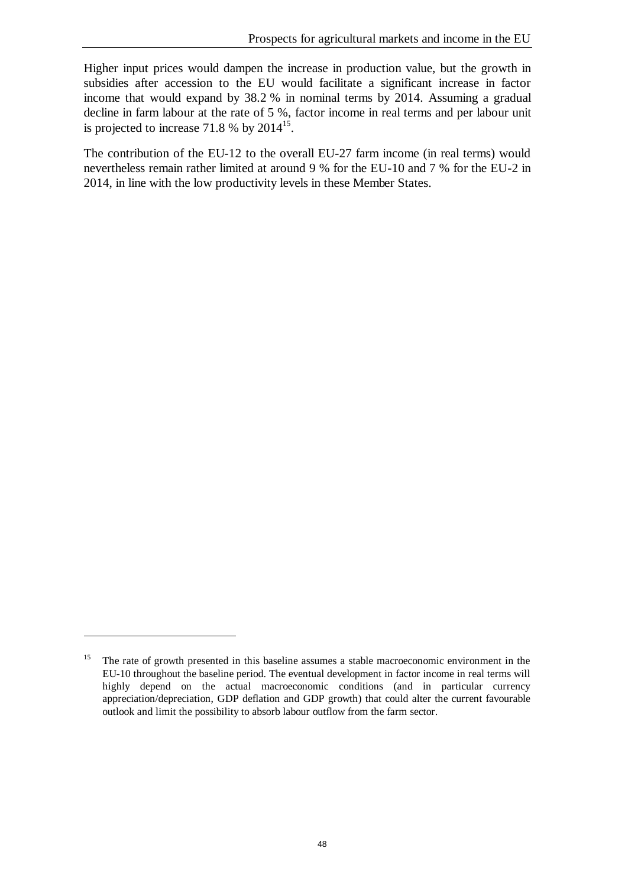Higher input prices would dampen the increase in production value, but the growth in subsidies after accession to the EU would facilitate a significant increase in factor income that would expand by 38.2 % in nominal terms by 2014. Assuming a gradual decline in farm labour at the rate of 5 %, factor income in real terms and per labour unit is projected to increase 71.8 % by 2014[15].

The contribution of the EU-12 to the overall EU-27 farm income (in real terms) would nevertheless remain rather limited at around 9 % for the EU-10 and 7 % for the EU-2 in 2014, in line with the low productivity levels in these Member States.

---

[15] The rate of growth presented in this baseline assumes a stable macroeconomic environment in the EU-10 throughout the baseline period. The eventual development in factor income in real terms will highly depend on the actual macroeconomic conditions (and in particular currency appreciation/depreciation, GDP deflation and GDP growth) that could alter the current favourable outlook and limit the possibility to absorb labour outflow from the farm sector.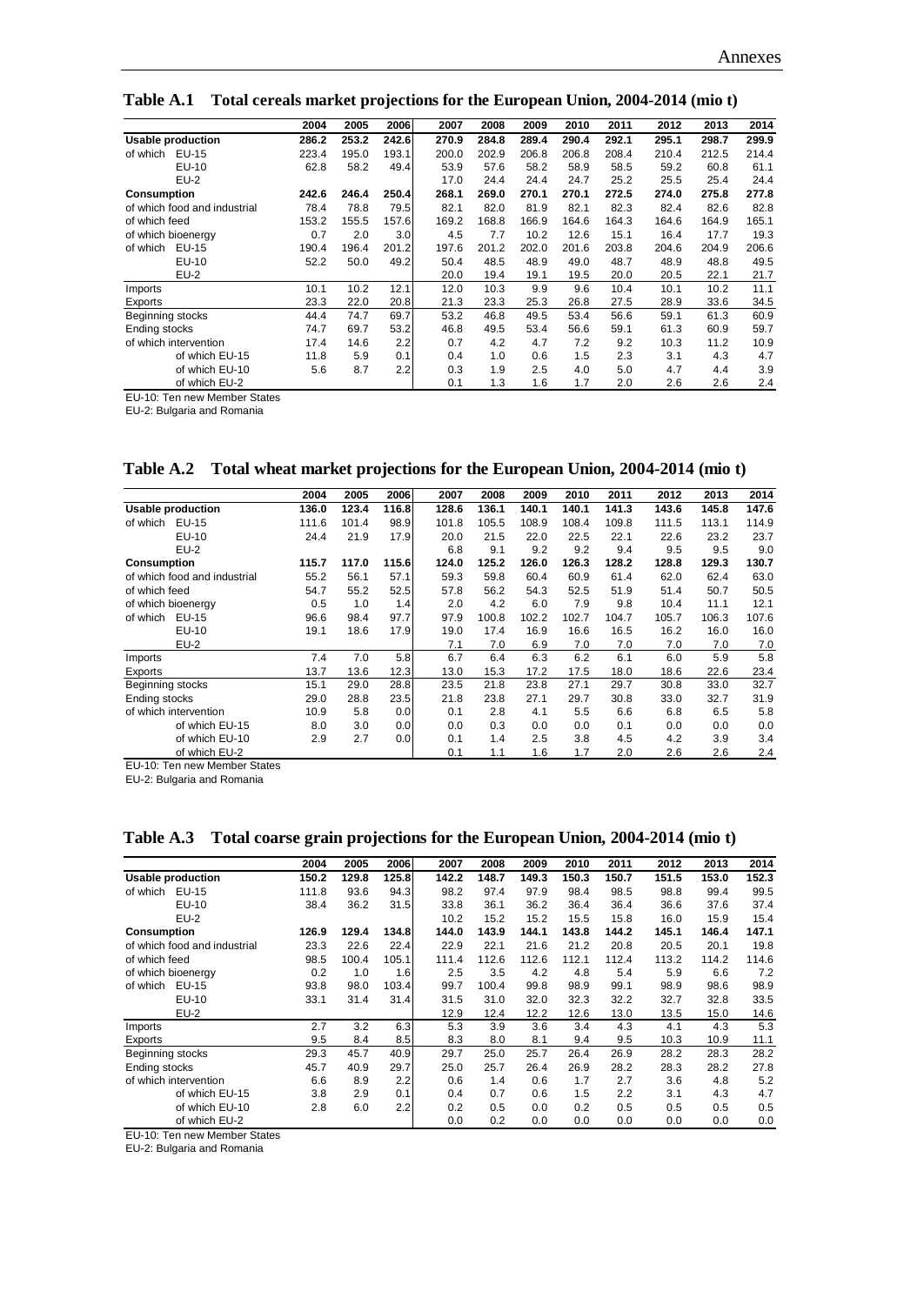**Table A.1 Total cereals market projections for the European Union, 2004-2014 (mio t)**

| | 2004 | 2005 | 2006 | 2007 | 2008 | 2009 | 2010 | 2011 | 2012 | 2013 | 2014 |
|---|---|---|---|---|---|---|---|---|---|---|---|
| **Usable production** | **286.2** | **253.2** | **242.6** | **270.9** | **284.8** | **289.4** | **290.4** | **292.1** | **295.1** | **298.7** | **299.9** |
| of which EU-15 | 223.4 | 195.0 | 193.1 | 200.0 | 202.9 | 206.8 | 206.8 | 208.4 | 210.4 | 212.5 | 214.4 |
| EU-10 | 62.8 | 58.2 | 49.4 | 53.9 | 57.6 | 58.2 | 58.9 | 58.5 | 59.2 | 60.8 | 61.1 |
| EU-2 | | | | 17.0 | 24.4 | 24.4 | 24.7 | 25.2 | 25.5 | 25.4 | 24.4 |
| **Consumption** | **242.6** | **246.4** | **250.4** | **268.1** | **269.0** | **270.1** | **270.1** | **272.5** | **274.0** | **275.8** | **277.8** |
| of which food and industrial | 78.4 | 78.8 | 79.5 | 82.1 | 82.0 | 81.9 | 82.1 | 82.3 | 82.4 | 82.6 | 82.8 |
| of which feed | 153.2 | 155.5 | 157.6 | 169.2 | 168.8 | 166.9 | 164.6 | 164.3 | 164.6 | 164.9 | 165.1 |
| of which bioenergy | 0.7 | 2.0 | 3.0 | 4.5 | 7.7 | 10.2 | 12.6 | 15.1 | 16.4 | 17.7 | 19.3 |
| of which EU-15 | 190.4 | 196.4 | 201.2 | 197.6 | 201.2 | 202.0 | 201.6 | 203.8 | 204.6 | 204.9 | 206.6 |
| EU-10 | 52.2 | 50.0 | 49.2 | 50.4 | 48.5 | 48.9 | 49.0 | 48.7 | 48.9 | 48.8 | 49.5 |
| EU-2 | | | | 20.0 | 19.4 | 19.1 | 19.5 | 20.0 | 20.5 | 22.1 | 21.7 |
| Imports | 10.1 | 10.2 | 12.1 | 12.0 | 10.3 | 9.9 | 9.6 | 10.4 | 10.1 | 10.2 | 11.1 |
| Exports | 23.3 | 22.0 | 20.8 | 21.3 | 23.3 | 25.3 | 26.8 | 27.5 | 28.9 | 33.6 | 34.5 |
| Beginning stocks | 44.4 | 74.7 | 69.7 | 53.2 | 46.8 | 49.5 | 53.4 | 56.6 | 59.1 | 61.3 | 60.9 |
| Ending stocks | 74.7 | 69.7 | 53.2 | 46.8 | 49.5 | 53.4 | 56.6 | 59.1 | 61.3 | 60.9 | 59.7 |
| of which intervention | 17.4 | 14.6 | 2.2 | 0.7 | 4.2 | 4.7 | 7.2 | 9.2 | 10.3 | 11.2 | 10.9 |
| of which EU-15 | 11.8 | 5.9 | 0.1 | 0.4 | 1.0 | 0.6 | 1.5 | 2.3 | 3.1 | 4.3 | 4.7 |
| of which EU-10 | 5.6 | 8.7 | 2.2 | 0.3 | 1.9 | 2.5 | 4.0 | 5.0 | 4.7 | 4.4 | 3.9 |
| of which EU-2 | | | | 0.1 | 1.3 | 1.6 | 1.7 | 2.0 | 2.6 | 2.6 | 2.4 |

EU-10: Ten new Member States
EU-2: Bulgaria and Romania

**Table A.2 Total wheat market projections for the European Union, 2004-2014 (mio t)**

| | 2004 | 2005 | 2006 | 2007 | 2008 | 2009 | 2010 | 2011 | 2012 | 2013 | 2014 |
|---|---|---|---|---|---|---|---|---|---|---|---|
| **Usable production** | **136.0** | **123.4** | **116.8** | **128.6** | **136.1** | **140.1** | **140.1** | **141.3** | **143.6** | **145.8** | **147.6** |
| of which EU-15 | 111.6 | 101.4 | 98.9 | 101.8 | 105.5 | 108.9 | 108.4 | 109.8 | 111.5 | 113.1 | 114.9 |
| EU-10 | 24.4 | 21.9 | 17.9 | 20.0 | 21.5 | 22.0 | 22.5 | 22.1 | 22.6 | 23.2 | 23.7 |
| EU-2 | | | | 6.8 | 9.1 | 9.2 | 9.2 | 9.4 | 9.5 | 9.5 | 9.0 |
| **Consumption** | **115.7** | **117.0** | **115.6** | **124.0** | **125.2** | **126.0** | **126.3** | **128.2** | **128.8** | **129.3** | **130.7** |
| of which food and industrial | 55.2 | 56.1 | 57.1 | 59.3 | 59.8 | 60.4 | 60.9 | 61.4 | 62.0 | 62.4 | 63.0 |
| of which feed | 54.7 | 55.2 | 52.5 | 57.8 | 56.2 | 54.3 | 52.5 | 51.9 | 51.4 | 50.7 | 50.5 |
| of which bioenergy | 0.5 | 1.0 | 1.4 | 2.0 | 4.2 | 6.0 | 7.9 | 9.8 | 10.4 | 11.1 | 12.1 |
| of which EU-15 | 96.6 | 98.4 | 97.7 | 97.9 | 100.8 | 102.2 | 102.7 | 104.7 | 105.7 | 106.3 | 107.6 |
| EU-10 | 19.1 | 18.6 | 17.9 | 19.0 | 17.4 | 16.9 | 16.6 | 16.5 | 16.2 | 16.0 | 16.0 |
| EU-2 | | | | 7.1 | 7.0 | 6.9 | 7.0 | 7.0 | 7.0 | 7.0 | 7.0 |
| Imports | 7.4 | 7.0 | 5.8 | 6.7 | 6.4 | 6.3 | 6.2 | 6.1 | 6.0 | 5.9 | 5.8 |
| Exports | 13.7 | 13.6 | 12.3 | 13.0 | 15.3 | 17.2 | 17.5 | 18.0 | 18.6 | 22.6 | 23.4 |
| Beginning stocks | 15.1 | 29.0 | 28.8 | 23.5 | 21.8 | 23.8 | 27.1 | 29.7 | 30.8 | 33.0 | 32.7 |
| Ending stocks | 29.0 | 28.8 | 23.5 | 21.8 | 23.8 | 27.1 | 29.7 | 30.8 | 33.0 | 32.7 | 31.9 |
| of which intervention | 10.9 | 5.8 | 0.0 | 0.1 | 2.8 | 4.1 | 5.5 | 6.6 | 6.8 | 6.5 | 5.8 |
| of which EU-15 | 8.0 | 3.0 | 0.0 | 0.0 | 0.3 | 0.0 | 0.0 | 0.1 | 0.0 | 0.0 | 0.0 |
| of which EU-10 | 2.9 | 2.7 | 0.0 | 0.1 | 1.4 | 2.5 | 3.8 | 4.5 | 4.2 | 3.9 | 3.4 |
| of which EU-2 | | | | 0.1 | 1.1 | 1.6 | 1.7 | 2.0 | 2.6 | 2.6 | 2.4 |

EU-10: Ten new Member States
EU-2: Bulgaria and Romania

**Table A.3 Total coarse grain projections for the European Union, 2004-2014 (mio t)**

| | 2004 | 2005 | 2006 | 2007 | 2008 | 2009 | 2010 | 2011 | 2012 | 2013 | 2014 |
|---|---|---|---|---|---|---|---|---|---|---|---|
| **Usable production** | **150.2** | **129.8** | **125.8** | **142.2** | **148.7** | **149.3** | **150.3** | **150.7** | **151.5** | **153.0** | **152.3** |
| of which EU-15 | 111.8 | 93.6 | 94.3 | 98.2 | 97.4 | 97.9 | 98.4 | 98.5 | 98.8 | 99.4 | 99.5 |
| EU-10 | 38.4 | 36.2 | 31.5 | 33.8 | 36.1 | 36.2 | 36.4 | 36.4 | 36.6 | 37.6 | 37.4 |
| EU-2 | | | | 10.2 | 15.2 | 15.2 | 15.5 | 15.8 | 16.0 | 15.9 | 15.4 |
| **Consumption** | **126.9** | **129.4** | **134.8** | **144.0** | **143.9** | **144.1** | **143.8** | **144.2** | **145.1** | **146.4** | **147.1** |
| of which food and industrial | 23.3 | 22.6 | 22.4 | 22.9 | 22.1 | 21.6 | 21.2 | 20.8 | 20.5 | 20.1 | 19.8 |
| of which feed | 98.5 | 100.4 | 105.1 | 111.4 | 112.6 | 112.6 | 112.1 | 112.4 | 113.2 | 114.2 | 114.6 |
| of which bioenergy | 0.2 | 1.0 | 1.6 | 2.5 | 3.5 | 4.2 | 4.8 | 5.4 | 5.9 | 6.6 | 7.2 |
| of which EU-15 | 93.8 | 98.0 | 103.4 | 99.7 | 100.4 | 99.8 | 98.9 | 99.1 | 98.9 | 98.6 | 98.9 |
| EU-10 | 33.1 | 31.4 | 31.4 | 31.5 | 31.0 | 32.0 | 32.3 | 32.2 | 32.7 | 32.8 | 33.5 |
| EU-2 | | | | 12.9 | 12.4 | 12.2 | 12.6 | 13.0 | 13.5 | 15.0 | 14.6 |
| Imports | 2.7 | 3.2 | 6.3 | 5.3 | 3.9 | 3.6 | 3.4 | 4.3 | 4.1 | 4.3 | 5.3 |
| Exports | 9.5 | 8.4 | 8.5 | 8.3 | 8.0 | 8.1 | 9.4 | 9.5 | 10.3 | 10.9 | 11.1 |
| Beginning stocks | 29.3 | 45.7 | 40.9 | 29.7 | 25.0 | 25.7 | 26.4 | 26.9 | 28.2 | 28.3 | 28.2 |
| Ending stocks | 45.7 | 40.9 | 29.7 | 25.0 | 25.7 | 26.4 | 26.9 | 28.2 | 28.3 | 28.2 | 27.8 |
| of which intervention | 6.6 | 8.9 | 2.2 | 0.6 | 1.4 | 0.6 | 1.7 | 2.7 | 3.6 | 4.8 | 5.2 |
| of which EU-15 | 3.8 | 2.9 | 0.1 | 0.4 | 0.7 | 0.6 | 1.5 | 2.2 | 3.1 | 4.3 | 4.7 |
| of which EU-10 | 2.8 | 6.0 | 2.2 | 0.2 | 0.5 | 0.0 | 0.2 | 0.5 | 0.5 | 0.5 | 0.5 |
| of which EU-2 | | | | 0.0 | 0.2 | 0.0 | 0.0 | 0.0 | 0.0 | 0.0 | 0.0 |

EU-10: Ten new Member States
EU-2: Bulgaria and Romania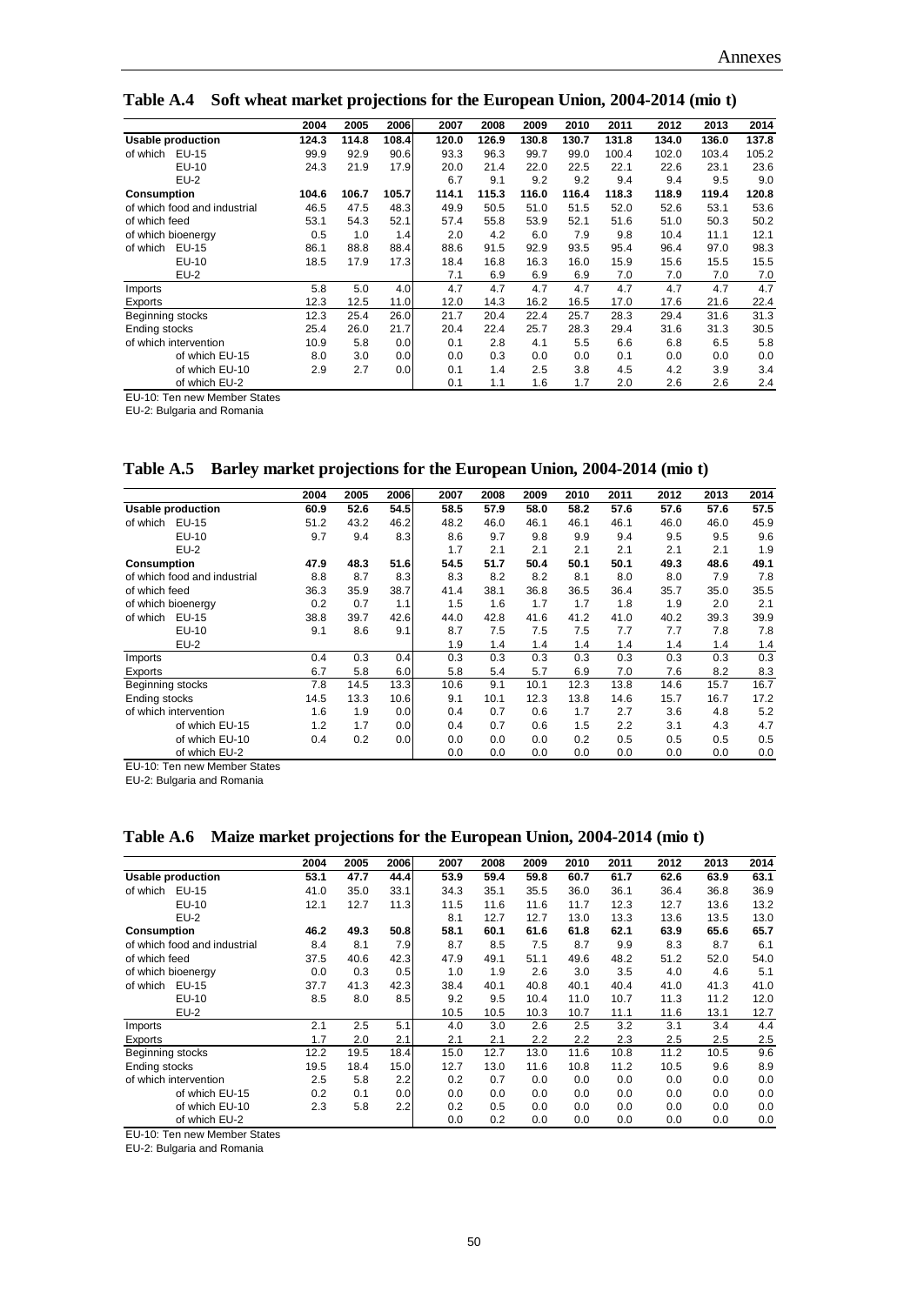## Table A.4 Soft wheat market projections for the European Union, 2004-2014 (mio t)

| | 2004 | 2005 | 2006 | 2007 | 2008 | 2009 | 2010 | 2011 | 2012 | 2013 | 2014 |
|---|---|---|---|---|---|---|---|---|---|---|---|
| **Usable production** | **124.3** | **114.8** | **108.4** | **120.0** | **126.9** | **130.8** | **130.7** | **131.8** | **134.0** | **136.0** | **137.8** |
| of which EU-15 | 99.9 | 92.9 | 90.6 | 93.3 | 96.3 | 99.7 | 99.0 | 100.4 | 102.0 | 103.4 | 105.2 |
| EU-10 | 24.3 | 21.9 | 17.9 | 20.0 | 21.4 | 22.0 | 22.5 | 22.1 | 22.6 | 23.1 | 23.6 |
| EU-2 | | | | 6.7 | 9.1 | 9.2 | 9.2 | 9.4 | 9.4 | 9.5 | 9.0 |
| **Consumption** | **104.6** | **106.7** | **105.7** | **114.1** | **115.3** | **116.0** | **116.4** | **118.3** | **118.9** | **119.4** | **120.8** |
| of which food and industrial | 46.5 | 47.5 | 48.3 | 49.9 | 50.5 | 51.0 | 51.5 | 52.0 | 52.6 | 53.1 | 53.6 |
| of which feed | 53.1 | 54.3 | 52.1 | 57.4 | 55.8 | 53.9 | 52.1 | 51.6 | 51.0 | 50.3 | 50.2 |
| of which bioenergy | 0.5 | 1.0 | 1.4 | 2.0 | 4.2 | 6.0 | 7.9 | 9.8 | 10.4 | 11.1 | 12.1 |
| of which EU-15 | 86.1 | 88.8 | 88.4 | 88.6 | 91.5 | 92.9 | 93.5 | 95.4 | 96.4 | 97.0 | 98.3 |
| EU-10 | 18.5 | 17.9 | 17.3 | 18.4 | 16.8 | 16.3 | 16.0 | 15.9 | 15.6 | 15.5 | 15.5 |
| EU-2 | | | | 7.1 | 6.9 | 6.9 | 6.9 | 7.0 | 7.0 | 7.0 | 7.0 |
| Imports | 5.8 | 5.0 | 4.0 | 4.7 | 4.7 | 4.7 | 4.7 | 4.7 | 4.7 | 4.7 | 4.7 |
| Exports | 12.3 | 12.5 | 11.0 | 12.0 | 14.3 | 16.2 | 16.5 | 17.0 | 17.6 | 21.6 | 22.4 |
| Beginning stocks | 12.3 | 25.4 | 26.0 | 21.7 | 20.4 | 22.4 | 25.7 | 28.3 | 29.4 | 31.6 | 31.3 |
| Ending stocks | 25.4 | 26.0 | 21.7 | 20.4 | 22.4 | 25.7 | 28.3 | 29.4 | 31.6 | 31.3 | 30.5 |
| of which intervention | 10.9 | 5.8 | 0.0 | 0.1 | 2.8 | 4.1 | 5.5 | 6.6 | 6.8 | 6.5 | 5.8 |
| of which EU-15 | 8.0 | 3.0 | 0.0 | 0.0 | 0.3 | 0.0 | 0.0 | 0.1 | 0.0 | 0.0 | 0.0 |
| of which EU-10 | 2.9 | 2.7 | 0.0 | 0.1 | 1.4 | 2.5 | 3.8 | 4.5 | 4.2 | 3.9 | 3.4 |
| of which EU-2 | | | | 0.1 | 1.1 | 1.6 | 1.7 | 2.0 | 2.6 | 2.6 | 2.4 |

EU-10: Ten new Member States
EU-2: Bulgaria and Romania

## Table A.5 Barley market projections for the European Union, 2004-2014 (mio t)

| | 2004 | 2005 | 2006 | 2007 | 2008 | 2009 | 2010 | 2011 | 2012 | 2013 | 2014 |
|---|---|---|---|---|---|---|---|---|---|---|---|
| **Usable production** | **60.9** | **52.6** | **54.5** | **58.5** | **57.9** | **58.0** | **58.2** | **57.6** | **57.6** | **57.6** | **57.5** |
| of which EU-15 | 51.2 | 43.2 | 46.2 | 48.2 | 46.0 | 46.1 | 46.1 | 46.1 | 46.0 | 46.0 | 45.9 |
| EU-10 | 9.7 | 9.4 | 8.3 | 8.6 | 9.7 | 9.8 | 9.9 | 9.4 | 9.5 | 9.5 | 9.6 |
| EU-2 | | | | 1.7 | 2.1 | 2.1 | 2.1 | 2.1 | 2.1 | 2.1 | 1.9 |
| **Consumption** | **47.9** | **48.3** | **51.6** | **54.5** | **51.7** | **50.4** | **50.1** | **50.1** | **49.3** | **48.6** | **49.1** |
| of which food and industrial | 8.8 | 8.7 | 8.3 | 8.3 | 8.2 | 8.2 | 8.1 | 8.0 | 8.0 | 7.9 | 7.8 |
| of which feed | 36.3 | 35.9 | 38.7 | 41.4 | 38.1 | 36.8 | 36.5 | 36.4 | 35.7 | 35.0 | 35.5 |
| of which bioenergy | 0.2 | 0.7 | 1.1 | 1.5 | 1.6 | 1.7 | 1.7 | 1.8 | 1.9 | 2.0 | 2.1 |
| of which EU-15 | 38.8 | 39.7 | 42.6 | 44.0 | 42.8 | 41.6 | 41.2 | 41.0 | 40.2 | 39.3 | 39.9 |
| EU-10 | 9.1 | 8.6 | 9.1 | 8.7 | 7.5 | 7.5 | 7.5 | 7.7 | 7.7 | 7.8 | 7.8 |
| EU-2 | | | | 1.9 | 1.4 | 1.4 | 1.4 | 1.4 | 1.4 | 1.4 | 1.4 |
| Imports | 0.4 | 0.3 | 0.4 | 0.3 | 0.3 | 0.3 | 0.3 | 0.3 | 0.3 | 0.3 | 0.3 |
| Exports | 6.7 | 5.8 | 6.0 | 5.8 | 5.4 | 5.7 | 6.9 | 7.0 | 7.6 | 8.2 | 8.3 |
| Beginning stocks | 7.8 | 14.5 | 13.3 | 10.6 | 9.1 | 10.1 | 12.3 | 13.8 | 14.6 | 15.7 | 16.7 |
| Ending stocks | 14.5 | 13.3 | 10.6 | 9.1 | 10.1 | 12.3 | 13.8 | 14.6 | 15.7 | 16.7 | 17.2 |
| of which intervention | 1.6 | 1.9 | 0.0 | 0.4 | 0.7 | 0.6 | 1.7 | 2.7 | 3.6 | 4.8 | 5.2 |
| of which EU-15 | 1.2 | 1.7 | 0.0 | 0.4 | 0.7 | 0.6 | 1.5 | 2.2 | 3.1 | 4.3 | 4.7 |
| of which EU-10 | 0.4 | 0.2 | 0.0 | 0.0 | 0.0 | 0.0 | 0.2 | 0.5 | 0.5 | 0.5 | 0.5 |
| of which EU-2 | | | | 0.0 | 0.0 | 0.0 | 0.0 | 0.0 | 0.0 | 0.0 | 0.0 |

EU-10: Ten new Member States
EU-2: Bulgaria and Romania

## Table A.6 Maize market projections for the European Union, 2004-2014 (mio t)

| | 2004 | 2005 | 2006 | 2007 | 2008 | 2009 | 2010 | 2011 | 2012 | 2013 | 2014 |
|---|---|---|---|---|---|---|---|---|---|---|---|
| **Usable production** | **53.1** | **47.7** | **44.4** | **53.9** | **59.4** | **59.8** | **60.7** | **61.7** | **62.6** | **63.9** | **63.1** |
| of which EU-15 | 41.0 | 35.0 | 33.1 | 34.3 | 35.1 | 35.5 | 36.0 | 36.1 | 36.4 | 36.8 | 36.9 |
| EU-10 | 12.1 | 12.7 | 11.3 | 11.5 | 11.6 | 11.6 | 11.7 | 12.3 | 12.7 | 13.6 | 13.2 |
| EU-2 | | | | 8.1 | 12.7 | 12.7 | 13.0 | 13.3 | 13.6 | 13.5 | 13.0 |
| **Consumption** | **46.2** | **49.3** | **50.8** | **58.1** | **60.1** | **61.6** | **61.8** | **62.1** | **63.9** | **65.6** | **65.7** |
| of which food and industrial | 8.4 | 8.1 | 7.9 | 8.7 | 8.5 | 7.5 | 8.7 | 9.9 | 8.3 | 8.7 | 6.1 |
| of which feed | 37.5 | 40.6 | 42.3 | 47.9 | 49.1 | 51.1 | 49.6 | 48.2 | 51.2 | 52.0 | 54.0 |
| of which bioenergy | 0.0 | 0.3 | 0.5 | 1.0 | 1.9 | 2.6 | 3.0 | 3.5 | 4.0 | 4.6 | 5.1 |
| of which EU-15 | 37.7 | 41.3 | 42.3 | 38.4 | 40.1 | 40.8 | 40.1 | 40.4 | 41.0 | 41.3 | 41.0 |
| EU-10 | 8.5 | 8.0 | 8.5 | 9.2 | 9.5 | 10.4 | 11.0 | 10.7 | 11.3 | 11.2 | 12.0 |
| EU-2 | | | | 10.5 | 10.5 | 10.3 | 10.7 | 11.1 | 11.6 | 13.1 | 12.7 |
| Imports | 2.1 | 2.5 | 5.1 | 4.0 | 3.0 | 2.6 | 2.5 | 3.2 | 3.1 | 3.4 | 4.4 |
| Exports | 1.7 | 2.0 | 2.1 | 2.1 | 2.1 | 2.2 | 2.2 | 2.3 | 2.5 | 2.5 | 2.5 |
| Beginning stocks | 12.2 | 19.5 | 18.4 | 15.0 | 12.7 | 13.0 | 11.6 | 10.8 | 11.2 | 10.5 | 9.6 |
| Ending stocks | 19.5 | 18.4 | 15.0 | 12.7 | 13.0 | 11.6 | 10.8 | 11.2 | 10.5 | 9.6 | 8.9 |
| of which intervention | 2.5 | 5.8 | 2.2 | 0.2 | 0.7 | 0.0 | 0.0 | 0.0 | 0.0 | 0.0 | 0.0 |
| of which EU-15 | 0.2 | 0.1 | 0.0 | 0.0 | 0.0 | 0.0 | 0.0 | 0.0 | 0.0 | 0.0 | 0.0 |
| of which EU-10 | 2.3 | 5.8 | 2.2 | 0.2 | 0.5 | 0.0 | 0.0 | 0.0 | 0.0 | 0.0 | 0.0 |
| of which EU-2 | | | | 0.0 | 0.2 | 0.0 | 0.0 | 0.0 | 0.0 | 0.0 | 0.0 |

EU-10: Ten new Member States
EU-2: Bulgaria and Romania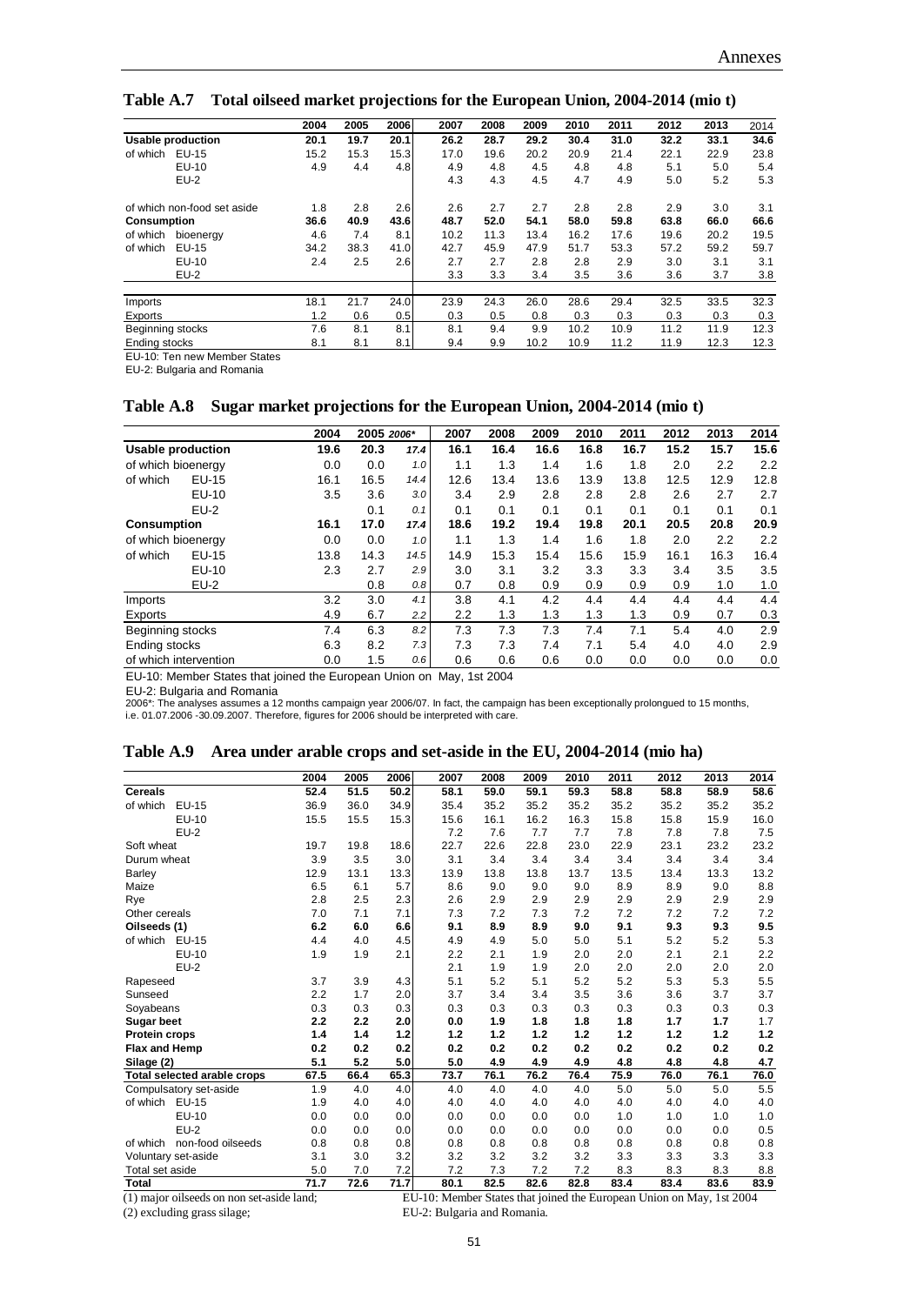## Table A.7 Total oilseed market projections for the European Union, 2004-2014 (mio t)

| | | 2004 | 2005 | 2006 | 2007 | 2008 | 2009 | 2010 | 2011 | 2012 | 2013 | 2014 |
|---|---|---|---|---|---|---|---|---|---|---|---|---|
| **Usable production** | | **20.1** | **19.7** | **20.1** | **26.2** | **28.7** | **29.2** | **30.4** | **31.0** | **32.2** | **33.1** | **34.6** |
| of which | EU-15 | 15.2 | 15.3 | 15.3 | 17.0 | 19.6 | 20.2 | 20.9 | 21.4 | 22.1 | 22.9 | 23.8 |
| | EU-10 | 4.9 | 4.4 | 4.8 | 4.9 | 4.8 | 4.5 | 4.8 | 4.8 | 5.1 | 5.0 | 5.4 |
| | EU-2 | | | | 4.3 | 4.3 | 4.5 | 4.7 | 4.9 | 5.0 | 5.2 | 5.3 |
| of which non-food set aside | | 1.8 | 2.8 | 2.6 | 2.6 | 2.7 | 2.7 | 2.8 | 2.8 | 2.9 | 3.0 | 3.1 |
| **Consumption** | | **36.6** | **40.9** | **43.6** | **48.7** | **52.0** | **54.1** | **58.0** | **59.8** | **63.8** | **66.0** | **66.6** |
| of which | bioenergy | 4.6 | 7.4 | 8.1 | 10.2 | 11.3 | 13.4 | 16.2 | 17.6 | 19.6 | 20.2 | 19.5 |
| of which | EU-15 | 34.2 | 38.3 | 41.0 | 42.7 | 45.9 | 47.9 | 51.7 | 53.3 | 57.2 | 59.2 | 59.7 |
| | EU-10 | 2.4 | 2.5 | 2.6 | 2.7 | 2.7 | 2.8 | 2.8 | 2.9 | 3.0 | 3.1 | 3.1 |
| | EU-2 | | | | 3.3 | 3.3 | 3.4 | 3.5 | 3.6 | 3.6 | 3.7 | 3.8 |
| Imports | | 18.1 | 21.7 | 24.0 | 23.9 | 24.3 | 26.0 | 28.6 | 29.4 | 32.5 | 33.5 | 32.3 |
| Exports | | 1.2 | 0.6 | 0.5 | 0.3 | 0.5 | 0.8 | 0.3 | 0.3 | 0.3 | 0.3 | 0.3 |
| Beginning stocks | | 7.6 | 8.1 | 8.1 | 8.1 | 9.4 | 9.9 | 10.2 | 10.9 | 11.2 | 11.9 | 12.3 |
| Ending stocks | | 8.1 | 8.1 | 8.1 | 9.4 | 9.9 | 10.2 | 10.9 | 11.2 | 11.9 | 12.3 | 12.3 |

EU-10: Ten new Member States
EU-2: Bulgaria and Romania

## Table A.8 Sugar market projections for the European Union, 2004-2014 (mio t)

| | | 2004 | 2005 | *2006\** | 2007 | 2008 | 2009 | 2010 | 2011 | 2012 | 2013 | 2014 |
|---|---|---|---|---|---|---|---|---|---|---|---|---|
| **Usable production** | | **19.6** | **20.3** | ***17.4*** | **16.1** | **16.4** | **16.6** | **16.8** | **16.7** | **15.2** | **15.7** | **15.6** |
| of which bioenergy | | 0.0 | 0.0 | *1.0* | 1.1 | 1.3 | 1.4 | 1.6 | 1.8 | 2.0 | 2.2 | 2.2 |
| of which | EU-15 | 16.1 | 16.5 | *14.4* | 12.6 | 13.4 | 13.6 | 13.9 | 13.8 | 12.5 | 12.9 | 12.8 |
| | EU-10 | 3.5 | 3.6 | *3.0* | 3.4 | 2.9 | 2.8 | 2.8 | 2.8 | 2.6 | 2.7 | 2.7 |
| | EU-2 | | 0.1 | *0.1* | 0.1 | 0.1 | 0.1 | 0.1 | 0.1 | 0.1 | 0.1 | 0.1 |
| **Consumption** | | **16.1** | **17.0** | ***17.4*** | **18.6** | **19.2** | **19.4** | **19.8** | **20.1** | **20.5** | **20.8** | **20.9** |
| of which bioenergy | | 0.0 | 0.0 | *1.0* | 1.1 | 1.3 | 1.4 | 1.6 | 1.8 | 2.0 | 2.2 | 2.2 |
| of which | EU-15 | 13.8 | 14.3 | *14.5* | 14.9 | 15.3 | 15.4 | 15.6 | 15.9 | 16.1 | 16.3 | 16.4 |
| | EU-10 | 2.3 | 2.7 | *2.9* | 3.0 | 3.1 | 3.2 | 3.3 | 3.3 | 3.4 | 3.5 | 3.5 |
| | EU-2 | | 0.8 | *0.8* | 0.7 | 0.8 | 0.9 | 0.9 | 0.9 | 0.9 | 1.0 | 1.0 |
| Imports | | 3.2 | 3.0 | *4.1* | 3.8 | 4.1 | 4.2 | 4.4 | 4.4 | 4.4 | 4.4 | 4.4 |
| Exports | | 4.9 | 6.7 | *2.2* | 2.2 | 1.3 | 1.3 | 1.3 | 1.3 | 0.9 | 0.7 | 0.3 |
| Beginning stocks | | 7.4 | 6.3 | *8.2* | 7.3 | 7.3 | 7.3 | 7.4 | 7.1 | 5.4 | 4.0 | 2.9 |
| Ending stocks | | 6.3 | 8.2 | *7.3* | 7.3 | 7.3 | 7.4 | 7.1 | 5.4 | 4.0 | 4.0 | 2.9 |
| of which intervention | | 0.0 | 1.5 | *0.6* | 0.6 | 0.6 | 0.6 | 0.0 | 0.0 | 0.0 | 0.0 | 0.0 |

EU-10: Member States that joined the European Union on May, 1st 2004
EU-2: Bulgaria and Romania
2006*: The analyses assumes a 12 months campaign year 2006/07. In fact, the campaign has been exceptionally prolongued to 15 months, i.e. 01.07.2006 -30.09.2007. Therefore, figures for 2006 should be interpreted with care.

## Table A.9 Area under arable crops and set-aside in the EU, 2004-2014 (mio ha)

| | | 2004 | 2005 | 2006 | 2007 | 2008 | 2009 | 2010 | 2011 | 2012 | 2013 | 2014 |
|---|---|---|---|---|---|---|---|---|---|---|---|---|
| **Cereals** | | **52.4** | **51.5** | **50.2** | **58.1** | **59.0** | **59.1** | **59.3** | **58.8** | **58.8** | **58.9** | **58.6** |
| of which | EU-15 | 36.9 | 36.0 | 34.9 | 35.4 | 35.2 | 35.2 | 35.2 | 35.2 | 35.2 | 35.2 | 35.2 |
| | EU-10 | 15.5 | 15.5 | 15.3 | 15.6 | 16.1 | 16.2 | 16.3 | 15.8 | 15.8 | 15.9 | 16.0 |
| | EU-2 | | | | 7.2 | 7.6 | 7.7 | 7.7 | 7.8 | 7.8 | 7.8 | 7.5 |
| Soft wheat | | 19.7 | 19.8 | 18.6 | 22.7 | 22.6 | 22.8 | 23.0 | 22.9 | 23.1 | 23.2 | 23.2 |
| Durum wheat | | 3.9 | 3.5 | 3.0 | 3.1 | 3.4 | 3.4 | 3.4 | 3.4 | 3.4 | 3.4 | 3.4 |
| Barley | | 12.9 | 13.1 | 13.3 | 13.9 | 13.8 | 13.8 | 13.7 | 13.5 | 13.4 | 13.3 | 13.2 |
| Maize | | 6.5 | 6.1 | 5.7 | 8.6 | 9.0 | 9.0 | 9.0 | 8.9 | 8.9 | 9.0 | 8.8 |
| Rye | | 2.8 | 2.5 | 2.3 | 2.6 | 2.9 | 2.9 | 2.9 | 2.9 | 2.9 | 2.9 | 2.9 |
| Other cereals | | 7.0 | 7.1 | 7.1 | 7.3 | 7.2 | 7.3 | 7.2 | 7.2 | 7.2 | 7.2 | 7.2 |
| **Oilseeds (1)** | | **6.2** | **6.0** | **6.6** | **9.1** | **8.9** | **8.9** | **9.0** | **9.1** | **9.3** | **9.3** | **9.5** |
| of which | EU-15 | 4.4 | 4.0 | 4.5 | 4.9 | 4.9 | 5.0 | 5.0 | 5.1 | 5.2 | 5.2 | 5.3 |
| | EU-10 | 1.9 | 1.9 | 2.1 | 2.2 | 2.1 | 1.9 | 2.0 | 2.0 | 2.1 | 2.1 | 2.2 |
| | EU-2 | | | | 2.1 | 1.9 | 1.9 | 2.0 | 2.0 | 2.0 | 2.0 | 2.0 |
| Rapeseed | | 3.7 | 3.9 | 4.3 | 5.1 | 5.2 | 5.1 | 5.2 | 5.2 | 5.3 | 5.3 | 5.5 |
| Sunseed | | 2.2 | 1.7 | 2.0 | 3.7 | 3.4 | 3.4 | 3.5 | 3.6 | 3.6 | 3.7 | 3.7 |
| Soyabeans | | 0.3 | 0.3 | 0.3 | 0.3 | 0.3 | 0.3 | 0.3 | 0.3 | 0.3 | 0.3 | 0.3 |
| **Sugar beet** | | **2.2** | **2.2** | **2.0** | **0.0** | **1.9** | **1.8** | **1.8** | **1.8** | **1.7** | **1.7** | 1.7 |
| **Protein crops** | | **1.4** | **1.4** | **1.2** | **1.2** | **1.2** | **1.2** | **1.2** | **1.2** | **1.2** | **1.2** | **1.2** |
| **Flax and Hemp** | | **0.2** | **0.2** | **0.2** | **0.2** | **0.2** | **0.2** | **0.2** | **0.2** | **0.2** | **0.2** | **0.2** |
| **Silage (2)** | | **5.1** | **5.2** | **5.0** | **5.0** | **4.9** | **4.9** | **4.9** | **4.8** | **4.8** | **4.8** | **4.7** |
| **Total selected arable crops** | | **67.5** | **66.4** | **65.3** | **73.7** | **76.1** | **76.2** | **76.4** | **75.9** | **76.0** | **76.1** | **76.0** |
| Compulsatory set-aside | | 1.9 | 4.0 | 4.0 | 4.0 | 4.0 | 4.0 | 4.0 | 5.0 | 5.0 | 5.0 | 5.5 |
| of which | EU-15 | 1.9 | 4.0 | 4.0 | 4.0 | 4.0 | 4.0 | 4.0 | 4.0 | 4.0 | 4.0 | 4.0 |
| | EU-10 | 0.0 | 0.0 | 0.0 | 0.0 | 0.0 | 0.0 | 0.0 | 1.0 | 1.0 | 1.0 | 1.0 |
| | EU-2 | 0.0 | 0.0 | 0.0 | 0.0 | 0.0 | 0.0 | 0.0 | 0.0 | 0.0 | 0.0 | 0.5 |
| of which | non-food oilseeds | 0.8 | 0.8 | 0.8 | 0.8 | 0.8 | 0.8 | 0.8 | 0.8 | 0.8 | 0.8 | 0.8 |
| Voluntary set-aside | | 3.1 | 3.0 | 3.2 | 3.2 | 3.2 | 3.2 | 3.2 | 3.3 | 3.3 | 3.3 | 3.3 |
| Total set aside | | 5.0 | 7.0 | 7.2 | 7.2 | 7.3 | 7.2 | 7.2 | 8.3 | 8.3 | 8.3 | 8.8 |
| **Total** | | **71.7** | **72.6** | **71.7** | **80.1** | **82.5** | **82.6** | **82.8** | **83.4** | **83.4** | **83.6** | **83.9** |

(1) major oilseeds on non set-aside land; EU-10: Member States that joined the European Union on May, 1st 2004
(2) excluding grass silage; EU-2: Bulgaria and Romania.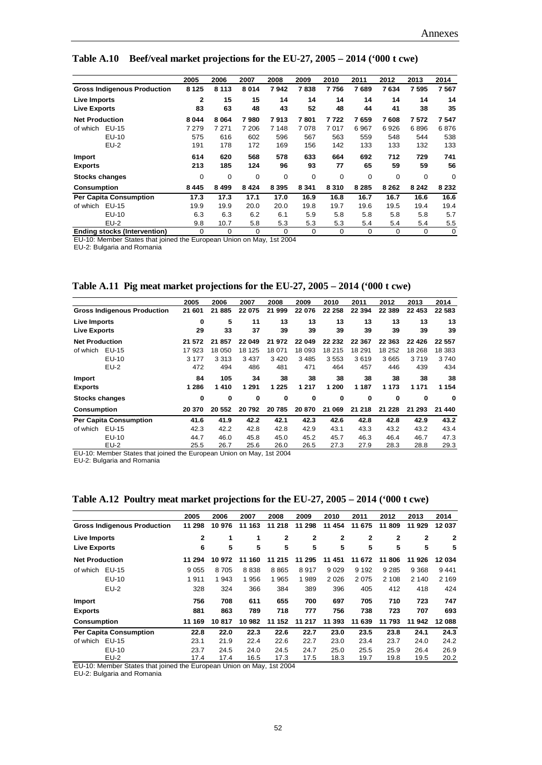## Table A.10 Beef/veal market projections for the EU-27, 2005 – 2014 ('000 t cwe)

| | 2005 | 2006 | 2007 | 2008 | 2009 | 2010 | 2011 | 2012 | 2013 | 2014 |
|---|---|---|---|---|---|---|---|---|---|---|
| **Gross Indigenous Production** | **8 125** | **8 113** | **8 014** | **7 942** | **7 838** | **7 756** | **7 689** | **7 634** | **7 595** | **7 567** |
| **Live Imports** | **2** | **15** | **15** | **14** | **14** | **14** | **14** | **14** | **14** | **14** |
| **Live Exports** | **83** | **63** | **48** | **43** | **52** | **48** | **44** | **41** | **38** | **35** |
| **Net Production** | **8 044** | **8 064** | **7 980** | **7 913** | **7 801** | **7 722** | **7 659** | **7 608** | **7 572** | **7 547** |
| of which EU-15 | 7 279 | 7 271 | 7 206 | 7 148 | 7 078 | 7 017 | 6 967 | 6 926 | 6 896 | 6 876 |
| EU-10 | 575 | 616 | 602 | 596 | 567 | 563 | 559 | 548 | 544 | 538 |
| EU-2 | 191 | 178 | 172 | 169 | 156 | 142 | 133 | 133 | 132 | 133 |
| **Import** | **614** | **620** | **568** | **578** | **633** | **664** | **692** | **712** | **729** | **741** |
| **Exports** | **213** | **185** | **124** | **96** | **93** | **77** | **65** | **59** | **59** | **56** |
| **Stocks changes** | 0 | 0 | 0 | 0 | 0 | 0 | 0 | 0 | 0 | 0 |
| **Consumption** | **8 445** | **8 499** | **8 424** | **8 395** | **8 341** | **8 310** | **8 285** | **8 262** | **8 242** | **8 232** |
| **Per Capita Consumption** | **17.3** | **17.3** | **17.1** | **17.0** | **16.9** | **16.8** | **16.7** | **16.7** | **16.6** | **16.6** |
| of which EU-15 | 19.9 | 19.9 | 20.0 | 20.0 | 19.8 | 19.7 | 19.6 | 19.5 | 19.4 | 19.4 |
| EU-10 | 6.3 | 6.3 | 6.2 | 6.1 | 5.9 | 5.8 | 5.8 | 5.8 | 5.8 | 5.7 |
| EU-2 | 9.8 | 10.7 | 5.8 | 5.3 | 5.3 | 5.3 | 5.4 | 5.4 | 5.4 | 5.5 |
| **Ending stocks (Intervention)** | 0 | 0 | 0 | 0 | 0 | 0 | 0 | 0 | 0 | 0 |

EU-10: Member States that joined the European Union on May, 1st 2004
EU-2: Bulgaria and Romania

## Table A.11 Pig meat market projections for the EU-27, 2005 – 2014 ('000 t cwe)

| | 2005 | 2006 | 2007 | 2008 | 2009 | 2010 | 2011 | 2012 | 2013 | 2014 |
|---|---|---|---|---|---|---|---|---|---|---|
| **Gross Indigenous Production** | **21 601** | **21 885** | **22 075** | **21 999** | **22 076** | **22 258** | **22 394** | **22 389** | **22 453** | **22 583** |
| **Live Imports** | **0** | **5** | **11** | **13** | **13** | **13** | **13** | **13** | **13** | **13** |
| **Live Exports** | **29** | **33** | **37** | **39** | **39** | **39** | **39** | **39** | **39** | **39** |
| **Net Production** | **21 572** | **21 857** | **22 049** | **21 972** | **22 049** | **22 232** | **22 367** | **22 363** | **22 426** | **22 557** |
| of which EU-15 | 17 923 | 18 050 | 18 125 | 18 071 | 18 093 | 18 215 | 18 291 | 18 252 | 18 268 | 18 383 |
| EU-10 | 3 177 | 3 313 | 3 437 | 3 420 | 3 485 | 3 553 | 3 619 | 3 665 | 3 719 | 3 740 |
| EU-2 | 472 | 494 | 486 | 481 | 471 | 464 | 457 | 446 | 439 | 434 |
| **Import** | **84** | **105** | **34** | **38** | **38** | **38** | **38** | **38** | **38** | **38** |
| **Exports** | **1 286** | **1 410** | **1 291** | **1 225** | **1 217** | **1 200** | **1 187** | **1 173** | **1 171** | **1 154** |
| **Stocks changes** | **0** | **0** | **0** | **0** | **0** | **0** | **0** | **0** | **0** | **0** |
| **Consumption** | **20 370** | **20 552** | **20 792** | **20 785** | **20 870** | **21 069** | **21 218** | **21 228** | **21 293** | **21 440** |
| **Per Capita Consumption** | **41.6** | **41.9** | **42.2** | **42.1** | **42.3** | **42.6** | **42.8** | **42.8** | **42.9** | **43.2** |
| of which EU-15 | 42.3 | 42.2 | 42.8 | 42.8 | 42.9 | 43.1 | 43.3 | 43.2 | 43.2 | 43.4 |
| EU-10 | 44.7 | 46.0 | 45.8 | 45.0 | 45.2 | 45.7 | 46.3 | 46.4 | 46.7 | 47.3 |
| EU-2 | 25.5 | 26.7 | 25.6 | 26.0 | 26.5 | 27.3 | 27.9 | 28.3 | 28.8 | 29.3 |

EU-10: Member States that joined the European Union on May, 1st 2004
EU-2: Bulgaria and Romania

## Table A.12 Poultry meat market projections for the EU-27, 2005 – 2014 ('000 t cwe)

| | 2005 | 2006 | 2007 | 2008 | 2009 | 2010 | 2011 | 2012 | 2013 | 2014 |
|---|---|---|---|---|---|---|---|---|---|---|
| **Gross Indigenous Production** | **11 298** | **10 976** | **11 163** | **11 218** | **11 298** | **11 454** | **11 675** | **11 809** | **11 929** | **12 037** |
| **Live Imports** | **2** | **1** | **1** | **2** | **2** | **2** | **2** | **2** | **2** | **2** |
| **Live Exports** | **6** | **5** | **5** | **5** | **5** | **5** | **5** | **5** | **5** | **5** |
| **Net Production** | **11 294** | **10 972** | **11 160** | **11 215** | **11 295** | **11 451** | **11 672** | **11 806** | **11 926** | **12 034** |
| of which EU-15 | 9 055 | 8 705 | 8 838 | 8 865 | 8 917 | 9 029 | 9 192 | 9 285 | 9 368 | 9 441 |
| EU-10 | 1 911 | 1 943 | 1 956 | 1 965 | 1 989 | 2 026 | 2 075 | 2 108 | 2 140 | 2 169 |
| EU-2 | 328 | 324 | 366 | 384 | 389 | 396 | 405 | 412 | 418 | 424 |
| **Import** | **756** | **708** | **611** | **655** | **700** | **697** | **705** | **710** | **723** | **747** |
| **Exports** | **881** | **863** | **789** | **718** | **777** | **756** | **738** | **723** | **707** | **693** |
| **Consumption** | **11 169** | **10 817** | **10 982** | **11 152** | **11 217** | **11 393** | **11 639** | **11 793** | **11 942** | **12 088** |
| **Per Capita Consumption** | **22.8** | **22.0** | **22.3** | **22.6** | **22.7** | **23.0** | **23.5** | **23.8** | **24.1** | **24.3** |
| of which EU-15 | 23.1 | 21.9 | 22.4 | 22.6 | 22.7 | 23.0 | 23.4 | 23.7 | 24.0 | 24.2 |
| EU-10 | 23.7 | 24.5 | 24.0 | 24.5 | 24.7 | 25.0 | 25.5 | 25.9 | 26.4 | 26.9 |
| EU-2 | 17.4 | 17.4 | 16.5 | 17.3 | 17.5 | 18.3 | 19.7 | 19.8 | 19.5 | 20.2 |

EU-10: Member States that joined the European Union on May, 1st 2004
EU-2: Bulgaria and Romania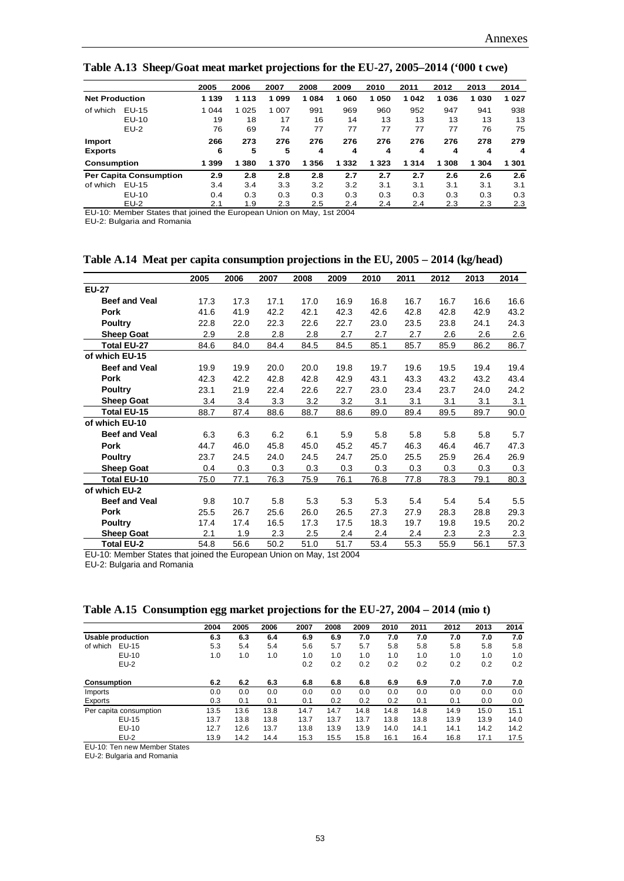**Table A.13 Sheep/Goat meat market projections for the EU-27, 2005–2014 ('000 t cwe)**

| | | 2005 | 2006 | 2007 | 2008 | 2009 | 2010 | 2011 | 2012 | 2013 | 2014 |
|---|---|---|---|---|---|---|---|---|---|---|---|
| **Net Production** | | **1 139** | **1 113** | **1 099** | **1 084** | **1 060** | **1 050** | **1 042** | **1 036** | **1 030** | **1 027** |
| of which | EU-15 | 1 044 | 1 025 | 1 007 | 991 | 969 | 960 | 952 | 947 | 941 | 938 |
| | EU-10 | 19 | 18 | 17 | 16 | 14 | 13 | 13 | 13 | 13 | 13 |
| | EU-2 | 76 | 69 | 74 | 77 | 77 | 77 | 77 | 77 | 76 | 75 |
| **Import** | | **266** | **273** | **276** | **276** | **276** | **276** | **276** | **276** | **278** | **279** |
| **Exports** | | **6** | **5** | **5** | **4** | **4** | **4** | **4** | **4** | **4** | **4** |
| **Consumption** | | **1 399** | **1 380** | **1 370** | **1 356** | **1 332** | **1 323** | **1 314** | **1 308** | **1 304** | **1 301** |
| **Per Capita Consumption** | | **2.9** | **2.8** | **2.8** | **2.8** | **2.7** | **2.7** | **2.7** | **2.6** | **2.6** | **2.6** |
| of which | EU-15 | 3.4 | 3.4 | 3.3 | 3.2 | 3.2 | 3.1 | 3.1 | 3.1 | 3.1 | 3.1 |
| | EU-10 | 0.4 | 0.3 | 0.3 | 0.3 | 0.3 | 0.3 | 0.3 | 0.3 | 0.3 | 0.3 |
| | EU-2 | 2.1 | 1.9 | 2.3 | 2.5 | 2.4 | 2.4 | 2.4 | 2.3 | 2.3 | 2.3 |

EU-10: Member States that joined the European Union on May, 1st 2004
EU-2: Bulgaria and Romania

**Table A.14 Meat per capita consumption projections in the EU, 2005 – 2014 (kg/head)**

| | 2005 | 2006 | 2007 | 2008 | 2009 | 2010 | 2011 | 2012 | 2013 | 2014 |
|---|---|---|---|---|---|---|---|---|---|---|
| **EU-27** | | | | | | | | | | |
| **Beef and Veal** | 17.3 | 17.3 | 17.1 | 17.0 | 16.9 | 16.8 | 16.7 | 16.7 | 16.6 | 16.6 |
| **Pork** | 41.6 | 41.9 | 42.2 | 42.1 | 42.3 | 42.6 | 42.8 | 42.8 | 42.9 | 43.2 |
| **Poultry** | 22.8 | 22.0 | 22.3 | 22.6 | 22.7 | 23.0 | 23.5 | 23.8 | 24.1 | 24.3 |
| **Sheep Goat** | 2.9 | 2.8 | 2.8 | 2.8 | 2.7 | 2.7 | 2.7 | 2.6 | 2.6 | 2.6 |
| **Total EU-27** | 84.6 | 84.0 | 84.4 | 84.5 | 84.5 | 85.1 | 85.7 | 85.9 | 86.2 | 86.7 |
| **of which EU-15** | | | | | | | | | | |
| **Beef and Veal** | 19.9 | 19.9 | 20.0 | 20.0 | 19.8 | 19.7 | 19.6 | 19.5 | 19.4 | 19.4 |
| **Pork** | 42.3 | 42.2 | 42.8 | 42.8 | 42.9 | 43.1 | 43.3 | 43.2 | 43.2 | 43.4 |
| **Poultry** | 23.1 | 21.9 | 22.4 | 22.6 | 22.7 | 23.0 | 23.4 | 23.7 | 24.0 | 24.2 |
| **Sheep Goat** | 3.4 | 3.4 | 3.3 | 3.2 | 3.2 | 3.1 | 3.1 | 3.1 | 3.1 | 3.1 |
| **Total EU-15** | 88.7 | 87.4 | 88.6 | 88.7 | 88.6 | 89.0 | 89.4 | 89.5 | 89.7 | 90.0 |
| **of which EU-10** | | | | | | | | | | |
| **Beef and Veal** | 6.3 | 6.3 | 6.2 | 6.1 | 5.9 | 5.8 | 5.8 | 5.8 | 5.8 | 5.7 |
| **Pork** | 44.7 | 46.0 | 45.8 | 45.0 | 45.2 | 45.7 | 46.3 | 46.4 | 46.7 | 47.3 |
| **Poultry** | 23.7 | 24.5 | 24.0 | 24.5 | 24.7 | 25.0 | 25.5 | 25.9 | 26.4 | 26.9 |
| **Sheep Goat** | 0.4 | 0.3 | 0.3 | 0.3 | 0.3 | 0.3 | 0.3 | 0.3 | 0.3 | 0.3 |
| **Total EU-10** | 75.0 | 77.1 | 76.3 | 75.9 | 76.1 | 76.8 | 77.8 | 78.3 | 79.1 | 80.3 |
| **of which EU-2** | | | | | | | | | | |
| **Beef and Veal** | 9.8 | 10.7 | 5.8 | 5.3 | 5.3 | 5.3 | 5.4 | 5.4 | 5.4 | 5.5 |
| **Pork** | 25.5 | 26.7 | 25.6 | 26.0 | 26.5 | 27.3 | 27.9 | 28.3 | 28.8 | 29.3 |
| **Poultry** | 17.4 | 17.4 | 16.5 | 17.3 | 17.5 | 18.3 | 19.7 | 19.8 | 19.5 | 20.2 |
| **Sheep Goat** | 2.1 | 1.9 | 2.3 | 2.5 | 2.4 | 2.4 | 2.4 | 2.3 | 2.3 | 2.3 |
| **Total EU-2** | 54.8 | 56.6 | 50.2 | 51.0 | 51.7 | 53.4 | 55.3 | 55.9 | 56.1 | 57.3 |

EU-10: Member States that joined the European Union on May, 1st 2004
EU-2: Bulgaria and Romania

**Table A.15 Consumption egg market projections for the EU-27, 2004 – 2014 (mio t)**

| | | 2004 | 2005 | 2006 | 2007 | 2008 | 2009 | 2010 | 2011 | 2012 | 2013 | 2014 |
|---|---|---|---|---|---|---|---|---|---|---|---|---|
| **Usable production** | | **6.3** | **6.3** | **6.4** | **6.9** | **6.9** | **7.0** | **7.0** | **7.0** | **7.0** | **7.0** | **7.0** |
| of which | EU-15 | 5.3 | 5.4 | 5.4 | 5.6 | 5.7 | 5.7 | 5.8 | 5.8 | 5.8 | 5.8 | 5.8 |
| | EU-10 | 1.0 | 1.0 | 1.0 | 1.0 | 1.0 | 1.0 | 1.0 | 1.0 | 1.0 | 1.0 | 1.0 |
| | EU-2 | | | | 0.2 | 0.2 | 0.2 | 0.2 | 0.2 | 0.2 | 0.2 | 0.2 |
| **Consumption** | | **6.2** | **6.2** | **6.3** | **6.8** | **6.8** | **6.8** | **6.9** | **6.9** | **7.0** | **7.0** | **7.0** |
| Imports | | 0.0 | 0.0 | 0.0 | 0.0 | 0.0 | 0.0 | 0.0 | 0.0 | 0.0 | 0.0 | 0.0 |
| Exports | | 0.3 | 0.1 | 0.1 | 0.1 | 0.2 | 0.2 | 0.2 | 0.1 | 0.1 | 0.0 | 0.0 |
| Per capita consumption | | 13.5 | 13.6 | 13.8 | 14.7 | 14.7 | 14.8 | 14.8 | 14.8 | 14.9 | 15.0 | 15.1 |
| | EU-15 | 13.7 | 13.8 | 13.8 | 13.7 | 13.7 | 13.7 | 13.8 | 13.8 | 13.9 | 13.9 | 14.0 |
| | EU-10 | 12.7 | 12.6 | 13.7 | 13.8 | 13.9 | 13.9 | 14.0 | 14.1 | 14.1 | 14.2 | 14.2 |
| | EU-2 | 13.9 | 14.2 | 14.4 | 15.3 | 15.5 | 15.8 | 16.1 | 16.4 | 16.8 | 17.1 | 17.5 |

EU-10: Ten new Member States
EU-2: Bulgaria and Romania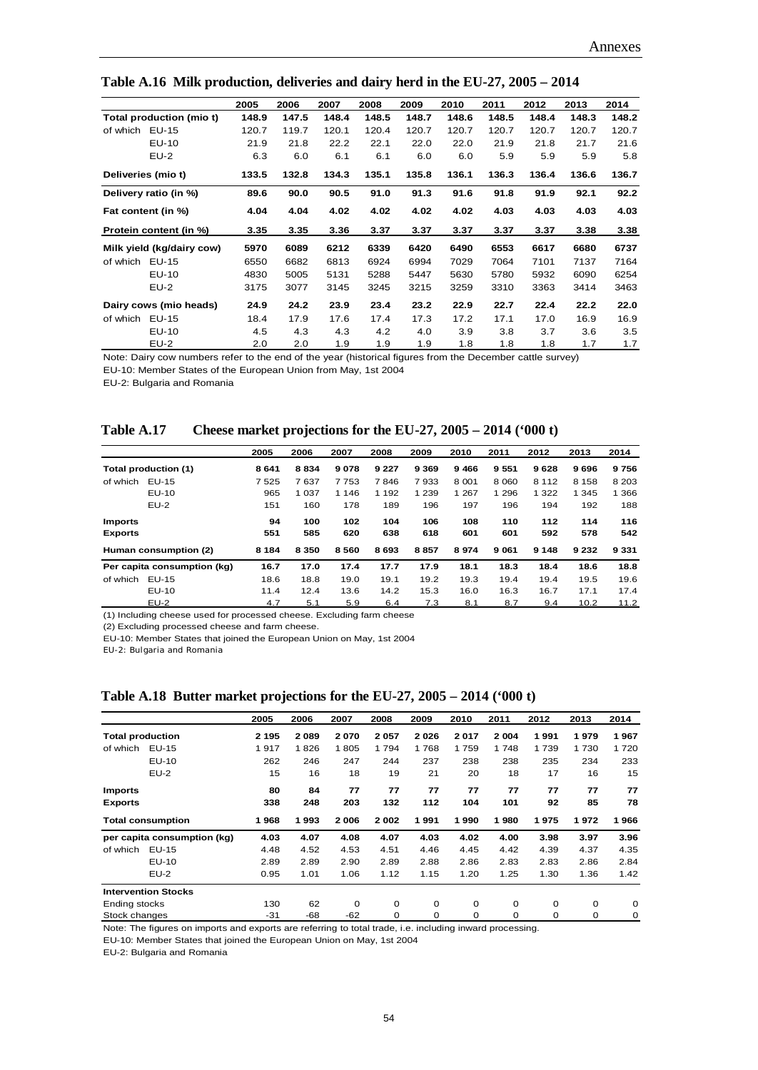### Table A.16 Milk production, deliveries and dairy herd in the EU-27, 2005 – 2014

| | 2005 | 2006 | 2007 | 2008 | 2009 | 2010 | 2011 | 2012 | 2013 | 2014 |
|---|---|---|---|---|---|---|---|---|---|---|
| **Total production (mio t)** | **148.9** | **147.5** | **148.4** | **148.5** | **148.7** | **148.6** | **148.5** | **148.4** | **148.3** | **148.2** |
| of which EU-15 | 120.7 | 119.7 | 120.1 | 120.4 | 120.7 | 120.7 | 120.7 | 120.7 | 120.7 | 120.7 |
| EU-10 | 21.9 | 21.8 | 22.2 | 22.1 | 22.0 | 22.0 | 21.9 | 21.8 | 21.7 | 21.6 |
| EU-2 | 6.3 | 6.0 | 6.1 | 6.1 | 6.0 | 6.0 | 5.9 | 5.9 | 5.9 | 5.8 |
| **Deliveries (mio t)** | **133.5** | **132.8** | **134.3** | **135.1** | **135.8** | **136.1** | **136.3** | **136.4** | **136.6** | **136.7** |
| **Delivery ratio (in %)** | **89.6** | **90.0** | **90.5** | **91.0** | **91.3** | **91.6** | **91.8** | **91.9** | **92.1** | **92.2** |
| **Fat content (in %)** | **4.04** | **4.04** | **4.02** | **4.02** | **4.02** | **4.02** | **4.03** | **4.03** | **4.03** | **4.03** |
| **Protein content (in %)** | **3.35** | **3.35** | **3.36** | **3.37** | **3.37** | **3.37** | **3.37** | **3.37** | **3.38** | **3.38** |
| **Milk yield (kg/dairy cow)** | **5970** | **6089** | **6212** | **6339** | **6420** | **6490** | **6553** | **6617** | **6680** | **6737** |
| of which EU-15 | 6550 | 6682 | 6813 | 6924 | 6994 | 7029 | 7064 | 7101 | 7137 | 7164 |
| EU-10 | 4830 | 5005 | 5131 | 5288 | 5447 | 5630 | 5780 | 5932 | 6090 | 6254 |
| EU-2 | 3175 | 3077 | 3145 | 3245 | 3215 | 3259 | 3310 | 3363 | 3414 | 3463 |
| **Dairy cows (mio heads)** | **24.9** | **24.2** | **23.9** | **23.4** | **23.2** | **22.9** | **22.7** | **22.4** | **22.2** | **22.0** |
| of which EU-15 | 18.4 | 17.9 | 17.6 | 17.4 | 17.3 | 17.2 | 17.1 | 17.0 | 16.9 | 16.9 |
| EU-10 | 4.5 | 4.3 | 4.3 | 4.2 | 4.0 | 3.9 | 3.8 | 3.7 | 3.6 | 3.5 |
| EU-2 | 2.0 | 2.0 | 1.9 | 1.9 | 1.9 | 1.8 | 1.8 | 1.8 | 1.7 | 1.7 |

Note: Dairy cow numbers refer to the end of the year (historical figures from the December cattle survey)
EU-10: Member States of the European Union from May, 1st 2004
EU-2: Bulgaria and Romania

### Table A.17 Cheese market projections for the EU-27, 2005 – 2014 ('000 t)

| | 2005 | 2006 | 2007 | 2008 | 2009 | 2010 | 2011 | 2012 | 2013 | 2014 |
|---|---|---|---|---|---|---|---|---|---|---|
| **Total production (1)** | **8 641** | **8 834** | **9 078** | **9 227** | **9 369** | **9 466** | **9 551** | **9 628** | **9 696** | **9 756** |
| of which EU-15 | 7 525 | 7 637 | 7 753 | 7 846 | 7 933 | 8 001 | 8 060 | 8 112 | 8 158 | 8 203 |
| EU-10 | 965 | 1 037 | 1 146 | 1 192 | 1 239 | 1 267 | 1 296 | 1 322 | 1 345 | 1 366 |
| EU-2 | 151 | 160 | 178 | 189 | 196 | 197 | 196 | 194 | 192 | 188 |
| **Imports** | **94** | **100** | **102** | **104** | **106** | **108** | **110** | **112** | **114** | **116** |
| **Exports** | **551** | **585** | **620** | **638** | **618** | **601** | **601** | **592** | **578** | **542** |
| **Human consumption (2)** | **8 184** | **8 350** | **8 560** | **8 693** | **8 857** | **8 974** | **9 061** | **9 148** | **9 232** | **9 331** |
| **Per capita consumption (kg)** | **16.7** | **17.0** | **17.4** | **17.7** | **17.9** | **18.1** | **18.3** | **18.4** | **18.6** | **18.8** |
| of which EU-15 | 18.6 | 18.8 | 19.0 | 19.1 | 19.2 | 19.3 | 19.4 | 19.4 | 19.5 | 19.6 |
| EU-10 | 11.4 | 12.4 | 13.6 | 14.2 | 15.3 | 16.0 | 16.3 | 16.7 | 17.1 | 17.4 |
| EU-2 | 4.7 | 5.1 | 5.9 | 6.4 | 7.3 | 8.1 | 8.7 | 9.4 | 10.2 | 11.2 |

(1) Including cheese used for processed cheese. Excluding farm cheese
(2) Excluding processed cheese and farm cheese.
EU-10: Member States that joined the European Union on May, 1st 2004
EU-2: Bulgaria and Romania

### Table A.18 Butter market projections for the EU-27, 2005 – 2014 ('000 t)

| | 2005 | 2006 | 2007 | 2008 | 2009 | 2010 | 2011 | 2012 | 2013 | 2014 |
|---|---|---|---|---|---|---|---|---|---|---|
| **Total production** | **2 195** | **2 089** | **2 070** | **2 057** | **2 026** | **2 017** | **2 004** | **1 991** | **1 979** | **1 967** |
| of which EU-15 | 1 917 | 1 826 | 1 805 | 1 794 | 1 768 | 1 759 | 1 748 | 1 739 | 1 730 | 1 720 |
| EU-10 | 262 | 246 | 247 | 244 | 237 | 238 | 238 | 235 | 234 | 233 |
| EU-2 | 15 | 16 | 18 | 19 | 21 | 20 | 18 | 17 | 16 | 15 |
| **Imports** | **80** | **84** | **77** | **77** | **77** | **77** | **77** | **77** | **77** | **77** |
| **Exports** | **338** | **248** | **203** | **132** | **112** | **104** | **101** | **92** | **85** | **78** |
| **Total consumption** | **1 968** | **1 993** | **2 006** | **2 002** | **1 991** | **1 990** | **1 980** | **1 975** | **1 972** | **1 966** |
| **per capita consumption (kg)** | **4.03** | **4.07** | **4.08** | **4.07** | **4.03** | **4.02** | **4.00** | **3.98** | **3.97** | **3.96** |
| of which EU-15 | 4.48 | 4.52 | 4.53 | 4.51 | 4.46 | 4.45 | 4.42 | 4.39 | 4.37 | 4.35 |
| EU-10 | 2.89 | 2.89 | 2.90 | 2.89 | 2.88 | 2.86 | 2.83 | 2.83 | 2.86 | 2.84 |
| EU-2 | 0.95 | 1.01 | 1.06 | 1.12 | 1.15 | 1.20 | 1.25 | 1.30 | 1.36 | 1.42 |
| **Intervention Stocks** | | | | | | | | | | |
| Ending stocks | 130 | 62 | 0 | 0 | 0 | 0 | 0 | 0 | 0 | 0 |
| Stock changes | -31 | -68 | -62 | 0 | 0 | 0 | 0 | 0 | 0 | 0 |

Note: The figures on imports and exports are referring to total trade, i.e. including inward processing.
EU-10: Member States that joined the European Union on May, 1st 2004
EU-2: Bulgaria and Romania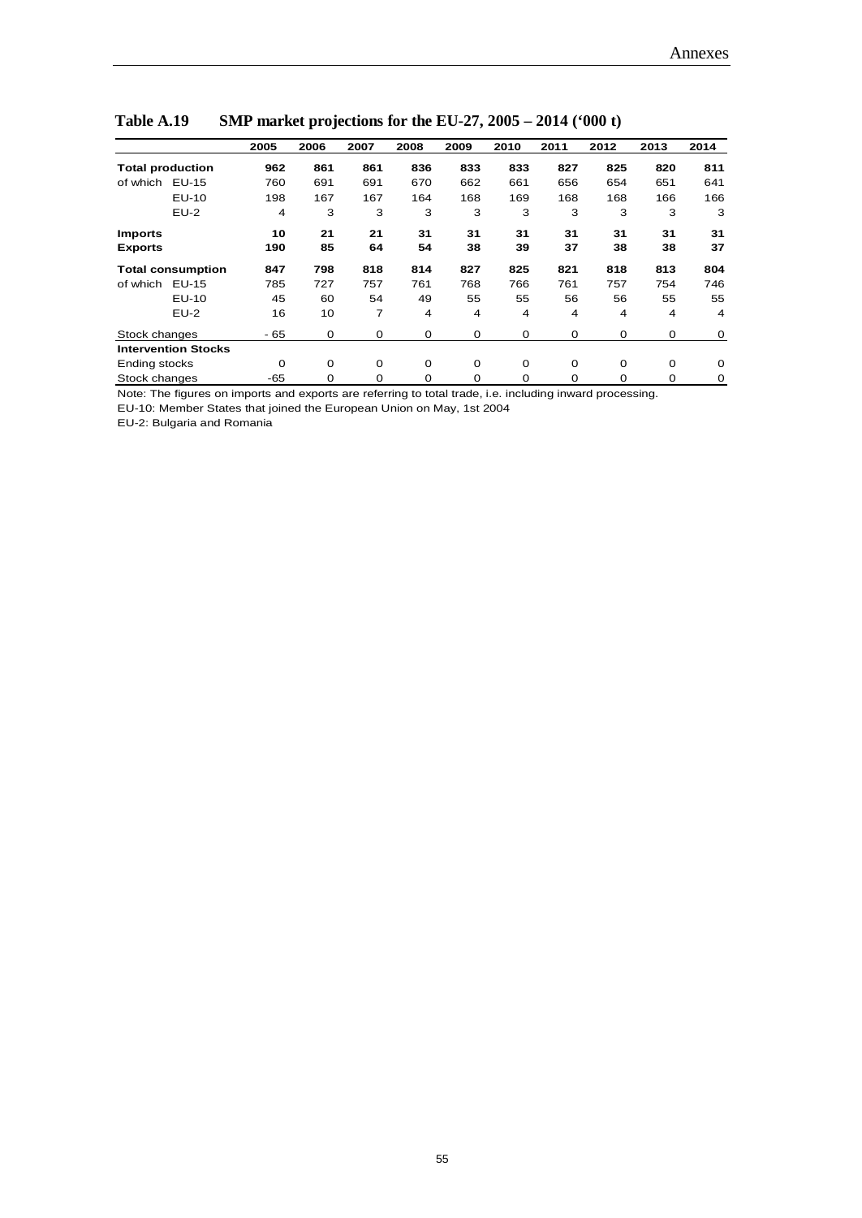**Table A.19 SMP market projections for the EU-27, 2005 – 2014 ('000 t)**

| | | 2005 | 2006 | 2007 | 2008 | 2009 | 2010 | 2011 | 2012 | 2013 | 2014 |
|---|---|---|---|---|---|---|---|---|---|---|---|
| **Total production** | | **962** | **861** | **861** | **836** | **833** | **833** | **827** | **825** | **820** | **811** |
| of which | EU-15 | 760 | 691 | 691 | 670 | 662 | 661 | 656 | 654 | 651 | 641 |
| | EU-10 | 198 | 167 | 167 | 164 | 168 | 169 | 168 | 168 | 166 | 166 |
| | EU-2 | 4 | 3 | 3 | 3 | 3 | 3 | 3 | 3 | 3 | 3 |
| **Imports** | | **10** | **21** | **21** | **31** | **31** | **31** | **31** | **31** | **31** | **31** |
| **Exports** | | **190** | **85** | **64** | **54** | **38** | **39** | **37** | **38** | **38** | **37** |
| **Total consumption** | | **847** | **798** | **818** | **814** | **827** | **825** | **821** | **818** | **813** | **804** |
| of which | EU-15 | 785 | 727 | 757 | 761 | 768 | 766 | 761 | 757 | 754 | 746 |
| | EU-10 | 45 | 60 | 54 | 49 | 55 | 55 | 56 | 56 | 55 | 55 |
| | EU-2 | 16 | 10 | 7 | 4 | 4 | 4 | 4 | 4 | 4 | 4 |
| Stock changes | | - 65 | 0 | 0 | 0 | 0 | 0 | 0 | 0 | 0 | 0 |
| **Intervention Stocks** | | | | | | | | | | | |
| Ending stocks | | 0 | 0 | 0 | 0 | 0 | 0 | 0 | 0 | 0 | 0 |
| Stock changes | | -65 | 0 | 0 | 0 | 0 | 0 | 0 | 0 | 0 | 0 |

Note: The figures on imports and exports are referring to total trade, i.e. including inward processing.

EU-10: Member States that joined the European Union on May, 1st 2004

EU-2: Bulgaria and Romania